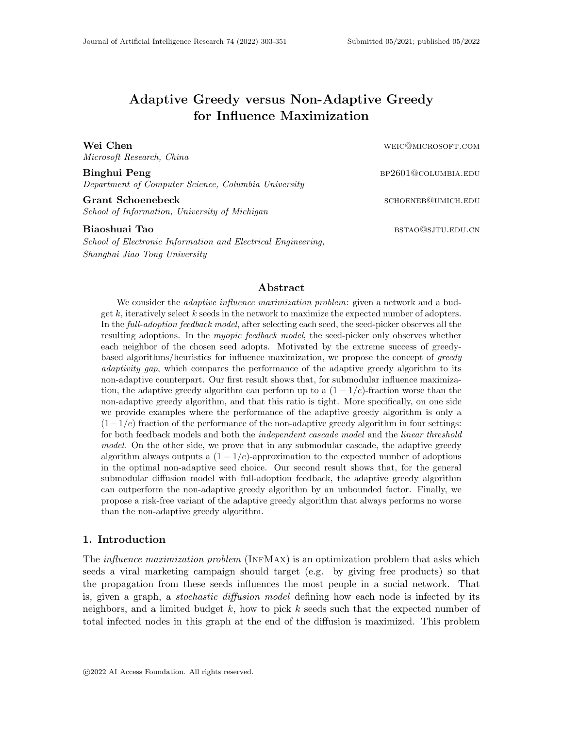# Adaptive Greedy versus Non-Adaptive Greedy for Influence Maximization

**Wei Chen** WEIC@MICROSOFT.COM
*Microsoft Research, China*

**Binghui Peng** BP2601@COLUMBIA.EDU
*Department of Computer Science, Columbia University*

**Grant Schoenebeck** SCHOENEB@UMICH.EDU
*School of Information, University of Michigan*

**Biaoshuai Tao** BSTAO@SJTU.EDU.CN
*School of Electronic Information and Electrical Engineering, Shanghai Jiao Tong University*

## Abstract

We consider the *adaptive influence maximization problem*: given a network and a budget $k$, iteratively select $k$ seeds in the network to maximize the expected number of adopters. In the *full-adoption feedback model*, after selecting each seed, the seed-picker observes all the resulting adoptions. In the *myopic feedback model*, the seed-picker only observes whether each neighbor of the chosen seed adopts. Motivated by the extreme success of greedy-based algorithms/heuristics for influence maximization, we propose the concept of *greedy adaptivity gap*, which compares the performance of the adaptive greedy algorithm to its non-adaptive counterpart. Our first result shows that, for submodular influence maximization, the adaptive greedy algorithm can perform up to a $(1-1/e)$-fraction worse than the non-adaptive greedy algorithm, and that this ratio is tight. More specifically, on one side we provide examples where the performance of the adaptive greedy algorithm is only a $(1-1/e)$ fraction of the performance of the non-adaptive greedy algorithm in four settings: for both feedback models and both the *independent cascade model* and the *linear threshold model*. On the other side, we prove that in any submodular cascade, the adaptive greedy algorithm always outputs a $(1-1/e)$-approximation to the expected number of adoptions in the optimal non-adaptive seed choice. Our second result shows that, for the general submodular diffusion model with full-adoption feedback, the adaptive greedy algorithm can outperform the non-adaptive greedy algorithm by an unbounded factor. Finally, we propose a risk-free variant of the adaptive greedy algorithm that always performs no worse than the non-adaptive greedy algorithm.

## 1. Introduction

The *influence maximization problem* (InfMax) is an optimization problem that asks which seeds a viral marketing campaign should target (e.g. by giving free products) so that the propagation from these seeds influences the most people in a social network. That is, given a graph, a *stochastic diffusion model* defining how each node is infected by its neighbors, and a limited budget $k$, how to pick $k$ seeds such that the expected number of total infected nodes in this graph at the end of the diffusion is maximized. This problem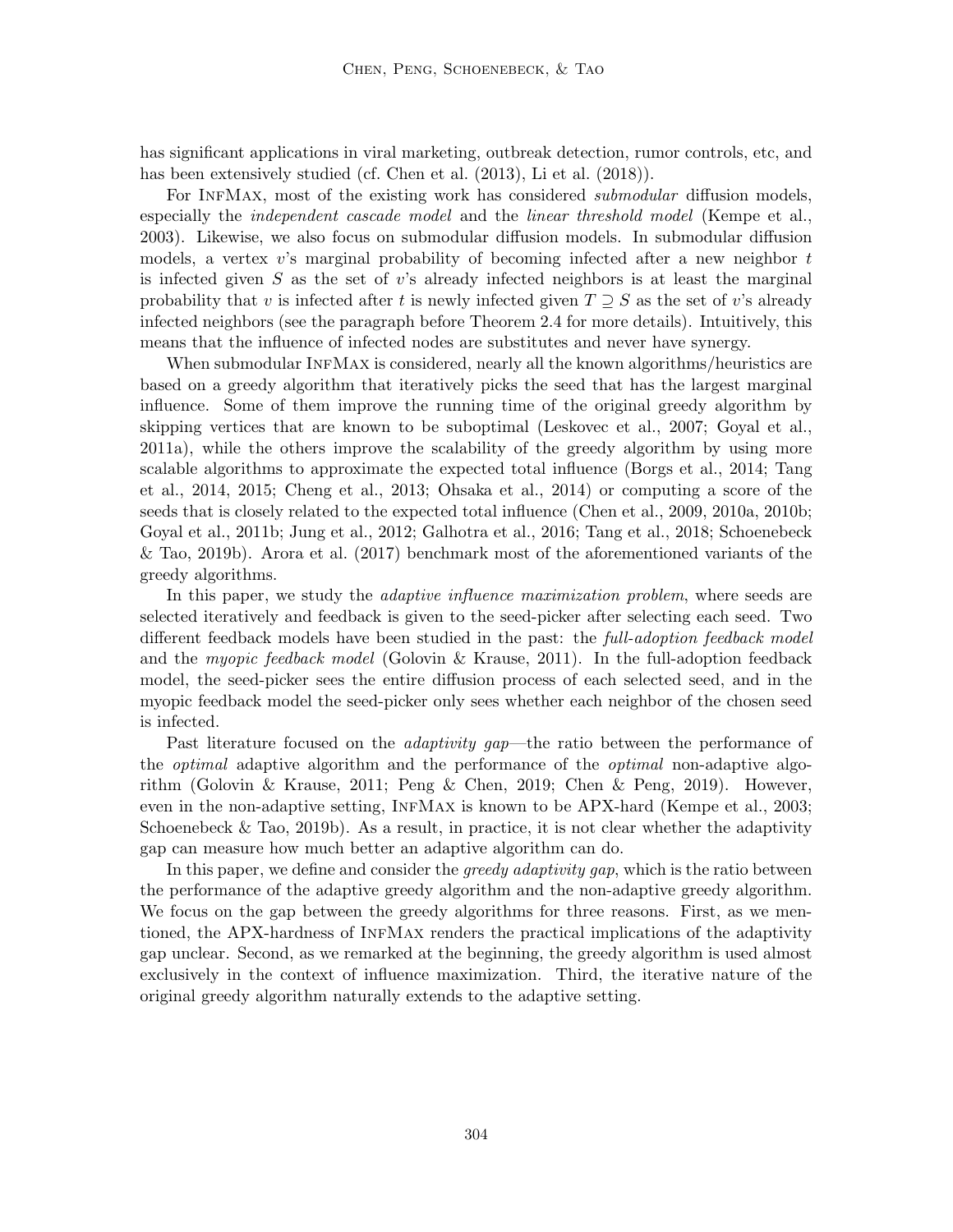has significant applications in viral marketing, outbreak detection, rumor controls, etc, and has been extensively studied (cf. Chen et al. (2013), Li et al. (2018)).

For InfMax, most of the existing work has considered *submodular* diffusion models, especially the *independent cascade model* and the *linear threshold model* (Kempe et al., 2003). Likewise, we also focus on submodular diffusion models. In submodular diffusion models, a vertex $v$'s marginal probability of becoming infected after a new neighbor $t$ is infected given $S$ as the set of $v$'s already infected neighbors is at least the marginal probability that $v$ is infected after $t$ is newly infected given $T \supseteq S$ as the set of $v$'s already infected neighbors (see the paragraph before Theorem 2.4 for more details). Intuitively, this means that the influence of infected nodes are substitutes and never have synergy.

When submodular InfMax is considered, nearly all the known algorithms/heuristics are based on a greedy algorithm that iteratively picks the seed that has the largest marginal influence. Some of them improve the running time of the original greedy algorithm by skipping vertices that are known to be suboptimal (Leskovec et al., 2007; Goyal et al., 2011a), while the others improve the scalability of the greedy algorithm by using more scalable algorithms to approximate the expected total influence (Borgs et al., 2014; Tang et al., 2014, 2015; Cheng et al., 2013; Ohsaka et al., 2014) or computing a score of the seeds that is closely related to the expected total influence (Chen et al., 2009, 2010a, 2010b; Goyal et al., 2011b; Jung et al., 2012; Galhotra et al., 2016; Tang et al., 2018; Schoenebeck & Tao, 2019b). Arora et al. (2017) benchmark most of the aforementioned variants of the greedy algorithms.

In this paper, we study the *adaptive influence maximization problem*, where seeds are selected iteratively and feedback is given to the seed-picker after selecting each seed. Two different feedback models have been studied in the past: the *full-adoption feedback model* and the *myopic feedback model* (Golovin & Krause, 2011). In the full-adoption feedback model, the seed-picker sees the entire diffusion process of each selected seed, and in the myopic feedback model the seed-picker only sees whether each neighbor of the chosen seed is infected.

Past literature focused on the *adaptivity gap*—the ratio between the performance of the *optimal* adaptive algorithm and the performance of the *optimal* non-adaptive algorithm (Golovin & Krause, 2011; Peng & Chen, 2019; Chen & Peng, 2019). However, even in the non-adaptive setting, InfMax is known to be APX-hard (Kempe et al., 2003; Schoenebeck & Tao, 2019b). As a result, in practice, it is not clear whether the adaptivity gap can measure how much better an adaptive algorithm can do.

In this paper, we define and consider the *greedy adaptivity gap*, which is the ratio between the performance of the adaptive greedy algorithm and the non-adaptive greedy algorithm. We focus on the gap between the greedy algorithms for three reasons. First, as we mentioned, the APX-hardness of InfMax renders the practical implications of the adaptivity gap unclear. Second, as we remarked at the beginning, the greedy algorithm is used almost exclusively in the context of influence maximization. Third, the iterative nature of the original greedy algorithm naturally extends to the adaptive setting.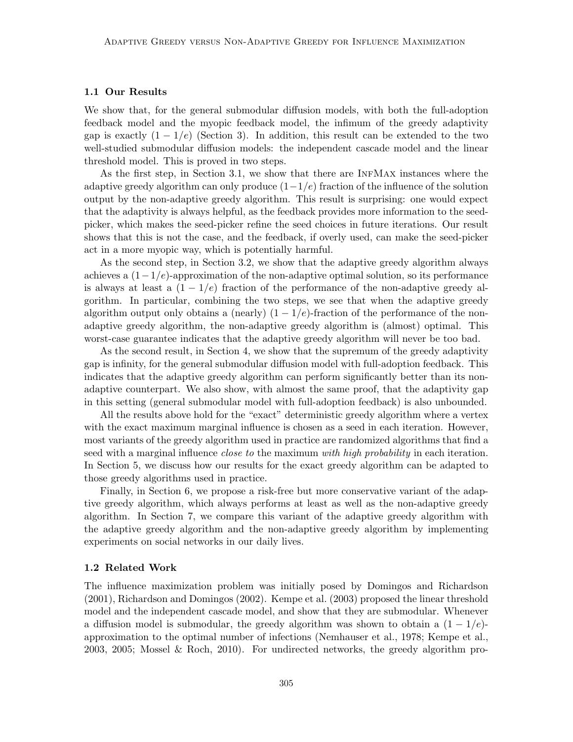### 1.1 Our Results

We show that, for the general submodular diffusion models, with both the full-adoption feedback model and the myopic feedback model, the infimum of the greedy adaptivity gap is exactly $(1 - 1/e)$ (Section 3). In addition, this result can be extended to the two well-studied submodular diffusion models: the independent cascade model and the linear threshold model. This is proved in two steps.

As the first step, in Section 3.1, we show that there are InfMax instances where the adaptive greedy algorithm can only produce $(1-1/e)$ fraction of the influence of the solution output by the non-adaptive greedy algorithm. This result is surprising: one would expect that the adaptivity is always helpful, as the feedback provides more information to the seed-picker, which makes the seed-picker refine the seed choices in future iterations. Our result shows that this is not the case, and the feedback, if overly used, can make the seed-picker act in a more myopic way, which is potentially harmful.

As the second step, in Section 3.2, we show that the adaptive greedy algorithm always achieves a $(1-1/e)$-approximation of the non-adaptive optimal solution, so its performance is always at least a $(1 - 1/e)$ fraction of the performance of the non-adaptive greedy algorithm. In particular, combining the two steps, we see that when the adaptive greedy algorithm output only obtains a (nearly) $(1 - 1/e)$-fraction of the performance of the non-adaptive greedy algorithm, the non-adaptive greedy algorithm is (almost) optimal. This worst-case guarantee indicates that the adaptive greedy algorithm will never be too bad.

As the second result, in Section 4, we show that the supremum of the greedy adaptivity gap is infinity, for the general submodular diffusion model with full-adoption feedback. This indicates that the adaptive greedy algorithm can perform significantly better than its non-adaptive counterpart. We also show, with almost the same proof, that the adaptivity gap in this setting (general submodular model with full-adoption feedback) is also unbounded.

All the results above hold for the "exact" deterministic greedy algorithm where a vertex with the exact maximum marginal influence is chosen as a seed in each iteration. However, most variants of the greedy algorithm used in practice are randomized algorithms that find a seed with a marginal influence *close to* the maximum *with high probability* in each iteration. In Section 5, we discuss how our results for the exact greedy algorithm can be adapted to those greedy algorithms used in practice.

Finally, in Section 6, we propose a risk-free but more conservative variant of the adaptive greedy algorithm, which always performs at least as well as the non-adaptive greedy algorithm. In Section 7, we compare this variant of the adaptive greedy algorithm with the adaptive greedy algorithm and the non-adaptive greedy algorithm by implementing experiments on social networks in our daily lives.

### 1.2 Related Work

The influence maximization problem was initially posed by Domingos and Richardson (2001), Richardson and Domingos (2002). Kempe et al. (2003) proposed the linear threshold model and the independent cascade model, and show that they are submodular. Whenever a diffusion model is submodular, the greedy algorithm was shown to obtain a $(1 - 1/e)$-approximation to the optimal number of infections (Nemhauser et al., 1978; Kempe et al., 2003, 2005; Mossel & Roch, 2010). For undirected networks, the greedy algorithm pro-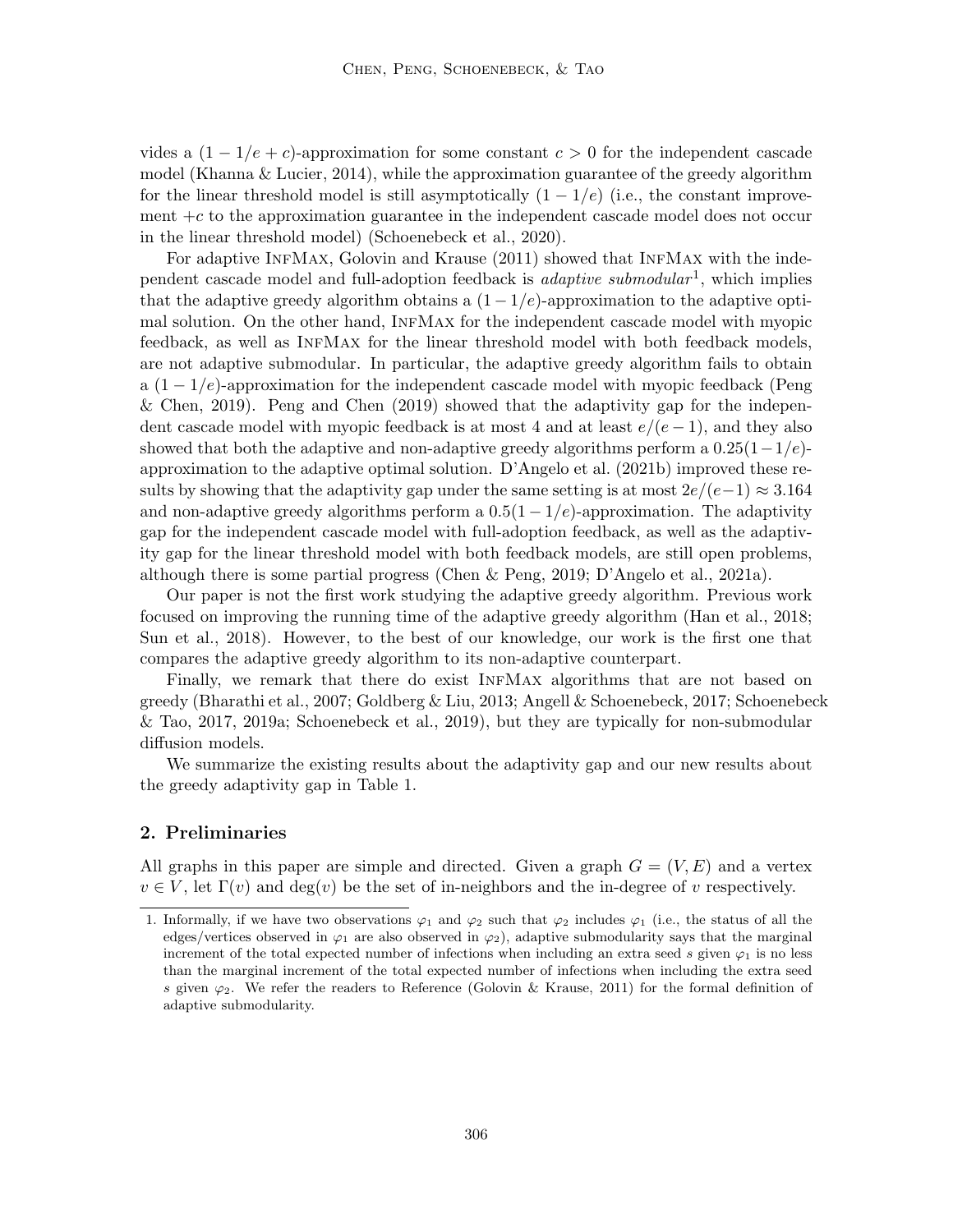vides a $(1 - 1/e + c)$-approximation for some constant $c > 0$ for the independent cascade model (Khanna & Lucier, 2014), while the approximation guarantee of the greedy algorithm for the linear threshold model is still asymptotically $(1 - 1/e)$ (i.e., the constant improvement $+c$ to the approximation guarantee in the independent cascade model does not occur in the linear threshold model) (Schoenebeck et al., 2020).

For adaptive InfMax, Golovin and Krause (2011) showed that InfMax with the independent cascade model and full-adoption feedback is *adaptive submodular*[1], which implies that the adaptive greedy algorithm obtains a $(1-1/e)$-approximation to the adaptive optimal solution. On the other hand, InfMax for the independent cascade model with myopic feedback, as well as InfMax for the linear threshold model with both feedback models, are not adaptive submodular. In particular, the adaptive greedy algorithm fails to obtain a $(1 - 1/e)$-approximation for the independent cascade model with myopic feedback (Peng & Chen, 2019). Peng and Chen (2019) showed that the adaptivity gap for the independent cascade model with myopic feedback is at most 4 and at least $e/(e - 1)$, and they also showed that both the adaptive and non-adaptive greedy algorithms perform a $0.25(1-1/e)$-approximation to the adaptive optimal solution. D'Angelo et al. (2021b) improved these results by showing that the adaptivity gap under the same setting is at most $2e/(e-1) \approx 3.164$ and non-adaptive greedy algorithms perform a $0.5(1 - 1/e)$-approximation. The adaptivity gap for the independent cascade model with full-adoption feedback, as well as the adaptivity gap for the linear threshold model with both feedback models, are still open problems, although there is some partial progress (Chen & Peng, 2019; D'Angelo et al., 2021a).

Our paper is not the first work studying the adaptive greedy algorithm. Previous work focused on improving the running time of the adaptive greedy algorithm (Han et al., 2018; Sun et al., 2018). However, to the best of our knowledge, our work is the first one that compares the adaptive greedy algorithm to its non-adaptive counterpart.

Finally, we remark that there do exist InfMax algorithms that are not based on greedy (Bharathi et al., 2007; Goldberg & Liu, 2013; Angell & Schoenebeck, 2017; Schoenebeck & Tao, 2017, 2019a; Schoenebeck et al., 2019), but they are typically for non-submodular diffusion models.

We summarize the existing results about the adaptivity gap and our new results about the greedy adaptivity gap in Table 1.

## 2. Preliminaries

All graphs in this paper are simple and directed. Given a graph $G = (V, E)$ and a vertex $v \in V$, let $\Gamma(v)$ and $\deg(v)$ be the set of in-neighbors and the in-degree of $v$ respectively.

1. Informally, if we have two observations $\varphi_1$ and $\varphi_2$ such that $\varphi_2$ includes $\varphi_1$ (i.e., the status of all the edges/vertices observed in $\varphi_1$ are also observed in $\varphi_2$), adaptive submodularity says that the marginal increment of the total expected number of infections when including an extra seed $s$ given $\varphi_1$ is no less than the marginal increment of the total expected number of infections when including the extra seed $s$ given $\varphi_2$. We refer the readers to Reference (Golovin & Krause, 2011) for the formal definition of adaptive submodularity.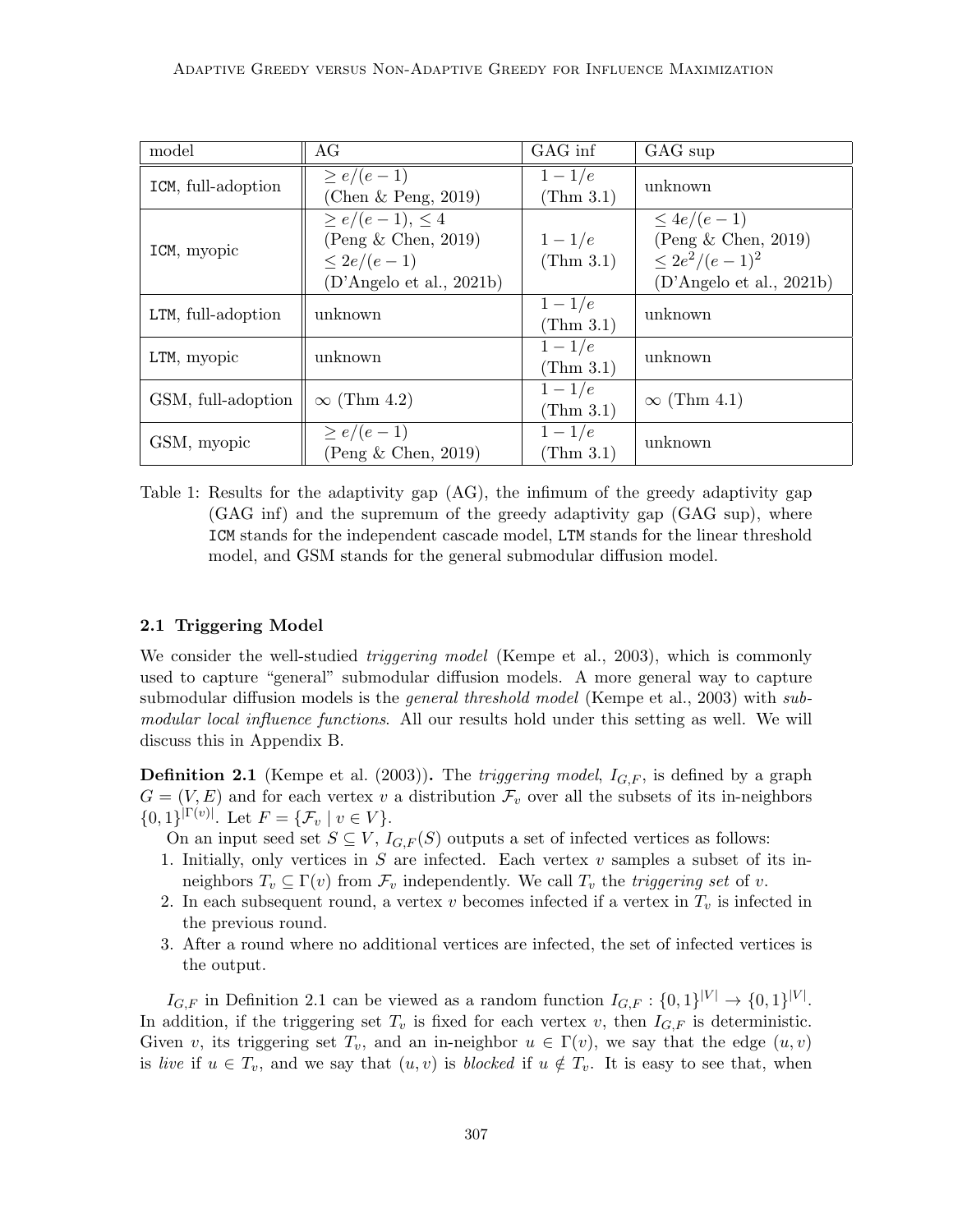| model | AG | GAG inf | GAG sup |
|---|---|---|---|
| ICM, full-adoption | $\geq e/(e-1)$ (Chen & Peng, 2019) | $1-1/e$ (Thm 3.1) | unknown |
| ICM, myopic | $\geq e/(e-1)$, $\leq 4$ (Peng & Chen, 2019) $\leq 2e/(e-1)$ (D'Angelo et al., 2021b) | $1-1/e$ (Thm 3.1) | $\leq 4e/(e-1)$ (Peng & Chen, 2019) $\leq 2e^2/(e-1)^2$ (D'Angelo et al., 2021b) |
| LTM, full-adoption | unknown | $1-1/e$ (Thm 3.1) | unknown |
| LTM, myopic | unknown | $1-1/e$ (Thm 3.1) | unknown |
| GSM, full-adoption | $\infty$ (Thm 4.2) | $1-1/e$ (Thm 3.1) | $\infty$ (Thm 4.1) |
| GSM, myopic | $\geq e/(e-1)$ (Peng & Chen, 2019) | $1-1/e$ (Thm 3.1) | unknown |

Table 1: Results for the adaptivity gap (AG), the infimum of the greedy adaptivity gap (GAG inf) and the supremum of the greedy adaptivity gap (GAG sup), where ICM stands for the independent cascade model, LTM stands for the linear threshold model, and GSM stands for the general submodular diffusion model.

### 2.1 Triggering Model

We consider the well-studied *triggering model* (Kempe et al., 2003), which is commonly used to capture "general" submodular diffusion models. A more general way to capture submodular diffusion models is the *general threshold model* (Kempe et al., 2003) with *submodular local influence functions*. All our results hold under this setting as well. We will discuss this in Appendix B.

**Definition 2.1** (Kempe et al. (2003))**.** The *triggering model*, $I_{G,F}$, is defined by a graph $G = (V, E)$ and for each vertex $v$ a distribution $\mathcal{F}_v$ over all the subsets of its in-neighbors $\{0,1\}^{|\Gamma(v)|}$. Let $F = \{\mathcal{F}_v \mid v \in V\}$.

On an input seed set $S \subseteq V$, $I_{G,F}(S)$ outputs a set of infected vertices as follows:

1. Initially, only vertices in $S$ are infected. Each vertex $v$ samples a subset of its in-neighbors $T_v \subseteq \Gamma(v)$ from $\mathcal{F}_v$ independently. We call $T_v$ the *triggering set* of $v$.
2. In each subsequent round, a vertex $v$ becomes infected if a vertex in $T_v$ is infected in the previous round.
3. After a round where no additional vertices are infected, the set of infected vertices is the output.

$I_{G,F}$ in Definition 2.1 can be viewed as a random function $I_{G,F} : \{0,1\}^{|V|} \to \{0,1\}^{|V|}$. In addition, if the triggering set $T_v$ is fixed for each vertex $v$, then $I_{G,F}$ is deterministic. Given $v$, its triggering set $T_v$, and an in-neighbor $u \in \Gamma(v)$, we say that the edge $(u, v)$ is *live* if $u \in T_v$, and we say that $(u, v)$ is *blocked* if $u \notin T_v$. It is easy to see that, when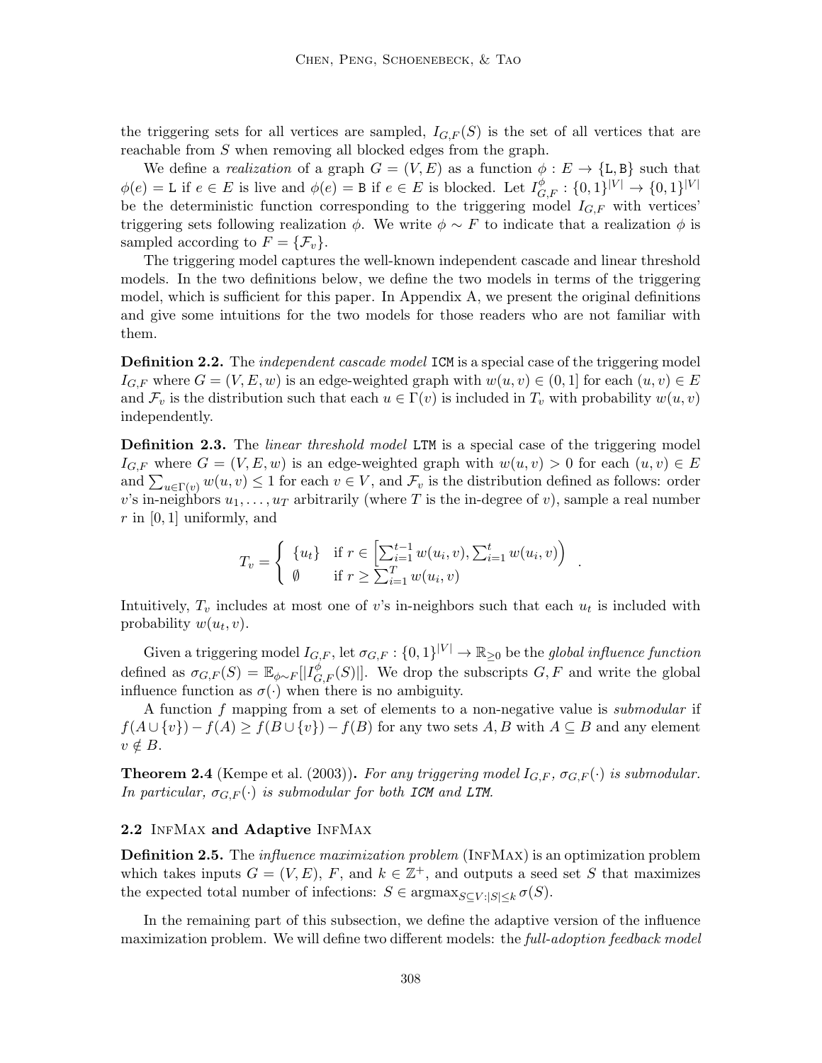the triggering sets for all vertices are sampled, $I_{G,F}(S)$ is the set of all vertices that are reachable from $S$ when removing all blocked edges from the graph.

We define a *realization* of a graph $G = (V, E)$ as a function $\phi : E \to \{\mathtt{L}, \mathtt{B}\}$ such that $\phi(e) = \mathtt{L}$ if $e \in E$ is live and $\phi(e) = \mathtt{B}$ if $e \in E$ is blocked. Let $I^{\phi}_{G,F} : \{0,1\}^{|V|} \to \{0,1\}^{|V|}$ be the deterministic function corresponding to the triggering model $I_{G,F}$ with vertices' triggering sets following realization $\phi$. We write $\phi \sim F$ to indicate that a realization $\phi$ is sampled according to $F = \{\mathcal{F}_v\}$.

The triggering model captures the well-known independent cascade and linear threshold models. In the two definitions below, we define the two models in terms of the triggering model, which is sufficient for this paper. In Appendix A, we present the original definitions and give some intuitions for the two models for those readers who are not familiar with them.

**Definition 2.2.** The *independent cascade model* `ICM` is a special case of the triggering model $I_{G,F}$ where $G = (V, E, w)$ is an edge-weighted graph with $w(u, v) \in (0, 1]$ for each $(u, v) \in E$ and $\mathcal{F}_v$ is the distribution such that each $u \in \Gamma(v)$ is included in $T_v$ with probability $w(u, v)$ independently.

**Definition 2.3.** The *linear threshold model* `LTM` is a special case of the triggering model $I_{G,F}$ where $G = (V, E, w)$ is an edge-weighted graph with $w(u, v) > 0$ for each $(u, v) \in E$ and $\sum_{u\in\Gamma(v)} w(u, v) \le 1$ for each $v \in V$, and $\mathcal{F}_v$ is the distribution defined as follows: order $v$'s in-neighbors $u_1, \ldots, u_T$ arbitrarily (where $T$ is the in-degree of $v$), sample a real number $r$ in $[0, 1]$ uniformly, and

$$T_v = \begin{cases} \{u_t\} & \text{if } r \in \left[\sum_{i=1}^{t-1} w(u_i, v), \sum_{i=1}^{t} w(u_i, v)\right) \\ \emptyset & \text{if } r \ge \sum_{i=1}^{T} w(u_i, v) \end{cases} .$$

Intuitively, $T_v$ includes at most one of $v$'s in-neighbors such that each $u_t$ is included with probability $w(u_t, v)$.

Given a triggering model $I_{G,F}$, let $\sigma_{G,F} : \{0,1\}^{|V|} \to \mathbb{R}_{\ge 0}$ be the *global influence function* defined as $\sigma_{G,F}(S) = \mathbb{E}_{\phi\sim F}[|I^{\phi}_{G,F}(S)|]$. We drop the subscripts $G, F$ and write the global influence function as $\sigma(\cdot)$ when there is no ambiguity.

A function $f$ mapping from a set of elements to a non-negative value is *submodular* if $f(A \cup \{v\}) - f(A) \ge f(B \cup \{v\}) - f(B)$ for any two sets $A, B$ with $A \subseteq B$ and any element $v \notin B$.

**Theorem 2.4** (Kempe et al. (2003))**.** *For any triggering model $I_{G,F}$, $\sigma_{G,F}(\cdot)$ is submodular. In particular, $\sigma_{G,F}(\cdot)$ is submodular for both `ICM` and `LTM`.*

### 2.2 InfMax and Adaptive InfMax

**Definition 2.5.** The *influence maximization problem* (InfMax) is an optimization problem which takes inputs $G = (V, E)$, $F$, and $k \in \mathbb{Z}^+$, and outputs a seed set $S$ that maximizes the expected total number of infections: $S \in \operatorname{argmax}_{S\subseteq V:|S|\le k} \sigma(S)$.

In the remaining part of this subsection, we define the adaptive version of the influence maximization problem. We will define two different models: the *full-adoption feedback model*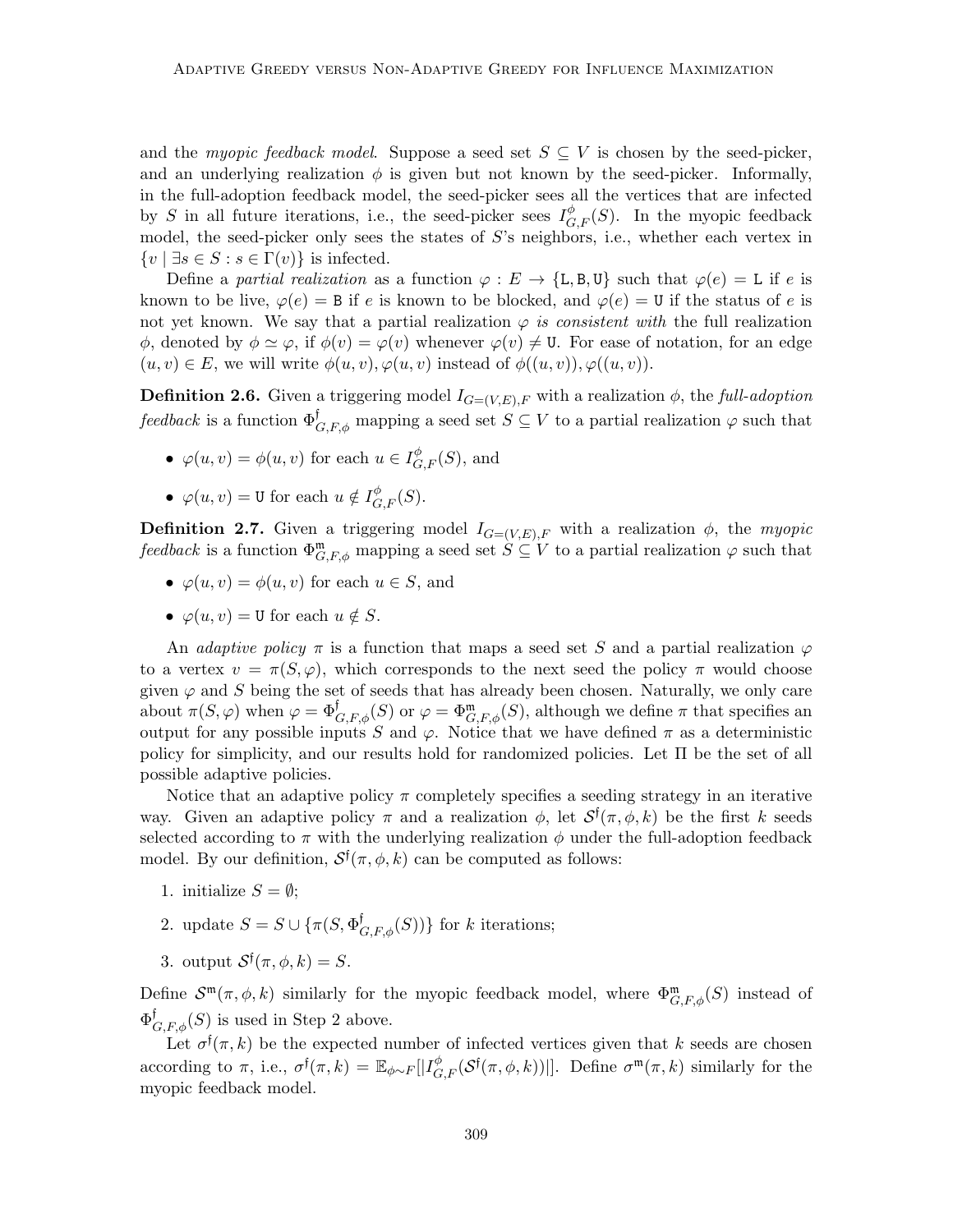and the *myopic feedback model*. Suppose a seed set $S \subseteq V$ is chosen by the seed-picker, and an underlying realization $\phi$ is given but not known by the seed-picker. Informally, in the full-adoption feedback model, the seed-picker sees all the vertices that are infected by $S$ in all future iterations, i.e., the seed-picker sees $I^{\phi}_{G,F}(S)$. In the myopic feedback model, the seed-picker only sees the states of $S$'s neighbors, i.e., whether each vertex in $\{v \mid \exists s \in S : s \in \Gamma(v)\}$ is infected.

Define a *partial realization* as a function $\varphi : E \to \{\mathtt{L}, \mathtt{B}, \mathtt{U}\}$ such that $\varphi(e) = \mathtt{L}$ if $e$ is known to be live, $\varphi(e) = \mathtt{B}$ if $e$ is known to be blocked, and $\varphi(e) = \mathtt{U}$ if the status of $e$ is not yet known. We say that a partial realization $\varphi$ *is consistent with* the full realization $\phi$, denoted by $\phi \simeq \varphi$, if $\phi(v) = \varphi(v)$ whenever $\varphi(v) \neq \mathtt{U}$. For ease of notation, for an edge $(u,v) \in E$, we will write $\phi(u,v), \varphi(u,v)$ instead of $\phi((u,v)), \varphi((u,v))$.

**Definition 2.6.** Given a triggering model $I_{G=(V,E),F}$ with a realization $\phi$, the *full-adoption feedback* is a function $\Phi^{\mathfrak{f}}_{G,F,\phi}$ mapping a seed set $S \subseteq V$ to a partial realization $\varphi$ such that

- $\varphi(u,v) = \phi(u,v)$ for each $u \in I^{\phi}_{G,F}(S)$, and
- $\varphi(u,v) = \mathtt{U}$ for each $u \notin I^{\phi}_{G,F}(S)$.

**Definition 2.7.** Given a triggering model $I_{G=(V,E),F}$ with a realization $\phi$, the *myopic feedback* is a function $\Phi^{\mathfrak{m}}_{G,F,\phi}$ mapping a seed set $S \subseteq V$ to a partial realization $\varphi$ such that

- $\varphi(u,v) = \phi(u,v)$ for each $u \in S$, and
- $\varphi(u,v) = \mathtt{U}$ for each $u \notin S$.

An *adaptive policy* $\pi$ is a function that maps a seed set $S$ and a partial realization $\varphi$ to a vertex $v = \pi(S, \varphi)$, which corresponds to the next seed the policy $\pi$ would choose given $\varphi$ and $S$ being the set of seeds that has already been chosen. Naturally, we only care about $\pi(S, \varphi)$ when $\varphi = \Phi^{\mathfrak{f}}_{G,F,\phi}(S)$ or $\varphi = \Phi^{\mathfrak{m}}_{G,F,\phi}(S)$, although we define $\pi$ that specifies an output for any possible inputs $S$ and $\varphi$. Notice that we have defined $\pi$ as a deterministic policy for simplicity, and our results hold for randomized policies. Let $\Pi$ be the set of all possible adaptive policies.

Notice that an adaptive policy $\pi$ completely specifies a seeding strategy in an iterative way. Given an adaptive policy $\pi$ and a realization $\phi$, let $\mathcal{S}^{\mathfrak{f}}(\pi, \phi, k)$ be the first $k$ seeds selected according to $\pi$ with the underlying realization $\phi$ under the full-adoption feedback model. By our definition, $\mathcal{S}^{\mathfrak{f}}(\pi, \phi, k)$ can be computed as follows:

1. initialize $S = \emptyset$;
2. update $S = S \cup \{\pi(S, \Phi^{\mathfrak{f}}_{G,F,\phi}(S))\}$ for $k$ iterations;
3. output $\mathcal{S}^{\mathfrak{f}}(\pi, \phi, k) = S$.

Define $\mathcal{S}^{\mathfrak{m}}(\pi, \phi, k)$ similarly for the myopic feedback model, where $\Phi^{\mathfrak{m}}_{G,F,\phi}(S)$ instead of $\Phi^{\mathfrak{f}}_{G,F,\phi}(S)$ is used in Step 2 above.

Let $\sigma^{\mathfrak{f}}(\pi, k)$ be the expected number of infected vertices given that $k$ seeds are chosen according to $\pi$, i.e., $\sigma^{\mathfrak{f}}(\pi, k) = \mathbb{E}_{\phi \sim F}[|I^{\phi}_{G,F}(\mathcal{S}^{\mathfrak{f}}(\pi, \phi, k))|]$. Define $\sigma^{\mathfrak{m}}(\pi, k)$ similarly for the myopic feedback model.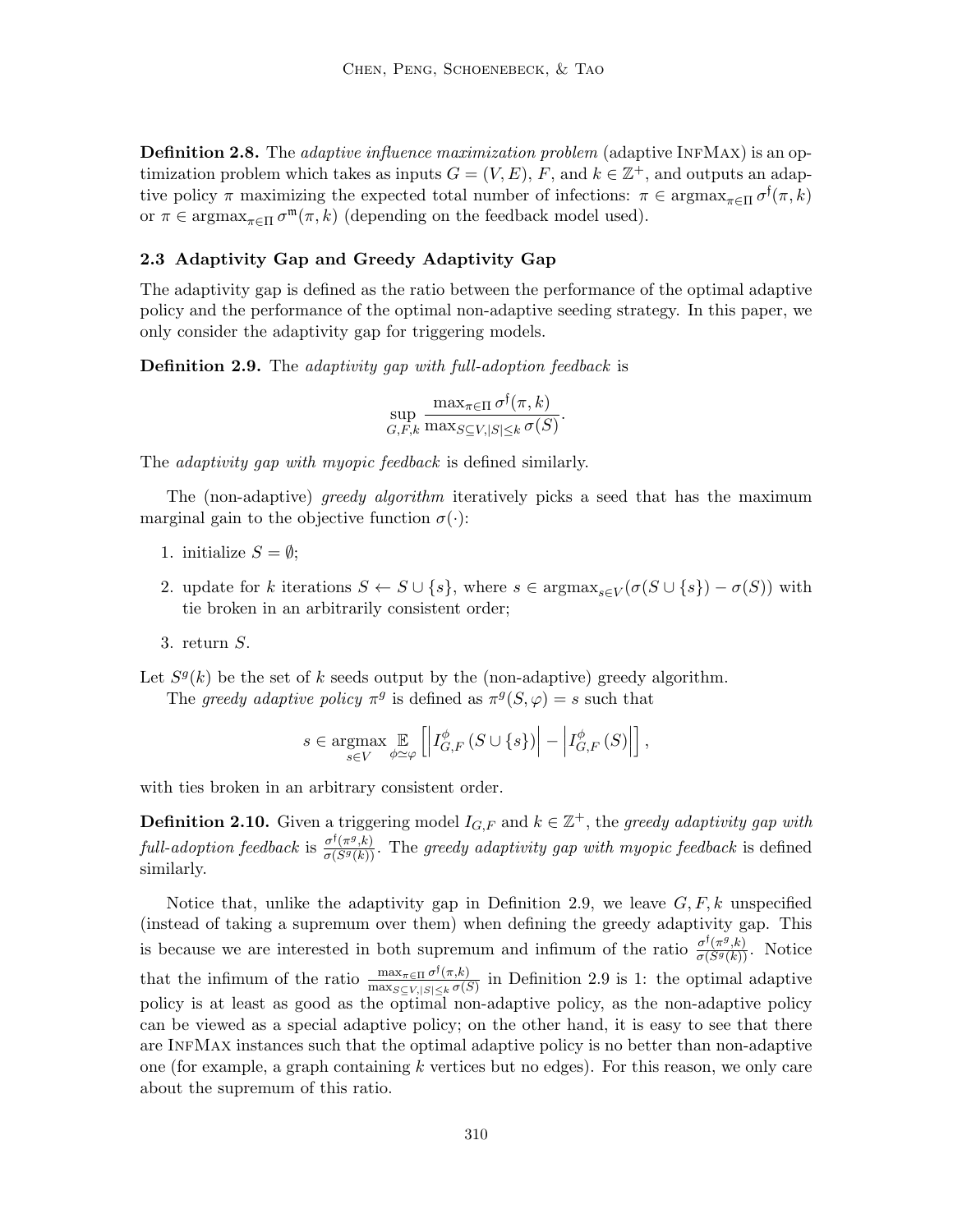**Definition 2.8.** The *adaptive influence maximization problem* (adaptive InfMax) is an optimization problem which takes as inputs $G = (V, E)$, $F$, and $k \in \mathbb{Z}^+$, and outputs an adaptive policy $\pi$ maximizing the expected total number of infections: $\pi \in \text{argmax}_{\pi\in\Pi} \sigma^{\mathfrak{f}}(\pi, k)$ or $\pi \in \text{argmax}_{\pi\in\Pi} \sigma^{\mathfrak{m}}(\pi, k)$ (depending on the feedback model used).

### 2.3 Adaptivity Gap and Greedy Adaptivity Gap

The adaptivity gap is defined as the ratio between the performance of the optimal adaptive policy and the performance of the optimal non-adaptive seeding strategy. In this paper, we only consider the adaptivity gap for triggering models.

**Definition 2.9.** The *adaptivity gap with full-adoption feedback* is

$$\sup_{G,F,k} \frac{\max_{\pi\in\Pi} \sigma^{\mathfrak{f}}(\pi, k)}{\max_{S\subseteq V,|S|\leq k} \sigma(S)}.$$

The *adaptivity gap with myopic feedback* is defined similarly.

The (non-adaptive) *greedy algorithm* iteratively picks a seed that has the maximum marginal gain to the objective function $\sigma(\cdot)$:

1. initialize $S = \emptyset$;
2. update for $k$ iterations $S \leftarrow S \cup \{s\}$, where $s \in \text{argmax}_{s\in V}(\sigma(S \cup \{s\}) - \sigma(S))$ with tie broken in an arbitrarily consistent order;
3. return $S$.

Let $S^g(k)$ be the set of $k$ seeds output by the (non-adaptive) greedy algorithm.

The *greedy adaptive policy* $\pi^g$ is defined as $\pi^g(S, \varphi) = s$ such that

$$s \in \underset{s\in V}{\text{argmax}} \underset{\phi\simeq\varphi}{\mathbb{E}} \left[ \left| I^{\phi}_{G,F}(S \cup \{s\}) \right| - \left| I^{\phi}_{G,F}(S) \right| \right],$$

with ties broken in an arbitrary consistent order.

**Definition 2.10.** Given a triggering model $I_{G,F}$ and $k \in \mathbb{Z}^+$, the *greedy adaptivity gap with full-adoption feedback* is $\frac{\sigma^{\mathfrak{f}}(\pi^g,k)}{\sigma(S^g(k))}$. The *greedy adaptivity gap with myopic feedback* is defined similarly.

Notice that, unlike the adaptivity gap in Definition 2.9, we leave $G, F, k$ unspecified (instead of taking a supremum over them) when defining the greedy adaptivity gap. This is because we are interested in both supremum and infimum of the ratio $\frac{\sigma^{\mathfrak{f}}(\pi^g,k)}{\sigma(S^g(k))}$. Notice that the infimum of the ratio $\frac{\max_{\pi\in\Pi} \sigma^{\mathfrak{f}}(\pi,k)}{\max_{S\subseteq V,|S|\leq k} \sigma(S)}$ in Definition 2.9 is 1: the optimal adaptive policy is at least as good as the optimal non-adaptive policy, as the non-adaptive policy can be viewed as a special adaptive policy; on the other hand, it is easy to see that there are InfMax instances such that the optimal adaptive policy is no better than non-adaptive one (for example, a graph containing $k$ vertices but no edges). For this reason, we only care about the supremum of this ratio.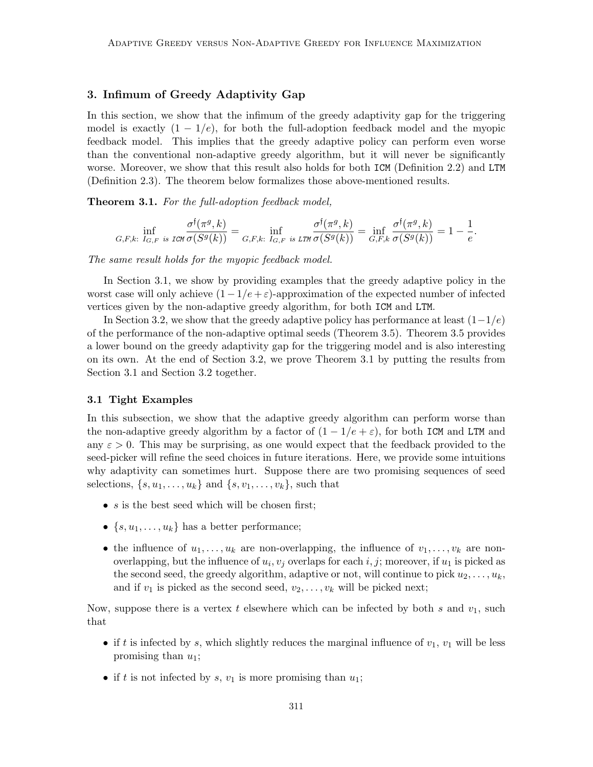## 3. Infimum of Greedy Adaptivity Gap

In this section, we show that the infimum of the greedy adaptivity gap for the triggering model is exactly $(1 - 1/e)$, for both the full-adoption feedback model and the myopic feedback model. This implies that the greedy adaptive policy can perform even worse than the conventional non-adaptive greedy algorithm, but it will never be significantly worse. Moreover, we show that this result also holds for both ICM (Definition 2.2) and LTM (Definition 2.3). The theorem below formalizes those above-mentioned results.

**Theorem 3.1.** *For the full-adoption feedback model,*

$$\inf_{G,F,k:\ I_{G,F} \text{ is ICM}} \frac{\sigma^{\mathfrak{f}}(\pi^g, k)}{\sigma(S^g(k))} = \inf_{G,F,k:\ I_{G,F} \text{ is LTM}} \frac{\sigma^{\mathfrak{f}}(\pi^g, k)}{\sigma(S^g(k))} = \inf_{G,F,k} \frac{\sigma^{\mathfrak{f}}(\pi^g, k)}{\sigma(S^g(k))} = 1 - \frac{1}{e}.$$

*The same result holds for the myopic feedback model.*

In Section 3.1, we show by providing examples that the greedy adaptive policy in the worst case will only achieve $(1 - 1/e + \varepsilon)$-approximation of the expected number of infected vertices given by the non-adaptive greedy algorithm, for both ICM and LTM.

In Section 3.2, we show that the greedy adaptive policy has performance at least $(1-1/e)$ of the performance of the non-adaptive optimal seeds (Theorem 3.5). Theorem 3.5 provides a lower bound on the greedy adaptivity gap for the triggering model and is also interesting on its own. At the end of Section 3.2, we prove Theorem 3.1 by putting the results from Section 3.1 and Section 3.2 together.

### 3.1 Tight Examples

In this subsection, we show that the adaptive greedy algorithm can perform worse than the non-adaptive greedy algorithm by a factor of $(1 - 1/e + \varepsilon)$, for both ICM and LTM and any $\varepsilon > 0$. This may be surprising, as one would expect that the feedback provided to the seed-picker will refine the seed choices in future iterations. Here, we provide some intuitions why adaptivity can sometimes hurt. Suppose there are two promising sequences of seed selections, $\{s, u_1, \ldots, u_k\}$ and $\{s, v_1, \ldots, v_k\}$, such that

- $s$ is the best seed which will be chosen first;
- $\{s, u_1, \ldots, u_k\}$ has a better performance;
- the influence of $u_1, \ldots, u_k$ are non-overlapping, the influence of $v_1, \ldots, v_k$ are non-overlapping, but the influence of $u_i, v_j$ overlaps for each $i, j$; moreover, if $u_1$ is picked as the second seed, the greedy algorithm, adaptive or not, will continue to pick $u_2, \ldots, u_k$, and if $v_1$ is picked as the second seed, $v_2, \ldots, v_k$ will be picked next;

Now, suppose there is a vertex $t$ elsewhere which can be infected by both $s$ and $v_1$, such that

- if $t$ is infected by $s$, which slightly reduces the marginal influence of $v_1$, $v_1$ will be less promising than $u_1$;
- if $t$ is not infected by $s$, $v_1$ is more promising than $u_1$;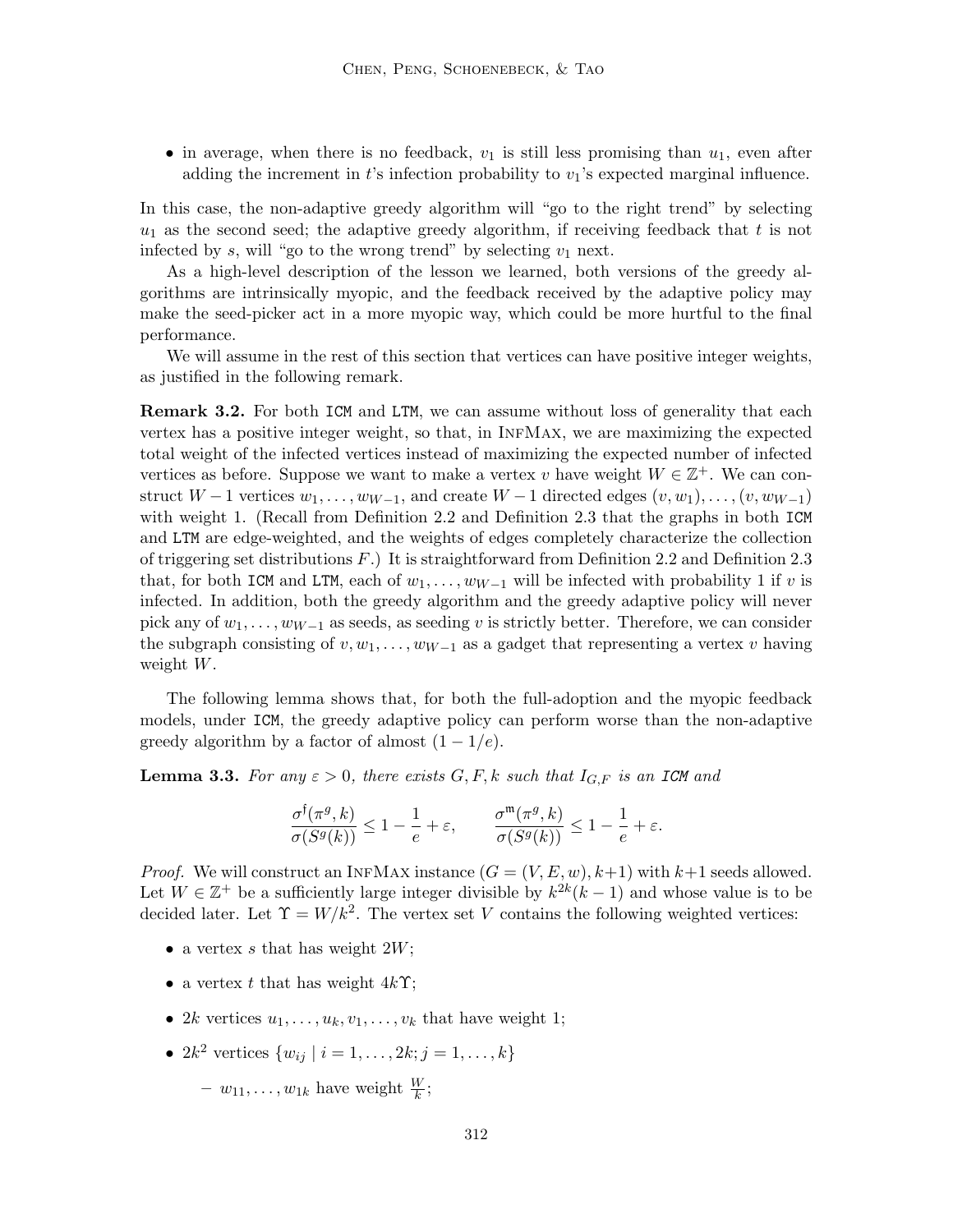- in average, when there is no feedback, $v_1$ is still less promising than $u_1$, even after adding the increment in $t$'s infection probability to $v_1$'s expected marginal influence.

In this case, the non-adaptive greedy algorithm will "go to the right trend" by selecting $u_1$ as the second seed; the adaptive greedy algorithm, if receiving feedback that $t$ is not infected by $s$, will "go to the wrong trend" by selecting $v_1$ next.

As a high-level description of the lesson we learned, both versions of the greedy algorithms are intrinsically myopic, and the feedback received by the adaptive policy may make the seed-picker act in a more myopic way, which could be more hurtful to the final performance.

We will assume in the rest of this section that vertices can have positive integer weights, as justified in the following remark.

**Remark 3.2.** For both ICM and LTM, we can assume without loss of generality that each vertex has a positive integer weight, so that, in InfMax, we are maximizing the expected total weight of the infected vertices instead of maximizing the expected number of infected vertices as before. Suppose we want to make a vertex $v$ have weight $W \in \mathbb{Z}^+$. We can construct $W-1$ vertices $w_1, \ldots, w_{W-1}$, and create $W-1$ directed edges $(v, w_1), \ldots, (v, w_{W-1})$ with weight 1. (Recall from Definition 2.2 and Definition 2.3 that the graphs in both ICM and LTM are edge-weighted, and the weights of edges completely characterize the collection of triggering set distributions $F$.) It is straightforward from Definition 2.2 and Definition 2.3 that, for both ICM and LTM, each of $w_1, \ldots, w_{W-1}$ will be infected with probability 1 if $v$ is infected. In addition, both the greedy algorithm and the greedy adaptive policy will never pick any of $w_1, \ldots, w_{W-1}$ as seeds, as seeding $v$ is strictly better. Therefore, we can consider the subgraph consisting of $v, w_1, \ldots, w_{W-1}$ as a gadget that representing a vertex $v$ having weight $W$.

The following lemma shows that, for both the full-adoption and the myopic feedback models, under ICM, the greedy adaptive policy can perform worse than the non-adaptive greedy algorithm by a factor of almost $(1 - 1/e)$.

**Lemma 3.3.** *For any $\varepsilon > 0$, there exists $G, F, k$ such that $I_{G,F}$ is an ICM and*

$$\frac{\sigma^{\mathsf{f}}(\pi^g, k)}{\sigma(S^g(k))} \leq 1 - \frac{1}{e} + \varepsilon, \qquad \frac{\sigma^{\mathsf{m}}(\pi^g, k)}{\sigma(S^g(k))} \leq 1 - \frac{1}{e} + \varepsilon.$$

*Proof.* We will construct an InfMax instance $(G = (V, E, w), k+1)$ with $k+1$ seeds allowed. Let $W \in \mathbb{Z}^+$ be a sufficiently large integer divisible by $k^{2k}(k-1)$ and whose value is to be decided later. Let $\Upsilon = W/k^2$. The vertex set $V$ contains the following weighted vertices:

- a vertex $s$ that has weight $2W$;
- a vertex $t$ that has weight $4k\Upsilon$;
- $2k$ vertices $u_1, \ldots, u_k, v_1, \ldots, v_k$ that have weight 1;
- $2k^2$ vertices $\{w_{ij} \mid i = 1, \ldots, 2k; j = 1, \ldots, k\}$
  - $w_{11}, \ldots, w_{1k}$ have weight $\frac{W}{k}$;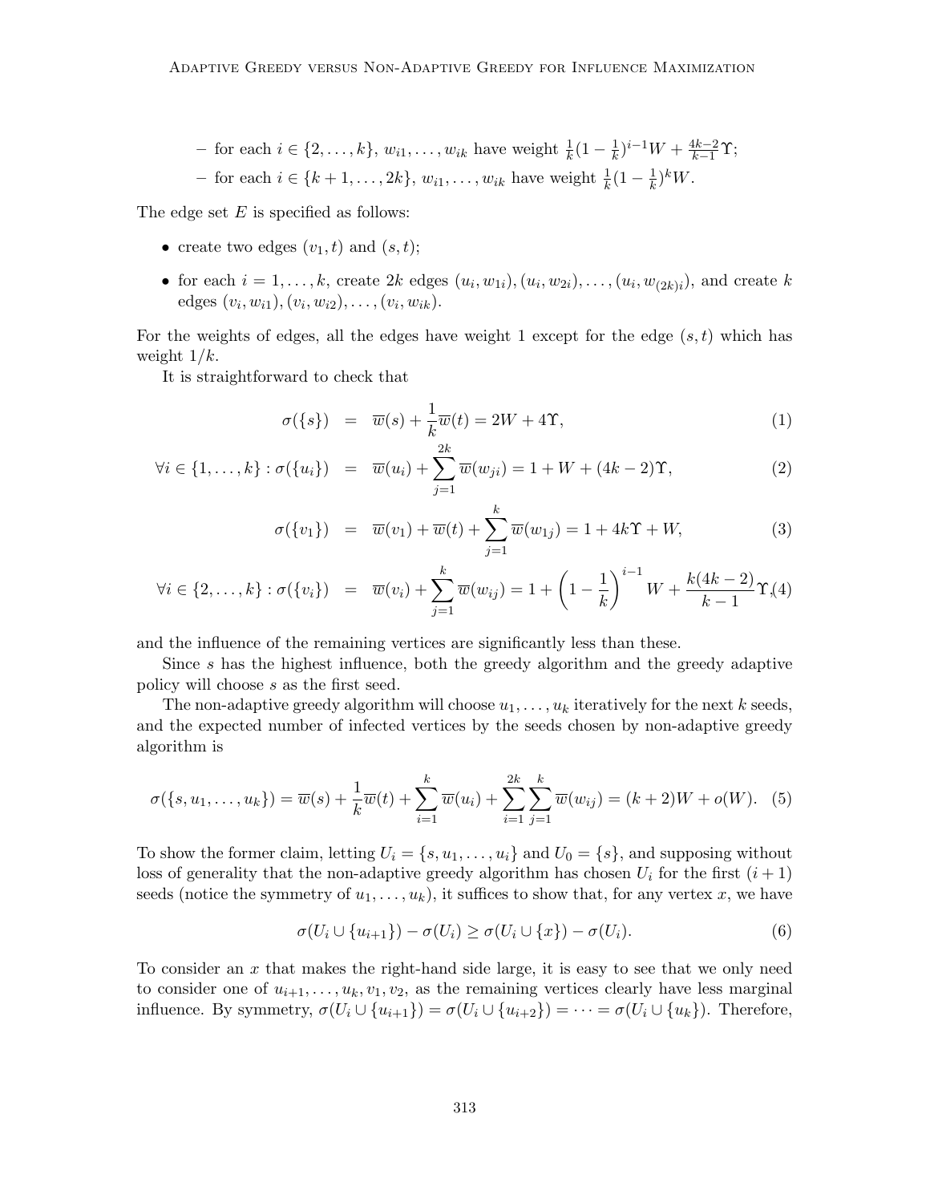– for each $i \in \{2, \ldots, k\}$, $w_{i1}, \ldots, w_{ik}$ have weight $\frac{1}{k}(1 - \frac{1}{k})^{i-1}W + \frac{4k-2}{k-1}\Upsilon$;

– for each $i \in \{k+1, \ldots, 2k\}$, $w_{i1}, \ldots, w_{ik}$ have weight $\frac{1}{k}(1 - \frac{1}{k})^{k}W$.

The edge set $E$ is specified as follows:

- create two edges $(v_1, t)$ and $(s, t)$;
- for each $i = 1, \ldots, k$, create $2k$ edges $(u_i, w_{1i}), (u_i, w_{2i}), \ldots, (u_i, w_{(2k)i})$, and create $k$ edges $(v_i, w_{i1}), (v_i, w_{i2}), \ldots, (v_i, w_{ik})$.

For the weights of edges, all the edges have weight 1 except for the edge $(s, t)$ which has weight $1/k$.

It is straightforward to check that

$$
\begin{aligned}
\sigma(\{s\}) &= \overline{w}(s) + \frac{1}{k}\overline{w}(t) = 2W + 4\Upsilon, & (1)\\
\forall i \in \{1, \ldots, k\} : \sigma(\{u_i\}) &= \overline{w}(u_i) + \sum_{j=1}^{2k} \overline{w}(w_{ji}) = 1 + W + (4k-2)\Upsilon, & (2)\\
\sigma(\{v_1\}) &= \overline{w}(v_1) + \overline{w}(t) + \sum_{j=1}^{k} \overline{w}(w_{1j}) = 1 + 4k\Upsilon + W, & (3)\\
\forall i \in \{2, \ldots, k\} : \sigma(\{v_i\}) &= \overline{w}(v_i) + \sum_{j=1}^{k} \overline{w}(w_{ij}) = 1 + \left(1 - \frac{1}{k}\right)^{i-1} W + \frac{k(4k-2)}{k-1}\Upsilon, & (4)
\end{aligned}
$$

and the influence of the remaining vertices are significantly less than these.

Since $s$ has the highest influence, both the greedy algorithm and the greedy adaptive policy will choose $s$ as the first seed.

The non-adaptive greedy algorithm will choose $u_1, \ldots, u_k$ iteratively for the next $k$ seeds, and the expected number of infected vertices by the seeds chosen by non-adaptive greedy algorithm is

$$
\sigma(\{s, u_1, \ldots, u_k\}) = \overline{w}(s) + \frac{1}{k}\overline{w}(t) + \sum_{i=1}^{k} \overline{w}(u_i) + \sum_{i=1}^{2k}\sum_{j=1}^{k} \overline{w}(w_{ij}) = (k+2)W + o(W). \quad (5)
$$

To show the former claim, letting $U_i = \{s, u_1, \ldots, u_i\}$ and $U_0 = \{s\}$, and supposing without loss of generality that the non-adaptive greedy algorithm has chosen $U_i$ for the first $(i+1)$ seeds (notice the symmetry of $u_1, \ldots, u_k$), it suffices to show that, for any vertex $x$, we have

$$
\sigma(U_i \cup \{u_{i+1}\}) - \sigma(U_i) \geq \sigma(U_i \cup \{x\}) - \sigma(U_i). \quad (6)
$$

To consider an $x$ that makes the right-hand side large, it is easy to see that we only need to consider one of $u_{i+1}, \ldots, u_k, v_1, v_2$, as the remaining vertices clearly have less marginal influence. By symmetry, $\sigma(U_i \cup \{u_{i+1}\}) = \sigma(U_i \cup \{u_{i+2}\}) = \cdots = \sigma(U_i \cup \{u_k\})$. Therefore,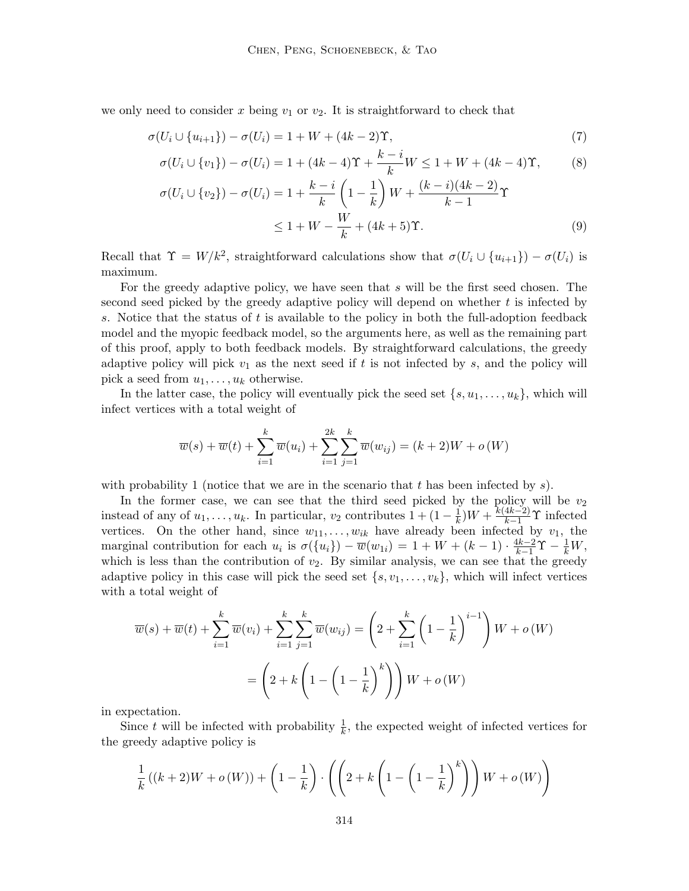we only need to consider $x$ being $v_1$ or $v_2$. It is straightforward to check that

$$\sigma(U_i \cup \{u_{i+1}\}) - \sigma(U_i) = 1 + W + (4k-2)\Upsilon, \tag{7}$$

$$\sigma(U_i \cup \{v_1\}) - \sigma(U_i) = 1 + (4k-4)\Upsilon + \frac{k-i}{k}W \leq 1 + W + (4k-4)\Upsilon, \tag{8}$$

$$\sigma(U_i \cup \{v_2\}) - \sigma(U_i) = 1 + \frac{k-i}{k}\left(1 - \frac{1}{k}\right)W + \frac{(k-i)(4k-2)}{k-1}\Upsilon$$
$$\leq 1 + W - \frac{W}{k} + (4k+5)\Upsilon. \tag{9}$$

Recall that $\Upsilon = W/k^2$, straightforward calculations show that $\sigma(U_i \cup \{u_{i+1}\}) - \sigma(U_i)$ is maximum.

For the greedy adaptive policy, we have seen that $s$ will be the first seed chosen. The second seed picked by the greedy adaptive policy will depend on whether $t$ is infected by $s$. Notice that the status of $t$ is available to the policy in both the full-adoption feedback model and the myopic feedback model, so the arguments here, as well as the remaining part of this proof, apply to both feedback models. By straightforward calculations, the greedy adaptive policy will pick $v_1$ as the next seed if $t$ is not infected by $s$, and the policy will pick a seed from $u_1, \ldots, u_k$ otherwise.

In the latter case, the policy will eventually pick the seed set $\{s, u_1, \ldots, u_k\}$, which will infect vertices with a total weight of

$$\overline{w}(s) + \overline{w}(t) + \sum_{i=1}^{k} \overline{w}(u_i) + \sum_{i=1}^{2k}\sum_{j=1}^{k} \overline{w}(w_{ij}) = (k+2)W + o(W)$$

with probability 1 (notice that we are in the scenario that $t$ has been infected by $s$).

In the former case, we can see that the third seed picked by the policy will be $v_2$ instead of any of $u_1, \ldots, u_k$. In particular, $v_2$ contributes $1 + (1 - \frac{1}{k})W + \frac{k(4k-2)}{k-1}\Upsilon$ infected vertices. On the other hand, since $w_{11}, \ldots, w_{ik}$ have already been infected by $v_1$, the marginal contribution for each $u_i$ is $\sigma(\{u_i\}) - \overline{w}(w_{1i}) = 1 + W + (k-1) \cdot \frac{4k-2}{k-1}\Upsilon - \frac{1}{k}W$, which is less than the contribution of $v_2$. By similar analysis, we can see that the greedy adaptive policy in this case will pick the seed set $\{s, v_1, \ldots, v_k\}$, which will infect vertices with a total weight of

$$\overline{w}(s) + \overline{w}(t) + \sum_{i=1}^{k} \overline{w}(v_i) + \sum_{i=1}^{k}\sum_{j=1}^{k} \overline{w}(w_{ij}) = \left(2 + \sum_{i=1}^{k}\left(1 - \frac{1}{k}\right)^{i-1}\right)W + o(W)$$
$$= \left(2 + k\left(1 - \left(1 - \frac{1}{k}\right)^{k}\right)\right)W + o(W)$$

in expectation.

Since $t$ will be infected with probability $\frac{1}{k}$, the expected weight of infected vertices for the greedy adaptive policy is

$$\frac{1}{k}\left((k+2)W + o(W)\right) + \left(1 - \frac{1}{k}\right) \cdot \left(\left(2 + k\left(1 - \left(1 - \frac{1}{k}\right)^{k}\right)\right)W + o(W)\right)$$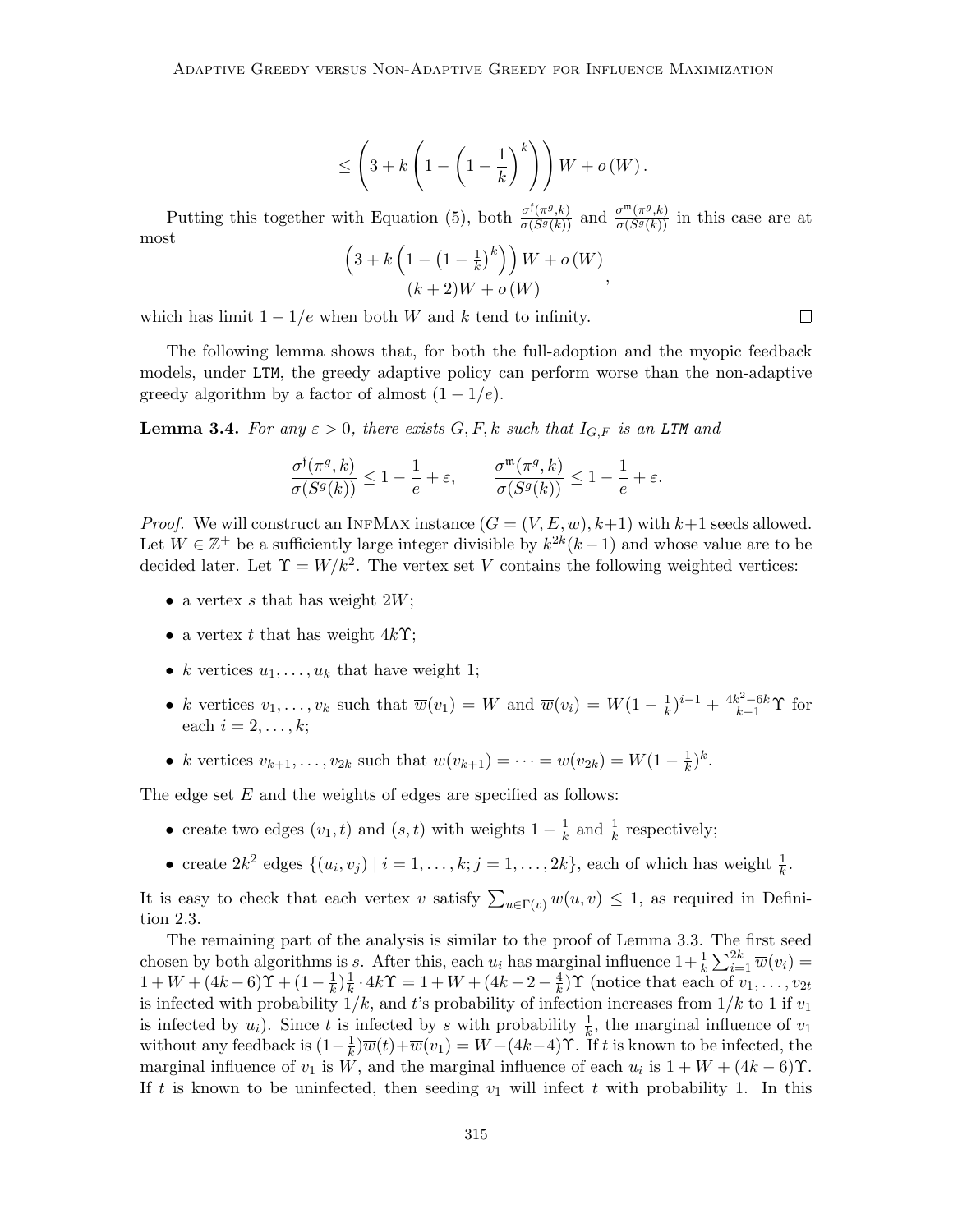$$\leq \left(3 + k\left(1 - \left(1 - \frac{1}{k}\right)^k\right)\right) W + o\left(W\right).$$

Putting this together with Equation (5), both $\frac{\sigma^{\mathfrak{f}}(\pi^g,k)}{\sigma(S^g(k))}$ and $\frac{\sigma^{\mathfrak{m}}(\pi^g,k)}{\sigma(S^g(k))}$ in this case are at most

$$\frac{\left(3 + k\left(1 - \left(1 - \frac{1}{k}\right)^k\right)\right) W + o\left(W\right)}{(k+2)W + o\left(W\right)},$$

which has limit $1 - 1/e$ when both $W$ and $k$ tend to infinity. $\square$

The following lemma shows that, for both the full-adoption and the myopic feedback models, under LTM, the greedy adaptive policy can perform worse than the non-adaptive greedy algorithm by a factor of almost $(1 - 1/e)$.

**Lemma 3.4.** *For any $\varepsilon > 0$, there exists $G, F, k$ such that $I_{G,F}$ is an LTM and*

$$\frac{\sigma^{\mathfrak{f}}(\pi^g,k)}{\sigma(S^g(k))} \leq 1 - \frac{1}{e} + \varepsilon, \qquad \frac{\sigma^{\mathfrak{m}}(\pi^g,k)}{\sigma(S^g(k))} \leq 1 - \frac{1}{e} + \varepsilon.$$

*Proof.* We will construct an InfMax instance $(G = (V, E, w), k+1)$ with $k+1$ seeds allowed. Let $W \in \mathbb{Z}^+$ be a sufficiently large integer divisible by $k^{2k}(k-1)$ and whose value are to be decided later. Let $\Upsilon = W/k^2$. The vertex set $V$ contains the following weighted vertices:

- a vertex $s$ that has weight $2W$;
- a vertex $t$ that has weight $4k\Upsilon$;
- $k$ vertices $u_1, \ldots, u_k$ that have weight 1;
- $k$ vertices $v_1, \ldots, v_k$ such that $\overline{w}(v_1) = W$ and $\overline{w}(v_i) = W(1 - \frac{1}{k})^{i-1} + \frac{4k^2-6k}{k-1}\Upsilon$ for each $i = 2, \ldots, k$;
- $k$ vertices $v_{k+1}, \ldots, v_{2k}$ such that $\overline{w}(v_{k+1}) = \cdots = \overline{w}(v_{2k}) = W(1 - \frac{1}{k})^k$.

The edge set $E$ and the weights of edges are specified as follows:

- create two edges $(v_1, t)$ and $(s, t)$ with weights $1 - \frac{1}{k}$ and $\frac{1}{k}$ respectively;
- create $2k^2$ edges $\{(u_i, v_j) \mid i = 1, \ldots, k; j = 1, \ldots, 2k\}$, each of which has weight $\frac{1}{k}$.

It is easy to check that each vertex $v$ satisfy $\sum_{u \in \Gamma(v)} w(u, v) \leq 1$, as required in Definition 2.3.

The remaining part of the analysis is similar to the proof of Lemma 3.3. The first seed chosen by both algorithms is $s$. After this, each $u_i$ has marginal influence $1 + \frac{1}{k}\sum_{i=1}^{2k} \overline{w}(v_i) = 1 + W + (4k-6)\Upsilon + (1 - \frac{1}{k})\frac{1}{k} \cdot 4k\Upsilon = 1 + W + (4k - 2 - \frac{4}{k})\Upsilon$ (notice that each of $v_1, \ldots, v_{2t}$ is infected with probability $1/k$, and $t$'s probability of infection increases from $1/k$ to 1 if $v_1$ is infected by $u_i$). Since $t$ is infected by $s$ with probability $\frac{1}{k}$, the marginal influence of $v_1$ without any feedback is $(1 - \frac{1}{k})\overline{w}(t) + \overline{w}(v_1) = W + (4k-4)\Upsilon$. If $t$ is known to be infected, the marginal influence of $v_1$ is $W$, and the marginal influence of each $u_i$ is $1 + W + (4k-6)\Upsilon$. If $t$ is known to be uninfected, then seeding $v_1$ will infect $t$ with probability 1. In this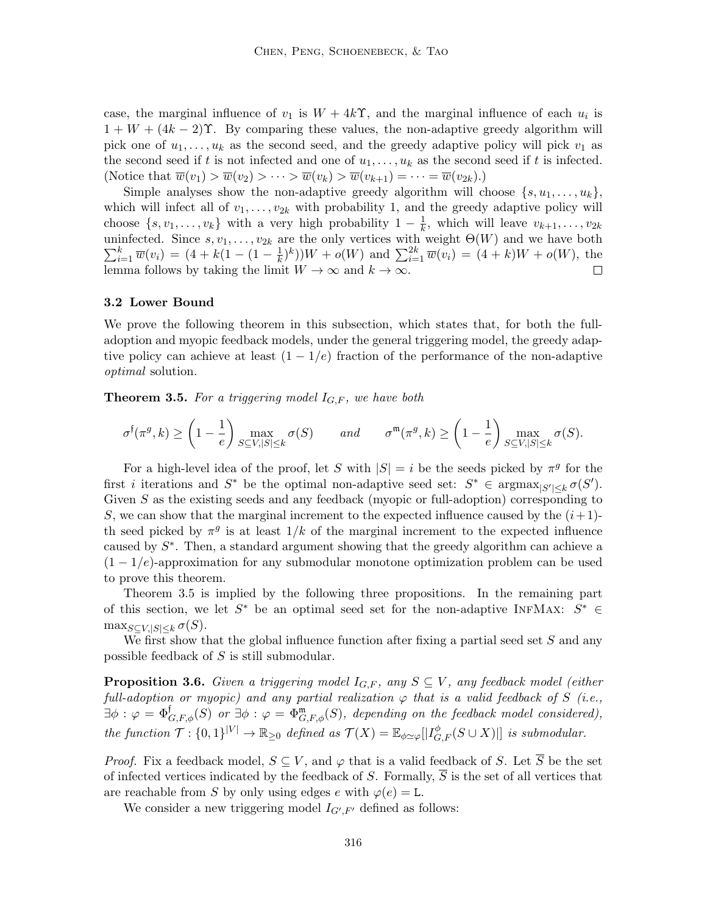case, the marginal influence of $v_1$ is $W + 4k\Upsilon$, and the marginal influence of each $u_i$ is $1 + W + (4k-2)\Upsilon$. By comparing these values, the non-adaptive greedy algorithm will pick one of $u_1, \ldots, u_k$ as the second seed, and the greedy adaptive policy will pick $v_1$ as the second seed if $t$ is not infected and one of $u_1, \ldots, u_k$ as the second seed if $t$ is infected. (Notice that $\overline{w}(v_1) > \overline{w}(v_2) > \cdots > \overline{w}(v_k) > \overline{w}(v_{k+1}) = \cdots = \overline{w}(v_{2k})$.)

Simple analyses show the non-adaptive greedy algorithm will choose $\{s, u_1, \ldots, u_k\}$, which will infect all of $v_1, \ldots, v_{2k}$ with probability 1, and the greedy adaptive policy will choose $\{s, v_1, \ldots, v_k\}$ with a very high probability $1 - \frac{1}{k}$, which will leave $v_{k+1}, \ldots, v_{2k}$ uninfected. Since $s, v_1, \ldots, v_{2k}$ are the only vertices with weight $\Theta(W)$ and we have both $\sum_{i=1}^{k} \overline{w}(v_i) = (4 + k(1 - (1 - \frac{1}{k})^k))W + o(W)$ and $\sum_{i=1}^{2k} \overline{w}(v_i) = (4+k)W + o(W)$, the lemma follows by taking the limit $W \to \infty$ and $k \to \infty$. □

### 3.2 Lower Bound

We prove the following theorem in this subsection, which states that, for both the full-adoption and myopic feedback models, under the general triggering model, the greedy adaptive policy can achieve at least $(1 - 1/e)$ fraction of the performance of the non-adaptive *optimal* solution.

**Theorem 3.5.** *For a triggering model $I_{G,F}$, we have both*

$$\sigma^{\mathsf{f}}(\pi^g, k) \geq \left(1 - \frac{1}{e}\right) \max_{S \subseteq V, |S| \leq k} \sigma(S) \qquad \text{and} \qquad \sigma^{\mathsf{m}}(\pi^g, k) \geq \left(1 - \frac{1}{e}\right) \max_{S \subseteq V, |S| \leq k} \sigma(S).$$

For a high-level idea of the proof, let $S$ with $|S| = i$ be the seeds picked by $\pi^g$ for the first $i$ iterations and $S^*$ be the optimal non-adaptive seed set: $S^* \in \operatorname{argmax}_{|S'| \leq k} \sigma(S')$. Given $S$ as the existing seeds and any feedback (myopic or full-adoption) corresponding to $S$, we can show that the marginal increment to the expected influence caused by the $(i+1)$-th seed picked by $\pi^g$ is at least $1/k$ of the marginal increment to the expected influence caused by $S^*$. Then, a standard argument showing that the greedy algorithm can achieve a $(1 - 1/e)$-approximation for any submodular monotone optimization problem can be used to prove this theorem.

Theorem 3.5 is implied by the following three propositions. In the remaining part of this section, we let $S^*$ be an optimal seed set for the non-adaptive InfMax: $S^* \in \max_{S \subseteq V, |S| \leq k} \sigma(S)$.

We first show that the global influence function after fixing a partial seed set $S$ and any possible feedback of $S$ is still submodular.

**Proposition 3.6.** *Given a triggering model $I_{G,F}$, any $S \subseteq V$, any feedback model (either full-adoption or myopic) and any partial realization $\varphi$ that is a valid feedback of $S$ (i.e., $\exists \phi : \varphi = \Phi^{\mathsf{f}}_{G,F,\phi}(S)$ or $\exists \phi : \varphi = \Phi^{\mathsf{m}}_{G,F,\phi}(S)$, depending on the feedback model considered), the function $\mathcal{T} : \{0,1\}^{|V|} \to \mathbb{R}_{\geq 0}$ defined as $\mathcal{T}(X) = \mathbb{E}_{\phi \simeq \varphi}[|I^{\phi}_{G,F}(S \cup X)|]$ is submodular.*

*Proof.* Fix a feedback model, $S \subseteq V$, and $\varphi$ that is a valid feedback of $S$. Let $\overline{S}$ be the set of infected vertices indicated by the feedback of $S$. Formally, $\overline{S}$ is the set of all vertices that are reachable from $S$ by only using edges $e$ with $\varphi(e) = \mathsf{L}$.

We consider a new triggering model $I_{G',F'}$ defined as follows: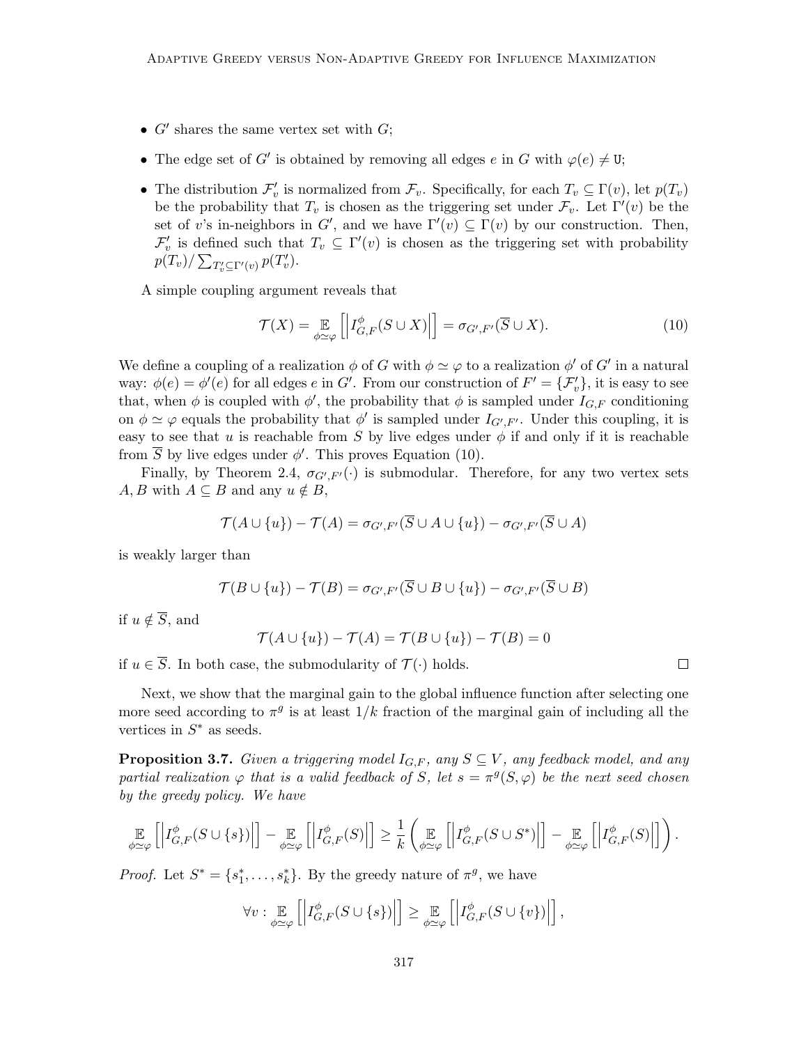- $G'$ shares the same vertex set with $G$;
- The edge set of $G'$ is obtained by removing all edges $e$ in $G$ with $\varphi(e) \neq \mathtt{U}$;
- The distribution $\mathcal{F}'_v$ is normalized from $\mathcal{F}_v$. Specifically, for each $T_v \subseteq \Gamma(v)$, let $p(T_v)$ be the probability that $T_v$ is chosen as the triggering set under $\mathcal{F}_v$. Let $\Gamma'(v)$ be the set of $v$'s in-neighbors in $G'$, and we have $\Gamma'(v) \subseteq \Gamma(v)$ by our construction. Then, $\mathcal{F}'_v$ is defined such that $T_v \subseteq \Gamma'(v)$ is chosen as the triggering set with probability $p(T_v)/\sum_{T'_v \subseteq \Gamma'(v)} p(T'_v)$.

A simple coupling argument reveals that

$$\mathcal{T}(X) = \mathop{\mathbb{E}}_{\phi \simeq \varphi}\left[\left|I^{\phi}_{G,F}(S \cup X)\right|\right] = \sigma_{G',F'}(\overline{S} \cup X). \tag{10}$$

We define a coupling of a realization $\phi$ of $G$ with $\phi \simeq \varphi$ to a realization $\phi'$ of $G'$ in a natural way: $\phi(e) = \phi'(e)$ for all edges $e$ in $G'$. From our construction of $F' = \{\mathcal{F}'_v\}$, it is easy to see that, when $\phi$ is coupled with $\phi'$, the probability that $\phi$ is sampled under $I_{G,F}$ conditioning on $\phi \simeq \varphi$ equals the probability that $\phi'$ is sampled under $I_{G',F'}$. Under this coupling, it is easy to see that $u$ is reachable from $S$ by live edges under $\phi$ if and only if it is reachable from $\overline{S}$ by live edges under $\phi'$. This proves Equation (10).

Finally, by Theorem 2.4, $\sigma_{G',F'}(\cdot)$ is submodular. Therefore, for any two vertex sets $A, B$ with $A \subseteq B$ and any $u \notin B$,

$$\mathcal{T}(A \cup \{u\}) - \mathcal{T}(A) = \sigma_{G',F'}(\overline{S} \cup A \cup \{u\}) - \sigma_{G',F'}(\overline{S} \cup A)$$

is weakly larger than

$$\mathcal{T}(B \cup \{u\}) - \mathcal{T}(B) = \sigma_{G',F'}(\overline{S} \cup B \cup \{u\}) - \sigma_{G',F'}(\overline{S} \cup B)$$

if $u \notin \overline{S}$, and

$$\mathcal{T}(A \cup \{u\}) - \mathcal{T}(A) = \mathcal{T}(B \cup \{u\}) - \mathcal{T}(B) = 0$$

if $u \in \overline{S}$. In both case, the submodularity of $\mathcal{T}(\cdot)$ holds. $\square$

Next, we show that the marginal gain to the global influence function after selecting one more seed according to $\pi^g$ is at least $1/k$ fraction of the marginal gain of including all the vertices in $S^*$ as seeds.

**Proposition 3.7.** *Given a triggering model $I_{G,F}$, any $S \subseteq V$, any feedback model, and any partial realization $\varphi$ that is a valid feedback of $S$, let $s = \pi^g(S, \varphi)$ be the next seed chosen by the greedy policy. We have*

$$\mathop{\mathbb{E}}_{\phi \simeq \varphi}\left[\left|I^{\phi}_{G,F}(S \cup \{s\})\right|\right] - \mathop{\mathbb{E}}_{\phi \simeq \varphi}\left[\left|I^{\phi}_{G,F}(S)\right|\right] \geq \frac{1}{k}\left(\mathop{\mathbb{E}}_{\phi \simeq \varphi}\left[\left|I^{\phi}_{G,F}(S \cup S^*)\right|\right] - \mathop{\mathbb{E}}_{\phi \simeq \varphi}\left[\left|I^{\phi}_{G,F}(S)\right|\right]\right).$$

*Proof.* Let $S^* = \{s^*_1, \ldots, s^*_k\}$. By the greedy nature of $\pi^g$, we have

$$\forall v : \mathop{\mathbb{E}}_{\phi \simeq \varphi}\left[\left|I^{\phi}_{G,F}(S \cup \{s\})\right|\right] \geq \mathop{\mathbb{E}}_{\phi \simeq \varphi}\left[\left|I^{\phi}_{G,F}(S \cup \{v\})\right|\right],$$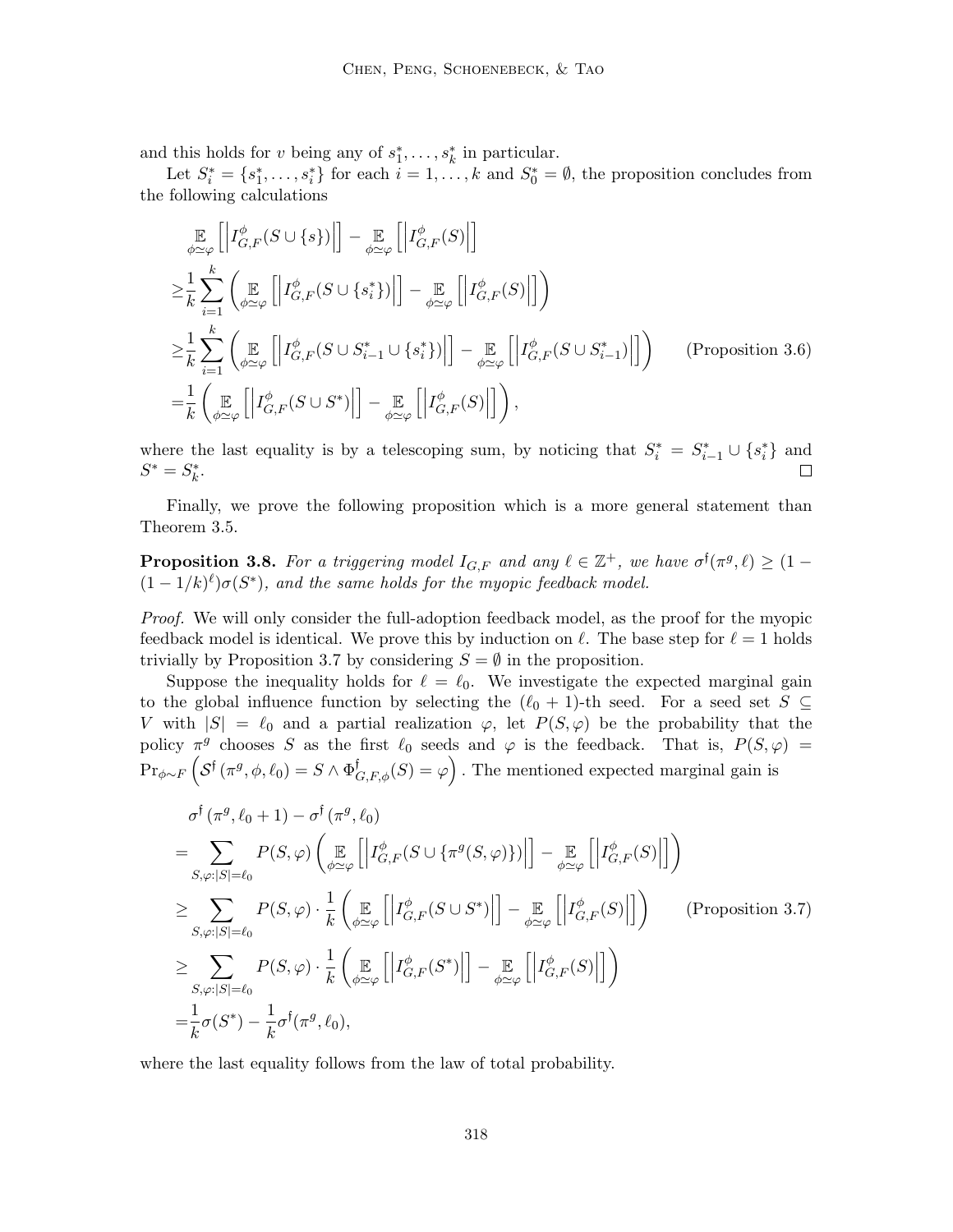and this holds for $v$ being any of $s_1^*, \ldots, s_k^*$ in particular.

Let $S_i^* = \{s_1^*, \ldots, s_i^*\}$ for each $i = 1, \ldots, k$ and $S_0^* = \emptyset$, the proposition concludes from the following calculations

$$
\begin{aligned}
&\mathop{\mathbb{E}}_{\phi \simeq \varphi}\left[\left|I_{G,F}^{\phi}(S \cup \{s\})\right|\right] - \mathop{\mathbb{E}}_{\phi \simeq \varphi}\left[\left|I_{G,F}^{\phi}(S)\right|\right] \\
\geq &\frac{1}{k}\sum_{i=1}^{k}\left(\mathop{\mathbb{E}}_{\phi \simeq \varphi}\left[\left|I_{G,F}^{\phi}(S \cup \{s_i^*\})\right|\right] - \mathop{\mathbb{E}}_{\phi \simeq \varphi}\left[\left|I_{G,F}^{\phi}(S)\right|\right]\right) \\
\geq &\frac{1}{k}\sum_{i=1}^{k}\left(\mathop{\mathbb{E}}_{\phi \simeq \varphi}\left[\left|I_{G,F}^{\phi}(S \cup S_{i-1}^* \cup \{s_i^*\})\right|\right] - \mathop{\mathbb{E}}_{\phi \simeq \varphi}\left[\left|I_{G,F}^{\phi}(S \cup S_{i-1}^*)\right|\right]\right) \qquad \text{(Proposition 3.6)} \\
= &\frac{1}{k}\left(\mathop{\mathbb{E}}_{\phi \simeq \varphi}\left[\left|I_{G,F}^{\phi}(S \cup S^*)\right|\right] - \mathop{\mathbb{E}}_{\phi \simeq \varphi}\left[\left|I_{G,F}^{\phi}(S)\right|\right]\right),
\end{aligned}
$$

where the last equality is by a telescoping sum, by noticing that $S_i^* = S_{i-1}^* \cup \{s_i^*\}$ and $S^* = S_k^*$. □

Finally, we prove the following proposition which is a more general statement than Theorem 3.5.

**Proposition 3.8.** *For a triggering model $I_{G,F}$ and any $\ell \in \mathbb{Z}^+$, we have $\sigma^{\mathfrak{f}}(\pi^g, \ell) \geq (1 - (1 - 1/k)^{\ell})\sigma(S^*)$, and the same holds for the myopic feedback model.*

*Proof.* We will only consider the full-adoption feedback model, as the proof for the myopic feedback model is identical. We prove this by induction on $\ell$. The base step for $\ell = 1$ holds trivially by Proposition 3.7 by considering $S = \emptyset$ in the proposition.

Suppose the inequality holds for $\ell = \ell_0$. We investigate the expected marginal gain to the global influence function by selecting the $(\ell_0 + 1)$-th seed. For a seed set $S \subseteq V$ with $|S| = \ell_0$ and a partial realization $\varphi$, let $P(S, \varphi)$ be the probability that the policy $\pi^g$ chooses $S$ as the first $\ell_0$ seeds and $\varphi$ is the feedback. That is, $P(S, \varphi) = \Pr_{\phi \sim F}\left(\mathcal{S}^{\mathfrak{f}}(\pi^g, \phi, \ell_0) = S \wedge \Phi_{G,F,\phi}^{\mathfrak{f}}(S) = \varphi\right)$. The mentioned expected marginal gain is

$$
\begin{aligned}
&\sigma^{\mathfrak{f}}(\pi^g, \ell_0 + 1) - \sigma^{\mathfrak{f}}(\pi^g, \ell_0) \\
= &\sum_{S, \varphi : |S| = \ell_0} P(S, \varphi)\left(\mathop{\mathbb{E}}_{\phi \simeq \varphi}\left[\left|I_{G,F}^{\phi}(S \cup \{\pi^g(S, \varphi)\})\right|\right] - \mathop{\mathbb{E}}_{\phi \simeq \varphi}\left[\left|I_{G,F}^{\phi}(S)\right|\right]\right) \\
\geq &\sum_{S, \varphi : |S| = \ell_0} P(S, \varphi) \cdot \frac{1}{k}\left(\mathop{\mathbb{E}}_{\phi \simeq \varphi}\left[\left|I_{G,F}^{\phi}(S \cup S^*)\right|\right] - \mathop{\mathbb{E}}_{\phi \simeq \varphi}\left[\left|I_{G,F}^{\phi}(S)\right|\right]\right) \qquad \text{(Proposition 3.7)} \\
\geq &\sum_{S, \varphi : |S| = \ell_0} P(S, \varphi) \cdot \frac{1}{k}\left(\mathop{\mathbb{E}}_{\phi \simeq \varphi}\left[\left|I_{G,F}^{\phi}(S^*)\right|\right] - \mathop{\mathbb{E}}_{\phi \simeq \varphi}\left[\left|I_{G,F}^{\phi}(S)\right|\right]\right) \\
= &\frac{1}{k}\sigma(S^*) - \frac{1}{k}\sigma^{\mathfrak{f}}(\pi^g, \ell_0),
\end{aligned}
$$

where the last equality follows from the law of total probability.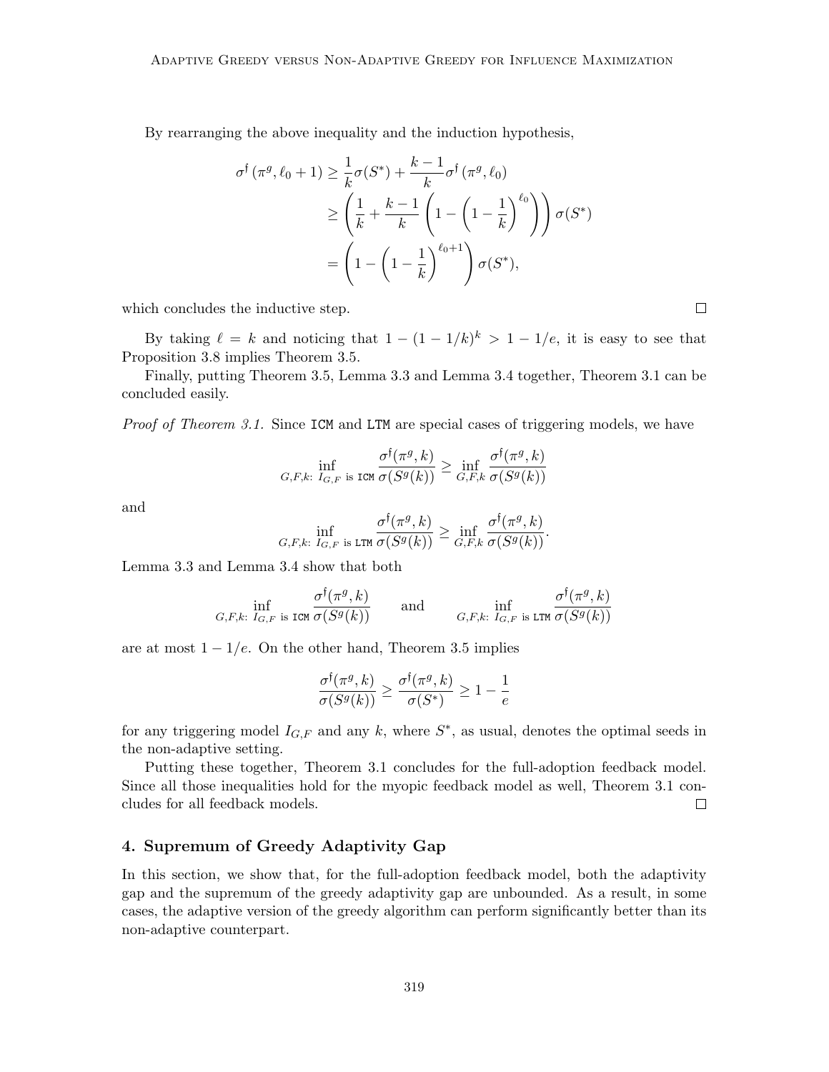By rearranging the above inequality and the induction hypothesis,

$$
\begin{aligned}
\sigma^{\mathfrak{f}}(\pi^g, \ell_0 + 1) &\geq \frac{1}{k}\sigma(S^*) + \frac{k-1}{k}\sigma^{\mathfrak{f}}(\pi^g, \ell_0) \\
&\geq \left(\frac{1}{k} + \frac{k-1}{k}\left(1 - \left(1 - \frac{1}{k}\right)^{\ell_0}\right)\right)\sigma(S^*) \\
&= \left(1 - \left(1 - \frac{1}{k}\right)^{\ell_0+1}\right)\sigma(S^*),
\end{aligned}
$$

which concludes the inductive step. $\square$

By taking $\ell = k$ and noticing that $1 - (1 - 1/k)^k > 1 - 1/e$, it is easy to see that Proposition 3.8 implies Theorem 3.5.

Finally, putting Theorem 3.5, Lemma 3.3 and Lemma 3.4 together, Theorem 3.1 can be concluded easily.

*Proof of Theorem 3.1.* Since ICM and LTM are special cases of triggering models, we have

$$
\inf_{G,F,k:\ I_{G,F} \text{ is ICM}} \frac{\sigma^{\mathfrak{f}}(\pi^g, k)}{\sigma(S^g(k))} \geq \inf_{G,F,k} \frac{\sigma^{\mathfrak{f}}(\pi^g, k)}{\sigma(S^g(k))}
$$

and

$$
\inf_{G,F,k:\ I_{G,F} \text{ is LTM}} \frac{\sigma^{\mathfrak{f}}(\pi^g, k)}{\sigma(S^g(k))} \geq \inf_{G,F,k} \frac{\sigma^{\mathfrak{f}}(\pi^g, k)}{\sigma(S^g(k))}.
$$

Lemma 3.3 and Lemma 3.4 show that both

$$
\inf_{G,F,k:\ I_{G,F} \text{ is ICM}} \frac{\sigma^{\mathfrak{f}}(\pi^g, k)}{\sigma(S^g(k))} \qquad \text{and} \qquad \inf_{G,F,k:\ I_{G,F} \text{ is LTM}} \frac{\sigma^{\mathfrak{f}}(\pi^g, k)}{\sigma(S^g(k))}
$$

are at most $1 - 1/e$. On the other hand, Theorem 3.5 implies

$$
\frac{\sigma^{\mathfrak{f}}(\pi^g, k)}{\sigma(S^g(k))} \geq \frac{\sigma^{\mathfrak{f}}(\pi^g, k)}{\sigma(S^*)} \geq 1 - \frac{1}{e}
$$

for any triggering model $I_{G,F}$ and any $k$, where $S^*$, as usual, denotes the optimal seeds in the non-adaptive setting.

Putting these together, Theorem 3.1 concludes for the full-adoption feedback model. Since all those inequalities hold for the myopic feedback model as well, Theorem 3.1 concludes for all feedback models. $\square$

## 4. Supremum of Greedy Adaptivity Gap

In this section, we show that, for the full-adoption feedback model, both the adaptivity gap and the supremum of the greedy adaptivity gap are unbounded. As a result, in some cases, the adaptive version of the greedy algorithm can perform significantly better than its non-adaptive counterpart.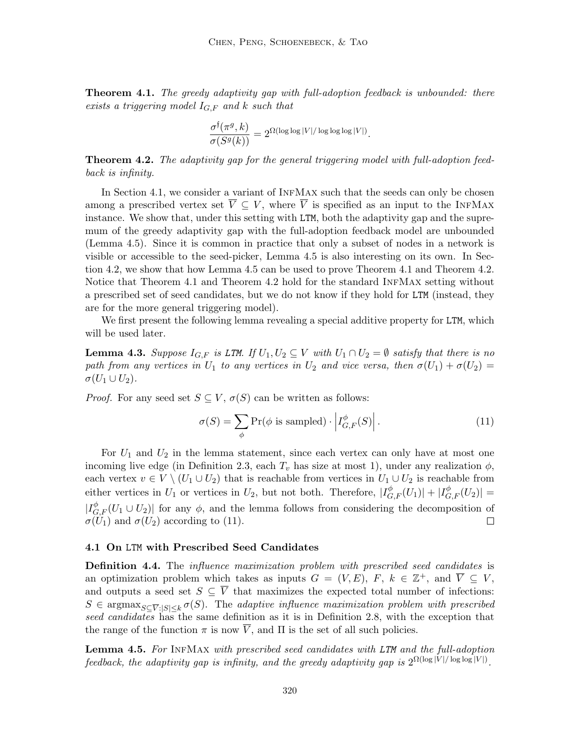**Theorem 4.1.** *The greedy adaptivity gap with full-adoption feedback is unbounded: there exists a triggering model $I_{G,F}$ and $k$ such that*

$$\frac{\sigma^{\mathfrak{f}}(\pi^g, k)}{\sigma(S^g(k))} = 2^{\Omega(\log\log|V|/\log\log\log|V|)}.$$

**Theorem 4.2.** *The adaptivity gap for the general triggering model with full-adoption feedback is infinity.*

In Section 4.1, we consider a variant of InfMax such that the seeds can only be chosen among a prescribed vertex set $\overline{V} \subseteq V$, where $\overline{V}$ is specified as an input to the InfMax instance. We show that, under this setting with LTM, both the adaptivity gap and the supremum of the greedy adaptivity gap with the full-adoption feedback model are unbounded (Lemma 4.5). Since it is common in practice that only a subset of nodes in a network is visible or accessible to the seed-picker, Lemma 4.5 is also interesting on its own. In Section 4.2, we show that how Lemma 4.5 can be used to prove Theorem 4.1 and Theorem 4.2. Notice that Theorem 4.1 and Theorem 4.2 hold for the standard InfMax setting without a prescribed set of seed candidates, but we do not know if they hold for LTM (instead, they are for the more general triggering model).

We first present the following lemma revealing a special additive property for LTM, which will be used later.

**Lemma 4.3.** *Suppose $I_{G,F}$ is LTM. If $U_1, U_2 \subseteq V$ with $U_1 \cap U_2 = \emptyset$ satisfy that there is no path from any vertices in $U_1$ to any vertices in $U_2$ and vice versa, then $\sigma(U_1) + \sigma(U_2) = \sigma(U_1 \cup U_2)$.*

*Proof.* For any seed set $S \subseteq V$, $\sigma(S)$ can be written as follows:

$$\sigma(S) = \sum_{\phi} \Pr(\phi \text{ is sampled}) \cdot \left| I_{G,F}^{\phi}(S) \right|. \tag{11}$$

For $U_1$ and $U_2$ in the lemma statement, since each vertex can only have at most one incoming live edge (in Definition 2.3, each $T_v$ has size at most 1), under any realization $\phi$, each vertex $v \in V \setminus (U_1 \cup U_2)$ that is reachable from vertices in $U_1 \cup U_2$ is reachable from either vertices in $U_1$ or vertices in $U_2$, but not both. Therefore, $|I_{G,F}^{\phi}(U_1)| + |I_{G,F}^{\phi}(U_2)| = |I_{G,F}^{\phi}(U_1 \cup U_2)|$ for any $\phi$, and the lemma follows from considering the decomposition of $\sigma(U_1)$ and $\sigma(U_2)$ according to (11). $\square$

### 4.1 On LTM with Prescribed Seed Candidates

**Definition 4.4.** The *influence maximization problem with prescribed seed candidates* is an optimization problem which takes as inputs $G = (V, E)$, $F$, $k \in \mathbb{Z}^+$, and $\overline{V} \subseteq V$, and outputs a seed set $S \subseteq \overline{V}$ that maximizes the expected total number of infections: $S \in \operatorname{argmax}_{S \subseteq \overline{V}: |S| \leq k} \sigma(S)$. The *adaptive influence maximization problem with prescribed seed candidates* has the same definition as it is in Definition 2.8, with the exception that the range of the function $\pi$ is now $\overline{V}$, and $\Pi$ is the set of all such policies.

**Lemma 4.5.** *For InfMax with prescribed seed candidates with LTM and the full-adoption feedback, the adaptivity gap is infinity, and the greedy adaptivity gap is $2^{\Omega(\log|V|/\log\log|V|)}$.*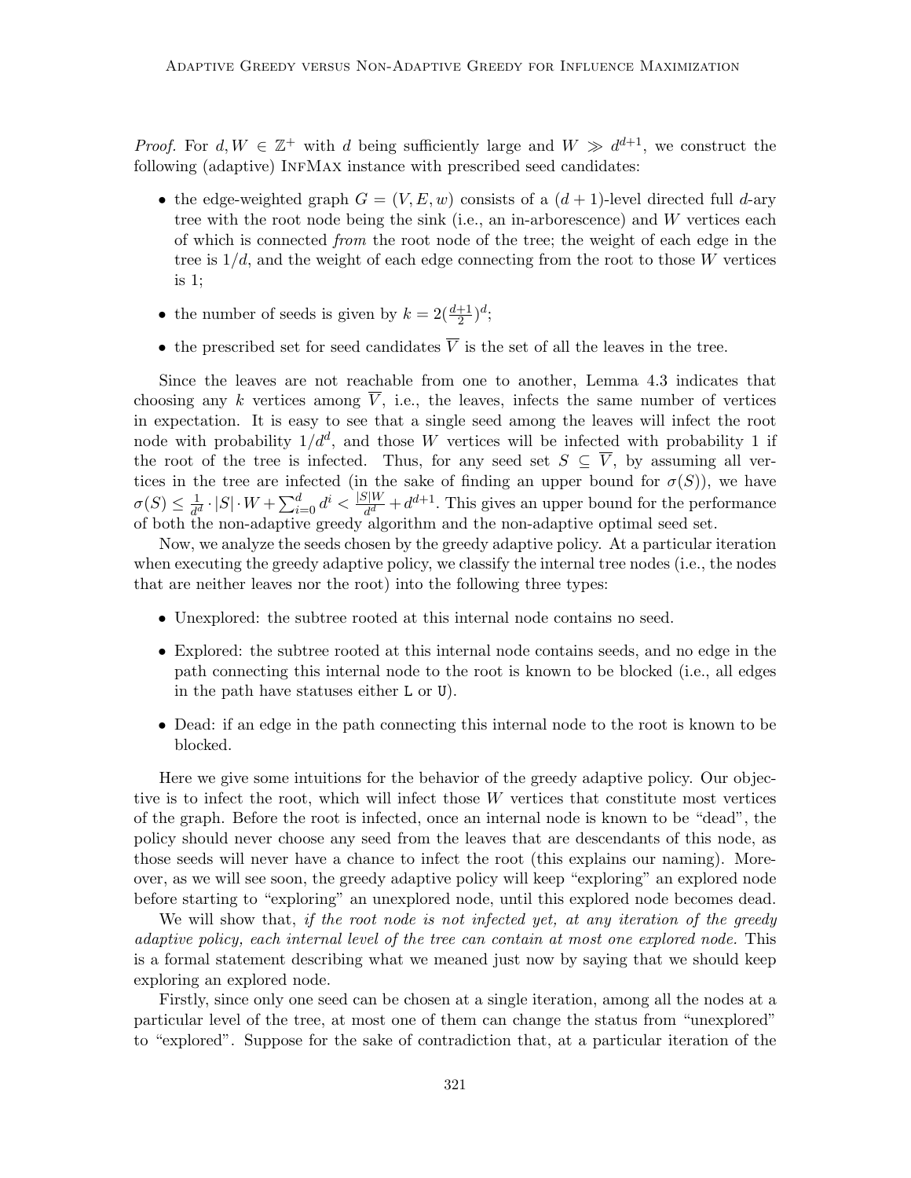*Proof.* For $d, W \in \mathbb{Z}^+$ with $d$ being sufficiently large and $W \gg d^{d+1}$, we construct the following (adaptive) InfMax instance with prescribed seed candidates:

- the edge-weighted graph $G = (V, E, w)$ consists of a $(d+1)$-level directed full $d$-ary tree with the root node being the sink (i.e., an in-arborescence) and $W$ vertices each of which is connected *from* the root node of the tree; the weight of each edge in the tree is $1/d$, and the weight of each edge connecting from the root to those $W$ vertices is 1;
- the number of seeds is given by $k = 2(\frac{d+1}{2})^d$;
- the prescribed set for seed candidates $\overline{V}$ is the set of all the leaves in the tree.

Since the leaves are not reachable from one to another, Lemma 4.3 indicates that choosing any $k$ vertices among $\overline{V}$, i.e., the leaves, infects the same number of vertices in expectation. It is easy to see that a single seed among the leaves will infect the root node with probability $1/d^d$, and those $W$ vertices will be infected with probability 1 if the root of the tree is infected. Thus, for any seed set $S \subseteq \overline{V}$, by assuming all vertices in the tree are infected (in the sake of finding an upper bound for $\sigma(S)$), we have $\sigma(S) \leq \frac{1}{d^d} \cdot |S| \cdot W + \sum_{i=0}^{d} d^i < \frac{|S|W}{d^d} + d^{d+1}$. This gives an upper bound for the performance of both the non-adaptive greedy algorithm and the non-adaptive optimal seed set.

Now, we analyze the seeds chosen by the greedy adaptive policy. At a particular iteration when executing the greedy adaptive policy, we classify the internal tree nodes (i.e., the nodes that are neither leaves nor the root) into the following three types:

- Unexplored: the subtree rooted at this internal node contains no seed.
- Explored: the subtree rooted at this internal node contains seeds, and no edge in the path connecting this internal node to the root is known to be blocked (i.e., all edges in the path have statuses either `L` or `U`).
- Dead: if an edge in the path connecting this internal node to the root is known to be blocked.

Here we give some intuitions for the behavior of the greedy adaptive policy. Our objective is to infect the root, which will infect those $W$ vertices that constitute most vertices of the graph. Before the root is infected, once an internal node is known to be "dead", the policy should never choose any seed from the leaves that are descendants of this node, as those seeds will never have a chance to infect the root (this explains our naming). Moreover, as we will see soon, the greedy adaptive policy will keep "exploring" an explored node before starting to "exploring" an unexplored node, until this explored node becomes dead.

We will show that, *if the root node is not infected yet, at any iteration of the greedy adaptive policy, each internal level of the tree can contain at most one explored node.* This is a formal statement describing what we meaned just now by saying that we should keep exploring an explored node.

Firstly, since only one seed can be chosen at a single iteration, among all the nodes at a particular level of the tree, at most one of them can change the status from "unexplored" to "explored". Suppose for the sake of contradiction that, at a particular iteration of the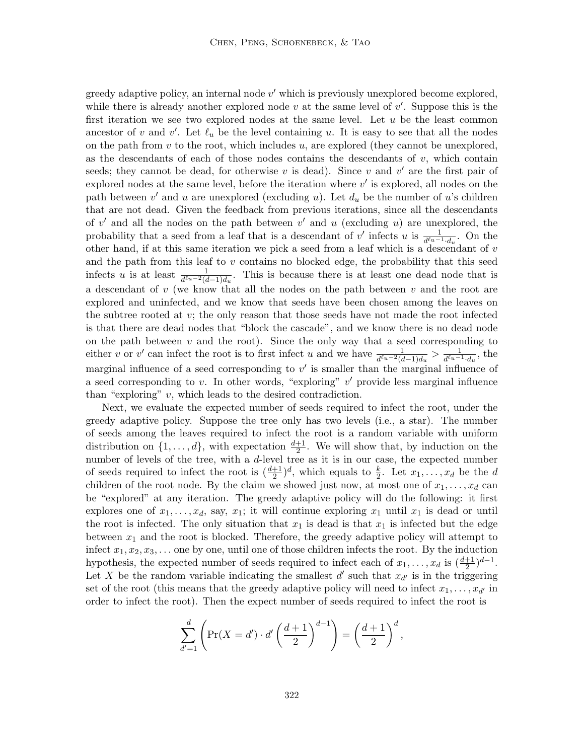greedy adaptive policy, an internal node $v'$ which is previously unexplored become explored, while there is already another explored node $v$ at the same level of $v'$. Suppose this is the first iteration we see two explored nodes at the same level. Let $u$ be the least common ancestor of $v$ and $v'$. Let $\ell_u$ be the level containing $u$. It is easy to see that all the nodes on the path from $v$ to the root, which includes $u$, are explored (they cannot be unexplored, as the descendants of each of those nodes contains the descendants of $v$, which contain seeds; they cannot be dead, for otherwise $v$ is dead). Since $v$ and $v'$ are the first pair of explored nodes at the same level, before the iteration where $v'$ is explored, all nodes on the path between $v'$ and $u$ are unexplored (excluding $u$). Let $d_u$ be the number of $u$'s children that are not dead. Given the feedback from previous iterations, since all the descendants of $v'$ and all the nodes on the path between $v'$ and $u$ (excluding $u$) are unexplored, the probability that a seed from a leaf that is a descendant of $v'$ infects $u$ is $\frac{1}{d^{\ell_u-1}\cdot d_u}$. On the other hand, if at this same iteration we pick a seed from a leaf which is a descendant of $v$ and the path from this leaf to $v$ contains no blocked edge, the probability that this seed infects $u$ is at least $\frac{1}{d^{\ell_u-2}(d-1)d_u}$. This is because there is at least one dead node that is a descendant of $v$ (we know that all the nodes on the path between $v$ and the root are explored and uninfected, and we know that seeds have been chosen among the leaves on the subtree rooted at $v$; the only reason that those seeds have not made the root infected is that there are dead nodes that "block the cascade", and we know there is no dead node on the path between $v$ and the root). Since the only way that a seed corresponding to either $v$ or $v'$ can infect the root is to first infect $u$ and we have $\frac{1}{d^{\ell_u-2}(d-1)d_u} > \frac{1}{d^{\ell_u-1}\cdot d_u}$, the marginal influence of a seed corresponding to $v'$ is smaller than the marginal influence of a seed corresponding to $v$. In other words, "exploring" $v'$ provide less marginal influence than "exploring" $v$, which leads to the desired contradiction.

Next, we evaluate the expected number of seeds required to infect the root, under the greedy adaptive policy. Suppose the tree only has two levels (i.e., a star). The number of seeds among the leaves required to infect the root is a random variable with uniform distribution on $\{1, \ldots, d\}$, with expectation $\frac{d+1}{2}$. We will show that, by induction on the number of levels of the tree, with a $d$-level tree as it is in our case, the expected number of seeds required to infect the root is $(\frac{d+1}{2})^d$, which equals to $\frac{k}{2}$. Let $x_1, \ldots, x_d$ be the $d$ children of the root node. By the claim we showed just now, at most one of $x_1, \ldots, x_d$ can be "explored" at any iteration. The greedy adaptive policy will do the following: it first explores one of $x_1, \ldots, x_d$, say, $x_1$; it will continue exploring $x_1$ until $x_1$ is dead or until the root is infected. The only situation that $x_1$ is dead is that $x_1$ is infected but the edge between $x_1$ and the root is blocked. Therefore, the greedy adaptive policy will attempt to infect $x_1, x_2, x_3, \ldots$ one by one, until one of those children infects the root. By the induction hypothesis, the expected number of seeds required to infect each of $x_1, \ldots, x_d$ is $(\frac{d+1}{2})^{d-1}$. Let $X$ be the random variable indicating the smallest $d'$ such that $x_{d'}$ is in the triggering set of the root (this means that the greedy adaptive policy will need to infect $x_1, \ldots, x_{d'}$ in order to infect the root). Then the expect number of seeds required to infect the root is

$$\sum_{d'=1}^{d} \left( \Pr(X = d') \cdot d' \left( \frac{d+1}{2} \right)^{d-1} \right) = \left( \frac{d+1}{2} \right)^{d},$$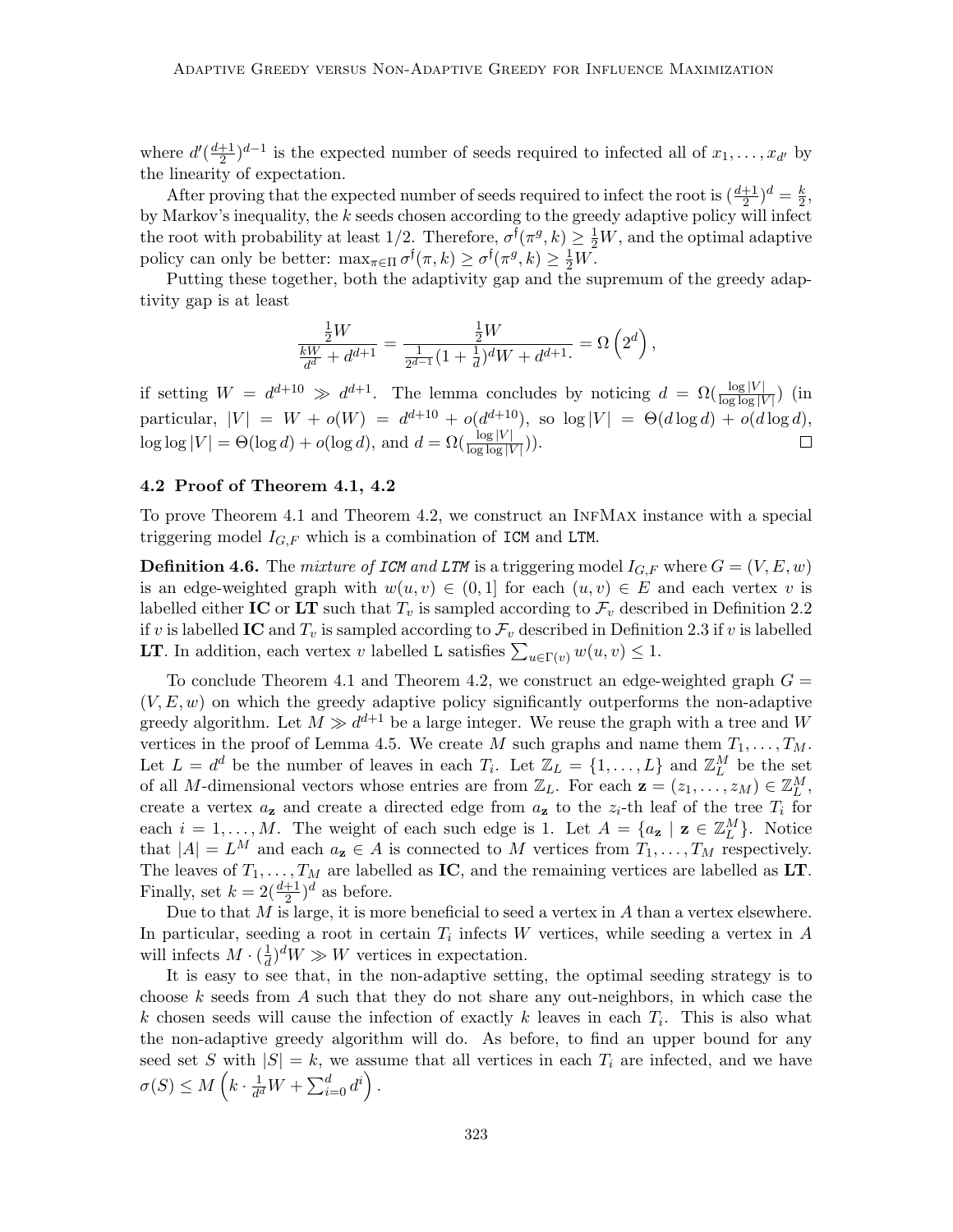where $d'(\frac{d+1}{2})^{d-1}$ is the expected number of seeds required to infected all of $x_1, \ldots, x_{d'}$ by the linearity of expectation.

After proving that the expected number of seeds required to infect the root is $(\frac{d+1}{2})^d = \frac{k}{2}$, by Markov's inequality, the $k$ seeds chosen according to the greedy adaptive policy will infect the root with probability at least 1/2. Therefore, $\sigma^{\dagger}(\pi^g, k) \geq \frac{1}{2}W$, and the optimal adaptive policy can only be better: $\max_{\pi \in \Pi} \sigma^{\dagger}(\pi, k) \geq \sigma^{\dagger}(\pi^g, k) \geq \frac{1}{2}W$.

Putting these together, both the adaptivity gap and the supremum of the greedy adaptivity gap is at least

$$\frac{\frac{1}{2}W}{\frac{kW}{d^d} + d^{d+1}} = \frac{\frac{1}{2}W}{\frac{1}{2^{d-1}}(1+\frac{1}{d})^d W + d^{d+1}.} = \Omega\left(2^d\right),$$

if setting $W = d^{d+10} \gg d^{d+1}$. The lemma concludes by noticing $d = \Omega(\frac{\log |V|}{\log \log |V|})$ (in particular, $|V| = W + o(W) = d^{d+10} + o(d^{d+10})$, so $\log |V| = \Theta(d \log d) + o(d \log d)$, $\log \log |V| = \Theta(\log d) + o(\log d)$, and $d = \Omega(\frac{\log |V|}{\log \log |V|})$). $\square$

### 4.2 Proof of Theorem 4.1, 4.2

To prove Theorem 4.1 and Theorem 4.2, we construct an InfMax instance with a special triggering model $I_{G,F}$ which is a combination of `ICM` and `LTM`.

**Definition 4.6.** The *mixture of `ICM` and `LTM`* is a triggering model $I_{G,F}$ where $G = (V, E, w)$ is an edge-weighted graph with $w(u, v) \in (0, 1]$ for each $(u, v) \in E$ and each vertex $v$ is labelled either **IC** or **LT** such that $T_v$ is sampled according to $\mathcal{F}_v$ described in Definition 2.2 if $v$ is labelled **IC** and $T_v$ is sampled according to $\mathcal{F}_v$ described in Definition 2.3 if $v$ is labelled **LT**. In addition, each vertex $v$ labelled `L` satisfies $\sum_{u \in \Gamma(v)} w(u, v) \leq 1$.

To conclude Theorem 4.1 and Theorem 4.2, we construct an edge-weighted graph $G = (V, E, w)$ on which the greedy adaptive policy significantly outperforms the non-adaptive greedy algorithm. Let $M \gg d^{d+1}$ be a large integer. We reuse the graph with a tree and $W$ vertices in the proof of Lemma 4.5. We create $M$ such graphs and name them $T_1, \ldots, T_M$. Let $L = d^d$ be the number of leaves in each $T_i$. Let $\mathbb{Z}_L = \{1, \ldots, L\}$ and $\mathbb{Z}_L^M$ be the set of all $M$-dimensional vectors whose entries are from $\mathbb{Z}_L$. For each $\mathbf{z} = (z_1, \ldots, z_M) \in \mathbb{Z}_L^M$, create a vertex $a_{\mathbf{z}}$ and create a directed edge from $a_{\mathbf{z}}$ to the $z_i$-th leaf of the tree $T_i$ for each $i = 1, \ldots, M$. The weight of each such edge is 1. Let $A = \{a_{\mathbf{z}} \mid \mathbf{z} \in \mathbb{Z}_L^M\}$. Notice that $|A| = L^M$ and each $a_{\mathbf{z}} \in A$ is connected to $M$ vertices from $T_1, \ldots, T_M$ respectively. The leaves of $T_1, \ldots, T_M$ are labelled as **IC**, and the remaining vertices are labelled as **LT**. Finally, set $k = 2(\frac{d+1}{2})^d$ as before.

Due to that $M$ is large, it is more beneficial to seed a vertex in $A$ than a vertex elsewhere. In particular, seeding a root in certain $T_i$ infects $W$ vertices, while seeding a vertex in $A$ will infects $M \cdot (\frac{1}{d})^d W \gg W$ vertices in expectation.

It is easy to see that, in the non-adaptive setting, the optimal seeding strategy is to choose $k$ seeds from $A$ such that they do not share any out-neighbors, in which case the $k$ chosen seeds will cause the infection of exactly $k$ leaves in each $T_i$. This is also what the non-adaptive greedy algorithm will do. As before, to find an upper bound for any seed set $S$ with $|S| = k$, we assume that all vertices in each $T_i$ are infected, and we have $\sigma(S) \leq M\left(k \cdot \frac{1}{d^d}W + \sum_{i=0}^{d} d^i\right)$.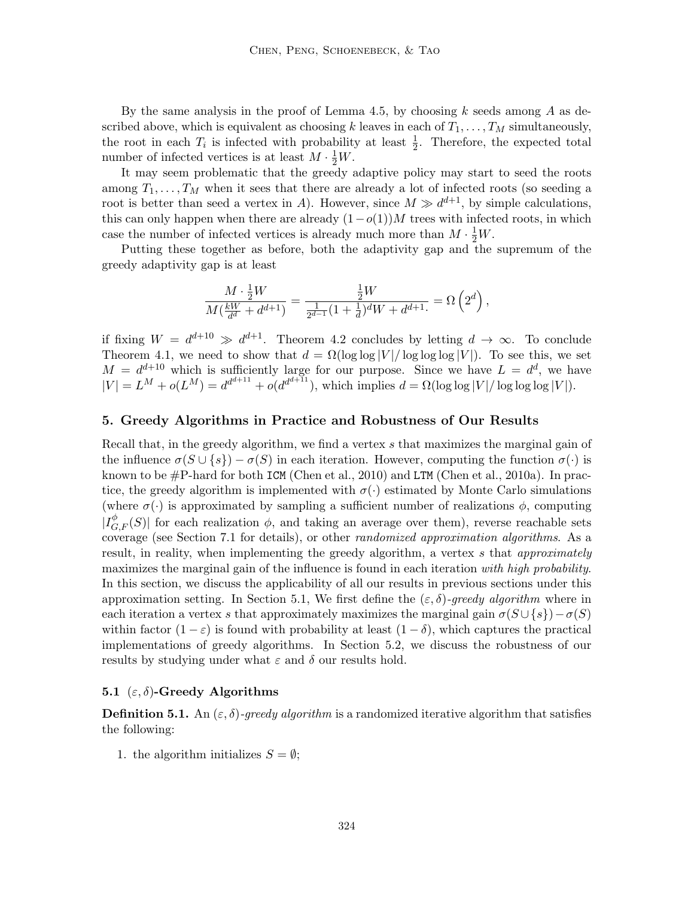By the same analysis in the proof of Lemma 4.5, by choosing $k$ seeds among $A$ as described above, which is equivalent as choosing $k$ leaves in each of $T_1, \ldots, T_M$ simultaneously, the root in each $T_i$ is infected with probability at least $\frac{1}{2}$. Therefore, the expected total number of infected vertices is at least $M \cdot \frac{1}{2}W$.

It may seem problematic that the greedy adaptive policy may start to seed the roots among $T_1, \ldots, T_M$ when it sees that there are already a lot of infected roots (so seeding a root is better than seed a vertex in $A$). However, since $M \gg d^{d+1}$, by simple calculations, this can only happen when there are already $(1-o(1))M$ trees with infected roots, in which case the number of infected vertices is already much more than $M \cdot \frac{1}{2}W$.

Putting these together as before, both the adaptivity gap and the supremum of the greedy adaptivity gap is at least

$$\frac{M \cdot \frac{1}{2}W}{M(\frac{kW}{d^d} + d^{d+1})} = \frac{\frac{1}{2}W}{\frac{1}{2^{d-1}}(1+\frac{1}{d})^d W + d^{d+1}.} = \Omega\left(2^d\right),$$

if fixing $W = d^{d+10} \gg d^{d+1}$. Theorem 4.2 concludes by letting $d \to \infty$. To conclude Theorem 4.1, we need to show that $d = \Omega(\log\log|V|/\log\log\log|V|)$. To see this, we set $M = d^{d+10}$ which is sufficiently large for our purpose. Since we have $L = d^d$, we have $|V| = L^M + o(L^M) = d^{d^{d+11}} + o(d^{d^{d+11}})$, which implies $d = \Omega(\log\log|V|/\log\log\log|V|)$.

## 5. Greedy Algorithms in Practice and Robustness of Our Results

Recall that, in the greedy algorithm, we find a vertex $s$ that maximizes the marginal gain of the influence $\sigma(S \cup \{s\}) - \sigma(S)$ in each iteration. However, computing the function $\sigma(\cdot)$ is known to be #P-hard for both ICM (Chen et al., 2010) and LTM (Chen et al., 2010a). In practice, the greedy algorithm is implemented with $\sigma(\cdot)$ estimated by Monte Carlo simulations (where $\sigma(\cdot)$ is approximated by sampling a sufficient number of realizations $\phi$, computing $|I^{\phi}_{G,F}(S)|$ for each realization $\phi$, and taking an average over them), reverse reachable sets coverage (see Section 7.1 for details), or other *randomized approximation algorithms*. As a result, in reality, when implementing the greedy algorithm, a vertex $s$ that *approximately* maximizes the marginal gain of the influence is found in each iteration *with high probability*. In this section, we discuss the applicability of all our results in previous sections under this approximation setting. In Section 5.1, We first define the $(\varepsilon, \delta)$-*greedy algorithm* where in each iteration a vertex $s$ that approximately maximizes the marginal gain $\sigma(S \cup \{s\}) - \sigma(S)$ within factor $(1-\varepsilon)$ is found with probability at least $(1-\delta)$, which captures the practical implementations of greedy algorithms. In Section 5.2, we discuss the robustness of our results by studying under what $\varepsilon$ and $\delta$ our results hold.

### 5.1 $(\varepsilon, \delta)$-Greedy Algorithms

**Definition 5.1.** An $(\varepsilon, \delta)$-*greedy algorithm* is a randomized iterative algorithm that satisfies the following:

1. the algorithm initializes $S = \emptyset$;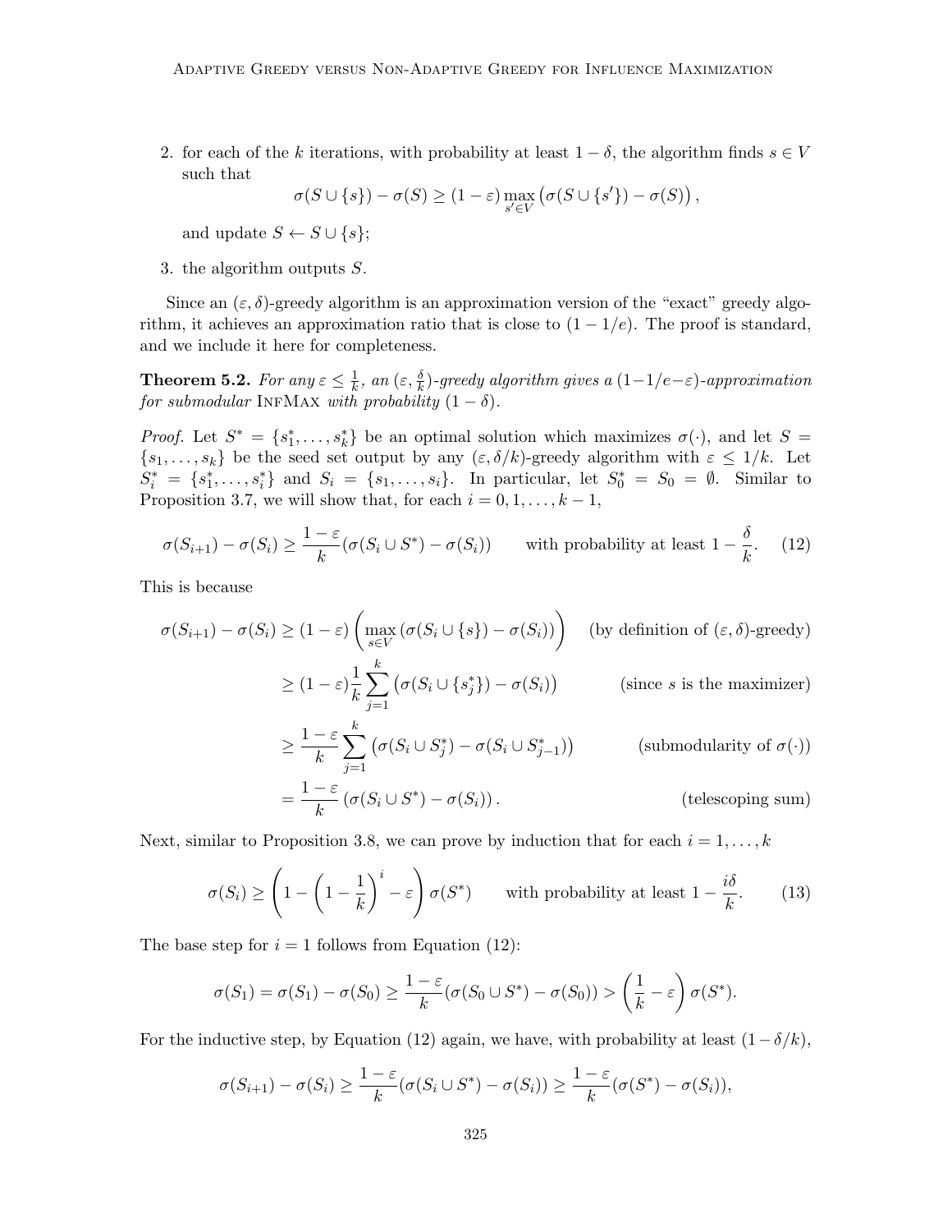2. for each of the $k$ iterations, with probability at least $1-\delta$, the algorithm finds $s \in V$ such that

$$\sigma(S \cup \{s\}) - \sigma(S) \geq (1-\varepsilon) \max_{s' \in V} \left(\sigma(S \cup \{s'\}) - \sigma(S)\right),$$

and update $S \leftarrow S \cup \{s\}$;

3. the algorithm outputs $S$.

Since an $(\varepsilon, \delta)$-greedy algorithm is an approximation version of the "exact" greedy algorithm, it achieves an approximation ratio that is close to $(1-1/e)$. The proof is standard, and we include it here for completeness.

**Theorem 5.2.** *For any $\varepsilon \leq \frac{1}{k}$, an $(\varepsilon, \frac{\delta}{k})$-greedy algorithm gives a $(1-1/e-\varepsilon)$-approximation for submodular* InfMax *with probability $(1-\delta)$.*

*Proof.* Let $S^* = \{s_1^*, \ldots, s_k^*\}$ be an optimal solution which maximizes $\sigma(\cdot)$, and let $S = \{s_1, \ldots, s_k\}$ be the seed set output by any $(\varepsilon, \delta/k)$-greedy algorithm with $\varepsilon \leq 1/k$. Let $S_i^* = \{s_1^*, \ldots, s_i^*\}$ and $S_i = \{s_1, \ldots, s_i\}$. In particular, let $S_0^* = S_0 = \emptyset$. Similar to Proposition 3.7, we will show that, for each $i = 0, 1, \ldots, k-1$,

$$\sigma(S_{i+1}) - \sigma(S_i) \geq \frac{1-\varepsilon}{k}(\sigma(S_i \cup S^*) - \sigma(S_i)) \qquad \text{with probability at least } 1 - \frac{\delta}{k}. \tag{12}$$

This is because

$$\begin{aligned}
\sigma(S_{i+1}) - \sigma(S_i) &\geq (1-\varepsilon)\left(\max_{s \in V}\left(\sigma(S_i \cup \{s\}) - \sigma(S_i)\right)\right) && \text{(by definition of } (\varepsilon,\delta)\text{-greedy)} \\
&\geq (1-\varepsilon)\frac{1}{k}\sum_{j=1}^{k}\left(\sigma(S_i \cup \{s_j^*\}) - \sigma(S_i)\right) && \text{(since } s \text{ is the maximizer)} \\
&\geq \frac{1-\varepsilon}{k}\sum_{j=1}^{k}\left(\sigma(S_i \cup S_j^*) - \sigma(S_i \cup S_{j-1}^*)\right) && \text{(submodularity of } \sigma(\cdot)\text{)} \\
&= \frac{1-\varepsilon}{k}\left(\sigma(S_i \cup S^*) - \sigma(S_i)\right). && \text{(telescoping sum)}
\end{aligned}$$

Next, similar to Proposition 3.8, we can prove by induction that for each $i = 1, \ldots, k$

$$\sigma(S_i) \geq \left(1 - \left(1 - \frac{1}{k}\right)^i - \varepsilon\right)\sigma(S^*) \qquad \text{with probability at least } 1 - \frac{i\delta}{k}. \tag{13}$$

The base step for $i = 1$ follows from Equation (12):

$$\sigma(S_1) = \sigma(S_1) - \sigma(S_0) \geq \frac{1-\varepsilon}{k}(\sigma(S_0 \cup S^*) - \sigma(S_0)) > \left(\frac{1}{k} - \varepsilon\right)\sigma(S^*).$$

For the inductive step, by Equation (12) again, we have, with probability at least $(1-\delta/k)$,

$$\sigma(S_{i+1}) - \sigma(S_i) \geq \frac{1-\varepsilon}{k}(\sigma(S_i \cup S^*) - \sigma(S_i)) \geq \frac{1-\varepsilon}{k}(\sigma(S^*) - \sigma(S_i)),$$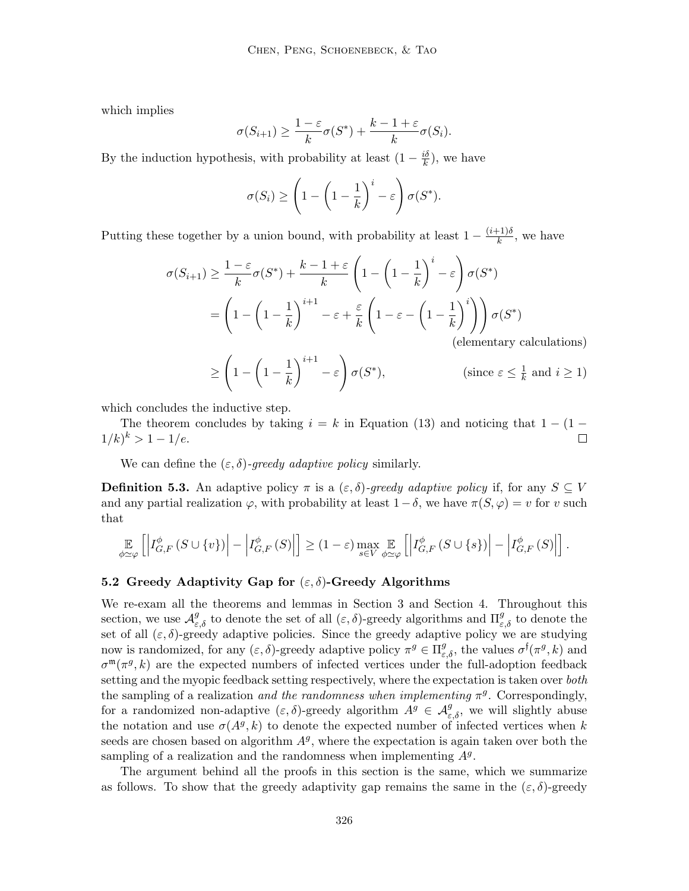which implies

$$\sigma(S_{i+1}) \geq \frac{1-\varepsilon}{k}\sigma(S^*) + \frac{k-1+\varepsilon}{k}\sigma(S_i).$$

By the induction hypothesis, with probability at least $(1 - \frac{i\delta}{k})$, we have

$$\sigma(S_i) \geq \left(1 - \left(1 - \frac{1}{k}\right)^i - \varepsilon\right)\sigma(S^*).$$

Putting these together by a union bound, with probability at least $1 - \frac{(i+1)\delta}{k}$, we have

$$\begin{aligned}
\sigma(S_{i+1}) &\geq \frac{1-\varepsilon}{k}\sigma(S^*) + \frac{k-1+\varepsilon}{k}\left(1 - \left(1 - \frac{1}{k}\right)^i - \varepsilon\right)\sigma(S^*) \\
&= \left(1 - \left(1 - \frac{1}{k}\right)^{i+1} - \varepsilon + \frac{\varepsilon}{k}\left(1 - \varepsilon - \left(1 - \frac{1}{k}\right)^i\right)\right)\sigma(S^*) \\
&\qquad \text{(elementary calculations)} \\
&\geq \left(1 - \left(1 - \frac{1}{k}\right)^{i+1} - \varepsilon\right)\sigma(S^*), \qquad \text{(since } \varepsilon \leq \tfrac{1}{k} \text{ and } i \geq 1\text{)}
\end{aligned}$$

which concludes the inductive step.

The theorem concludes by taking $i = k$ in Equation (13) and noticing that $1 - (1 - 1/k)^k > 1 - 1/e$. $\square$

We can define the $(\varepsilon, \delta)$-*greedy adaptive policy* similarly.

**Definition 5.3.** An adaptive policy $\pi$ is a $(\varepsilon, \delta)$-*greedy adaptive policy* if, for any $S \subseteq V$ and any partial realization $\varphi$, with probability at least $1 - \delta$, we have $\pi(S, \varphi) = v$ for $v$ such that

$$\mathop{\mathbb{E}}_{\phi \simeq \varphi}\left[\left|I^{\phi}_{G,F}(S \cup \{v\})\right| - \left|I^{\phi}_{G,F}(S)\right|\right] \geq (1-\varepsilon)\max_{s \in V}\mathop{\mathbb{E}}_{\phi \simeq \varphi}\left[\left|I^{\phi}_{G,F}(S \cup \{s\})\right| - \left|I^{\phi}_{G,F}(S)\right|\right].$$

### 5.2 Greedy Adaptivity Gap for $(\varepsilon, \delta)$-Greedy Algorithms

We re-exam all the theorems and lemmas in Section 3 and Section 4. Throughout this section, we use $\mathcal{A}^g_{\varepsilon,\delta}$ to denote the set of all $(\varepsilon, \delta)$-greedy algorithms and $\Pi^g_{\varepsilon,\delta}$ to denote the set of all $(\varepsilon, \delta)$-greedy adaptive policies. Since the greedy adaptive policy we are studying now is randomized, for any $(\varepsilon, \delta)$-greedy adaptive policy $\pi^g \in \Pi^g_{\varepsilon,\delta}$, the values $\sigma^{\mathfrak{f}}(\pi^g, k)$ and $\sigma^{\mathfrak{m}}(\pi^g, k)$ are the expected numbers of infected vertices under the full-adoption feedback setting and the myopic feedback setting respectively, where the expectation is taken over *both* the sampling of a realization *and the randomness when implementing* $\pi^g$. Correspondingly, for a randomized non-adaptive $(\varepsilon, \delta)$-greedy algorithm $A^g \in \mathcal{A}^g_{\varepsilon,\delta}$, we will slightly abuse the notation and use $\sigma(A^g, k)$ to denote the expected number of infected vertices when $k$ seeds are chosen based on algorithm $A^g$, where the expectation is again taken over both the sampling of a realization and the randomness when implementing $A^g$.

The argument behind all the proofs in this section is the same, which we summarize as follows. To show that the greedy adaptivity gap remains the same in the $(\varepsilon, \delta)$-greedy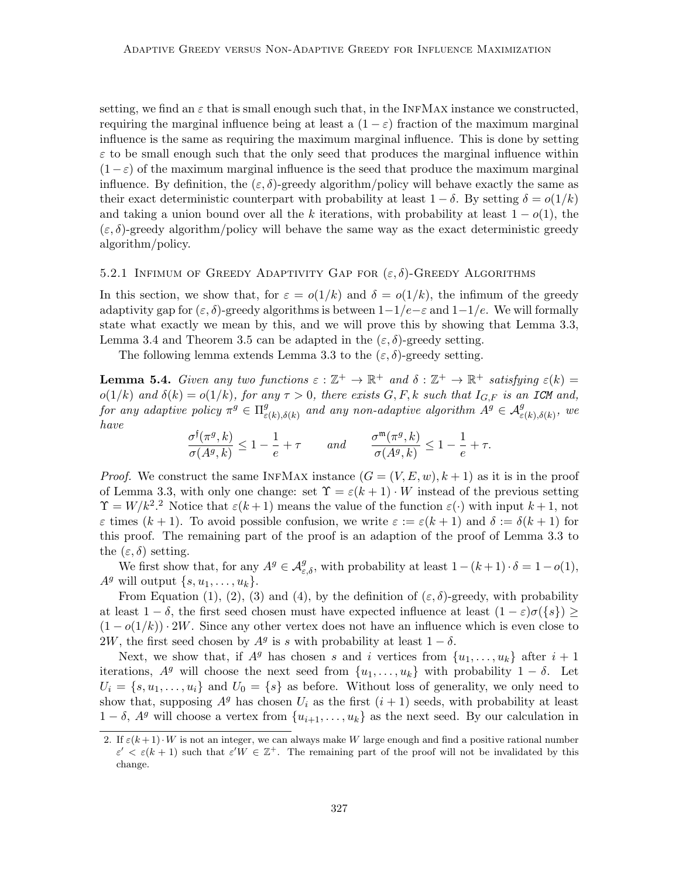setting, we find an $\varepsilon$ that is small enough such that, in the InfMax instance we constructed, requiring the marginal influence being at least a $(1-\varepsilon)$ fraction of the maximum marginal influence is the same as requiring the maximum marginal influence. This is done by setting $\varepsilon$ to be small enough such that the only seed that produces the marginal influence within $(1-\varepsilon)$ of the maximum marginal influence is the seed that produce the maximum marginal influence. By definition, the $(\varepsilon, \delta)$-greedy algorithm/policy will behave exactly the same as their exact deterministic counterpart with probability at least $1-\delta$. By setting $\delta = o(1/k)$ and taking a union bound over all the $k$ iterations, with probability at least $1 - o(1)$, the $(\varepsilon, \delta)$-greedy algorithm/policy will behave the same way as the exact deterministic greedy algorithm/policy.

#### 5.2.1 Infimum of Greedy Adaptivity Gap for $(\varepsilon, \delta)$-Greedy Algorithms

In this section, we show that, for $\varepsilon = o(1/k)$ and $\delta = o(1/k)$, the infimum of the greedy adaptivity gap for $(\varepsilon, \delta)$-greedy algorithms is between $1-1/e-\varepsilon$ and $1-1/e$. We will formally state what exactly we mean by this, and we will prove this by showing that Lemma 3.3, Lemma 3.4 and Theorem 3.5 can be adapted in the $(\varepsilon, \delta)$-greedy setting.

The following lemma extends Lemma 3.3 to the $(\varepsilon, \delta)$-greedy setting.

**Lemma 5.4.** *Given any two functions $\varepsilon : \mathbb{Z}^+ \to \mathbb{R}^+$ and $\delta : \mathbb{Z}^+ \to \mathbb{R}^+$ satisfying $\varepsilon(k) = o(1/k)$ and $\delta(k) = o(1/k)$, for any $\tau > 0$, there exists $G, F, k$ such that $I_{G,F}$ is an ICM and, for any adaptive policy $\pi^g \in \Pi^g_{\varepsilon(k),\delta(k)}$ and any non-adaptive algorithm $A^g \in \mathcal{A}^g_{\varepsilon(k),\delta(k)}$, we have*

$$\frac{\sigma^{\mathsf{f}}(\pi^g, k)}{\sigma(A^g, k)} \leq 1 - \frac{1}{e} + \tau \qquad \text{and} \qquad \frac{\sigma^{\mathsf{m}}(\pi^g, k)}{\sigma(A^g, k)} \leq 1 - \frac{1}{e} + \tau.$$

*Proof.* We construct the same InfMax instance $(G = (V, E, w), k+1)$ as it is in the proof of Lemma 3.3, with only one change: set $\Upsilon = \varepsilon(k+1) \cdot W$ instead of the previous setting $\Upsilon = W/k^2$.[2] Notice that $\varepsilon(k+1)$ means the value of the function $\varepsilon(\cdot)$ with input $k+1$, not $\varepsilon$ times $(k+1)$. To avoid possible confusion, we write $\varepsilon := \varepsilon(k+1)$ and $\delta := \delta(k+1)$ for this proof. The remaining part of the proof is an adaption of the proof of Lemma 3.3 to the $(\varepsilon, \delta)$ setting.

We first show that, for any $A^g \in \mathcal{A}^g_{\varepsilon,\delta}$, with probability at least $1-(k+1)\cdot\delta = 1-o(1)$, $A^g$ will output $\{s, u_1, \ldots, u_k\}$.

From Equation (1), (2), (3) and (4), by the definition of $(\varepsilon, \delta)$-greedy, with probability at least $1-\delta$, the first seed chosen must have expected influence at least $(1-\varepsilon)\sigma(\{s\}) \geq (1-o(1/k)) \cdot 2W$. Since any other vertex does not have an influence which is even close to $2W$, the first seed chosen by $A^g$ is $s$ with probability at least $1-\delta$.

Next, we show that, if $A^g$ has chosen $s$ and $i$ vertices from $\{u_1, \ldots, u_k\}$ after $i+1$ iterations, $A^g$ will choose the next seed from $\{u_1, \ldots, u_k\}$ with probability $1-\delta$. Let $U_i = \{s, u_1, \ldots, u_i\}$ and $U_0 = \{s\}$ as before. Without loss of generality, we only need to show that, supposing $A^g$ has chosen $U_i$ as the first $(i+1)$ seeds, with probability at least $1-\delta$, $A^g$ will choose a vertex from $\{u_{i+1}, \ldots, u_k\}$ as the next seed. By our calculation in

---

2. If $\varepsilon(k+1)\cdot W$ is not an integer, we can always make $W$ large enough and find a positive rational number $\varepsilon' < \varepsilon(k+1)$ such that $\varepsilon' W \in \mathbb{Z}^+$. The remaining part of the proof will not be invalidated by this change.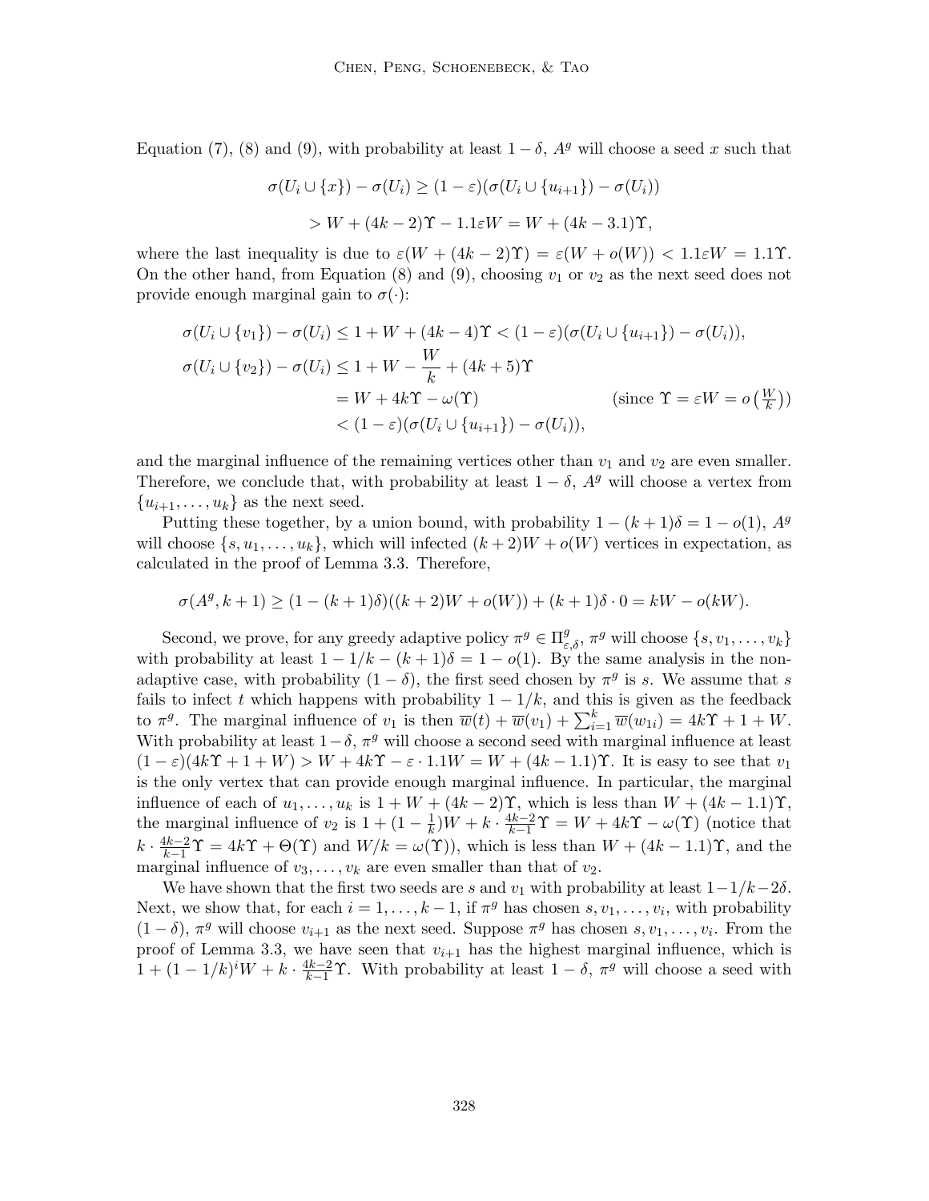Equation (7), (8) and (9), with probability at least $1-\delta$, $A^g$ will choose a seed $x$ such that

$$\sigma(U_i \cup \{x\}) - \sigma(U_i) \geq (1-\varepsilon)(\sigma(U_i \cup \{u_{i+1}\}) - \sigma(U_i))$$
$$> W + (4k-2)\Upsilon - 1.1\varepsilon W = W + (4k-3.1)\Upsilon,$$

where the last inequality is due to $\varepsilon(W + (4k-2)\Upsilon) = \varepsilon(W + o(W)) < 1.1\varepsilon W = 1.1\Upsilon$. On the other hand, from Equation (8) and (9), choosing $v_1$ or $v_2$ as the next seed does not provide enough marginal gain to $\sigma(\cdot)$:

$$\sigma(U_i \cup \{v_1\}) - \sigma(U_i) \leq 1 + W + (4k-4)\Upsilon < (1-\varepsilon)(\sigma(U_i \cup \{u_{i+1}\}) - \sigma(U_i)),$$
$$\sigma(U_i \cup \{v_2\}) - \sigma(U_i) \leq 1 + W - \frac{W}{k} + (4k+5)\Upsilon$$
$$= W + 4k\Upsilon - \omega(\Upsilon) \qquad \text{(since } \Upsilon = \varepsilon W = o\left(\tfrac{W}{k}\right))$$
$$< (1-\varepsilon)(\sigma(U_i \cup \{u_{i+1}\}) - \sigma(U_i)),$$

and the marginal influence of the remaining vertices other than $v_1$ and $v_2$ are even smaller. Therefore, we conclude that, with probability at least $1-\delta$, $A^g$ will choose a vertex from $\{u_{i+1}, \ldots, u_k\}$ as the next seed.

Putting these together, by a union bound, with probability $1-(k+1)\delta = 1-o(1)$, $A^g$ will choose $\{s, u_1, \ldots, u_k\}$, which will infected $(k+2)W + o(W)$ vertices in expectation, as calculated in the proof of Lemma 3.3. Therefore,

$$\sigma(A^g, k+1) \geq (1-(k+1)\delta)((k+2)W + o(W)) + (k+1)\delta \cdot 0 = kW - o(kW).$$

Second, we prove, for any greedy adaptive policy $\pi^g \in \Pi^g_{\varepsilon,\delta}$, $\pi^g$ will choose $\{s, v_1, \ldots, v_k\}$ with probability at least $1 - 1/k - (k+1)\delta = 1 - o(1)$. By the same analysis in the non-adaptive case, with probability $(1-\delta)$, the first seed chosen by $\pi^g$ is $s$. We assume that $s$ fails to infect $t$ which happens with probability $1 - 1/k$, and this is given as the feedback to $\pi^g$. The marginal influence of $v_1$ is then $\overline{w}(t) + \overline{w}(v_1) + \sum_{i=1}^k \overline{w}(w_{1i}) = 4k\Upsilon + 1 + W$. With probability at least $1-\delta$, $\pi^g$ will choose a second seed with marginal influence at least $(1-\varepsilon)(4k\Upsilon + 1 + W) > W + 4k\Upsilon - \varepsilon \cdot 1.1W = W + (4k-1.1)\Upsilon$. It is easy to see that $v_1$ is the only vertex that can provide enough marginal influence. In particular, the marginal influence of each of $u_1, \ldots, u_k$ is $1 + W + (4k-2)\Upsilon$, which is less than $W + (4k-1.1)\Upsilon$, the marginal influence of $v_2$ is $1 + (1-\frac{1}{k})W + k \cdot \frac{4k-2}{k-1}\Upsilon = W + 4k\Upsilon - \omega(\Upsilon)$ (notice that $k \cdot \frac{4k-2}{k-1}\Upsilon = 4k\Upsilon + \Theta(\Upsilon)$ and $W/k = \omega(\Upsilon)$), which is less than $W + (4k-1.1)\Upsilon$, and the marginal influence of $v_3, \ldots, v_k$ are even smaller than that of $v_2$.

We have shown that the first two seeds are $s$ and $v_1$ with probability at least $1 - 1/k - 2\delta$. Next, we show that, for each $i = 1, \ldots, k-1$, if $\pi^g$ has chosen $s, v_1, \ldots, v_i$, with probability $(1-\delta)$, $\pi^g$ will choose $v_{i+1}$ as the next seed. Suppose $\pi^g$ has chosen $s, v_1, \ldots, v_i$. From the proof of Lemma 3.3, we have seen that $v_{i+1}$ has the highest marginal influence, which is $1 + (1-1/k)^i W + k \cdot \frac{4k-2}{k-1}\Upsilon$. With probability at least $1-\delta$, $\pi^g$ will choose a seed with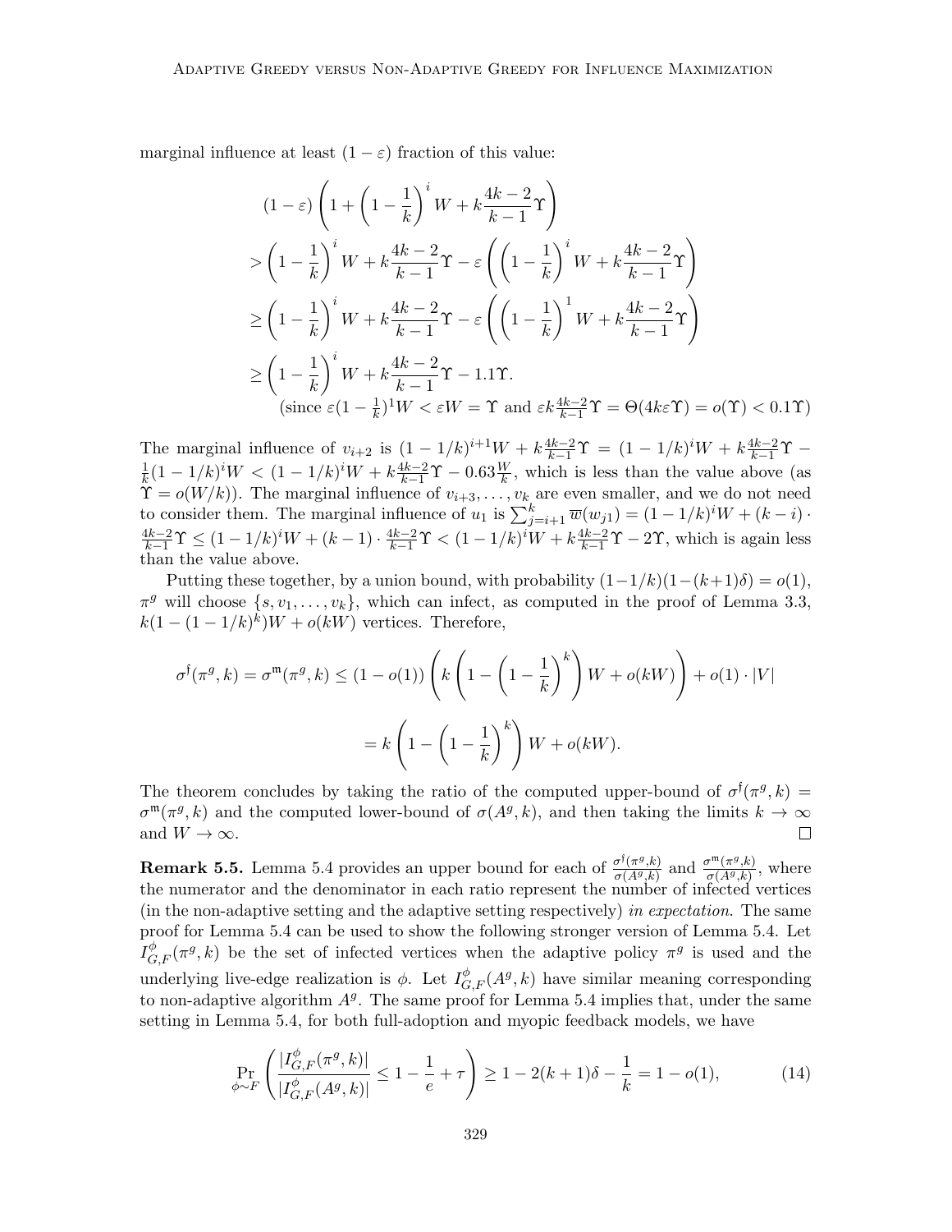marginal influence at least $(1-\varepsilon)$ fraction of this value:

$$
\begin{aligned}
&(1-\varepsilon)\left(1+\left(1-\frac{1}{k}\right)^i W + k\frac{4k-2}{k-1}\Upsilon\right)\\
&> \left(1-\frac{1}{k}\right)^i W + k\frac{4k-2}{k-1}\Upsilon - \varepsilon\left(\left(1-\frac{1}{k}\right)^i W + k\frac{4k-2}{k-1}\Upsilon\right)\\
&\geq \left(1-\frac{1}{k}\right)^i W + k\frac{4k-2}{k-1}\Upsilon - \varepsilon\left(\left(1-\frac{1}{k}\right)^1 W + k\frac{4k-2}{k-1}\Upsilon\right)\\
&\geq \left(1-\frac{1}{k}\right)^i W + k\frac{4k-2}{k-1}\Upsilon - 1.1\Upsilon.\\
&\qquad\text{(since } \varepsilon(1-\tfrac{1}{k})^1 W < \varepsilon W = \Upsilon \text{ and } \varepsilon k\tfrac{4k-2}{k-1}\Upsilon = \Theta(4k\varepsilon\Upsilon) = o(\Upsilon) < 0.1\Upsilon\text{)}
\end{aligned}
$$

The marginal influence of $v_{i+2}$ is $(1-1/k)^{i+1}W + k\frac{4k-2}{k-1}\Upsilon = (1-1/k)^i W + k\frac{4k-2}{k-1}\Upsilon - \frac{1}{k}(1-1/k)^i W < (1-1/k)^i W + k\frac{4k-2}{k-1}\Upsilon - 0.63\frac{W}{k}$, which is less than the value above (as $\Upsilon = o(W/k)$). The marginal influence of $v_{i+3},\ldots,v_k$ are even smaller, and we do not need to consider them. The marginal influence of $u_1$ is $\sum_{j=i+1}^{k}\overline{w}(w_{j1}) = (1-1/k)^i W + (k-i)\cdot\frac{4k-2}{k-1}\Upsilon \leq (1-1/k)^i W + (k-1)\cdot\frac{4k-2}{k-1}\Upsilon < (1-1/k)^i W + k\frac{4k-2}{k-1}\Upsilon - 2\Upsilon$, which is again less than the value above.

Putting these together, by a union bound, with probability $(1-1/k)(1-(k+1)\delta) = o(1)$, $\pi^g$ will choose $\{s, v_1, \ldots, v_k\}$, which can infect, as computed in the proof of Lemma 3.3, $k(1-(1-1/k)^k)W + o(kW)$ vertices. Therefore,

$$
\sigma^{\mathfrak{f}}(\pi^g, k) = \sigma^{\mathfrak{m}}(\pi^g, k) \leq (1-o(1))\left(k\left(1-\left(1-\frac{1}{k}\right)^k\right)W + o(kW)\right) + o(1)\cdot|V|
$$

$$
= k\left(1-\left(1-\frac{1}{k}\right)^k\right)W + o(kW).
$$

The theorem concludes by taking the ratio of the computed upper-bound of $\sigma^{\mathfrak{f}}(\pi^g, k) = \sigma^{\mathfrak{m}}(\pi^g, k)$ and the computed lower-bound of $\sigma(A^g, k)$, and then taking the limits $k \to \infty$ and $W \to \infty$. $\square$

**Remark 5.5.** Lemma 5.4 provides an upper bound for each of $\frac{\sigma^{\mathfrak{f}}(\pi^g,k)}{\sigma(A^g,k)}$ and $\frac{\sigma^{\mathfrak{m}}(\pi^g,k)}{\sigma(A^g,k)}$, where the numerator and the denominator in each ratio represent the number of infected vertices (in the non-adaptive setting and the adaptive setting respectively) *in expectation*. The same proof for Lemma 5.4 can be used to show the following stronger version of Lemma 5.4. Let $I_{G,F}^{\phi}(\pi^g, k)$ be the set of infected vertices when the adaptive policy $\pi^g$ is used and the underlying live-edge realization is $\phi$. Let $I_{G,F}^{\phi}(A^g, k)$ have similar meaning corresponding to non-adaptive algorithm $A^g$. The same proof for Lemma 5.4 implies that, under the same setting in Lemma 5.4, for both full-adoption and myopic feedback models, we have

$$
\Pr_{\phi\sim F}\left(\frac{|I_{G,F}^{\phi}(\pi^g,k)|}{|I_{G,F}^{\phi}(A^g,k)|} \leq 1 - \frac{1}{e} + \tau\right) \geq 1 - 2(k+1)\delta - \frac{1}{k} = 1 - o(1), \tag{14}
$$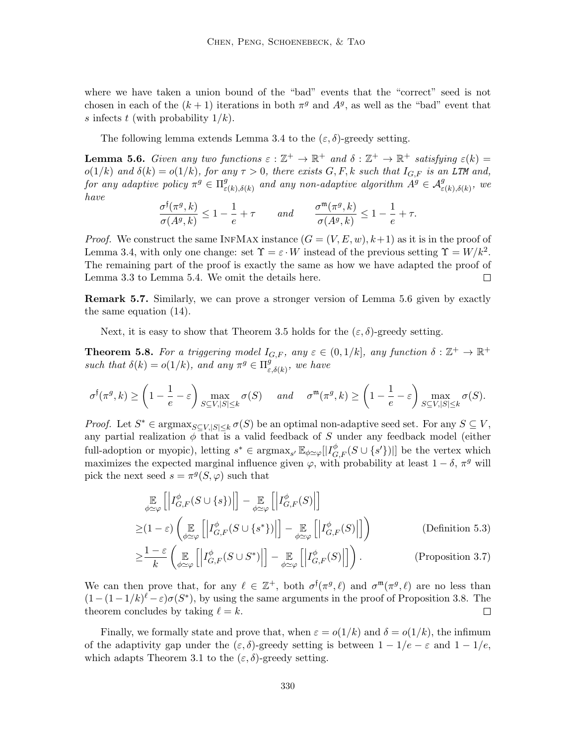where we have taken a union bound of the "bad" events that the "correct" seed is not chosen in each of the $(k+1)$ iterations in both $\pi^g$ and $A^g$, as well as the "bad" event that $s$ infects $t$ (with probability $1/k$).

The following lemma extends Lemma 3.4 to the $(\varepsilon, \delta)$-greedy setting.

**Lemma 5.6.** *Given any two functions $\varepsilon : \mathbb{Z}^+ \to \mathbb{R}^+$ and $\delta : \mathbb{Z}^+ \to \mathbb{R}^+$ satisfying $\varepsilon(k) = o(1/k)$ and $\delta(k) = o(1/k)$, for any $\tau > 0$, there exists $G, F, k$ such that $I_{G,F}$ is an* LTM *and, for any adaptive policy $\pi^g \in \Pi^g_{\varepsilon(k),\delta(k)}$ and any non-adaptive algorithm $A^g \in \mathcal{A}^g_{\varepsilon(k),\delta(k)}$, we have*

$$\frac{\sigma^{\mathsf{f}}(\pi^g, k)}{\sigma(A^g, k)} \leq 1 - \frac{1}{e} + \tau \qquad \text{and} \qquad \frac{\sigma^{\mathsf{m}}(\pi^g, k)}{\sigma(A^g, k)} \leq 1 - \frac{1}{e} + \tau.$$

*Proof.* We construct the same InfMax instance $(G = (V, E, w), k+1)$ as it is in the proof of Lemma 3.4, with only one change: set $\Upsilon = \varepsilon \cdot W$ instead of the previous setting $\Upsilon = W/k^2$. The remaining part of the proof is exactly the same as how we have adapted the proof of Lemma 3.3 to Lemma 5.4. We omit the details here. $\square$

**Remark 5.7.** Similarly, we can prove a stronger version of Lemma 5.6 given by exactly the same equation (14).

Next, it is easy to show that Theorem 3.5 holds for the $(\varepsilon, \delta)$-greedy setting.

**Theorem 5.8.** *For a triggering model $I_{G,F}$, any $\varepsilon \in (0, 1/k]$, any function $\delta : \mathbb{Z}^+ \to \mathbb{R}^+$ such that $\delta(k) = o(1/k)$, and any $\pi^g \in \Pi^g_{\varepsilon,\delta(k)}$, we have*

$$\sigma^{\mathsf{f}}(\pi^g, k) \geq \left(1 - \frac{1}{e} - \varepsilon\right) \max_{S \subseteq V, |S| \leq k} \sigma(S) \qquad \text{and} \qquad \sigma^{\mathsf{m}}(\pi^g, k) \geq \left(1 - \frac{1}{e} - \varepsilon\right) \max_{S \subseteq V, |S| \leq k} \sigma(S).$$

*Proof.* Let $S^* \in \operatorname{argmax}_{S \subseteq V, |S| \leq k} \sigma(S)$ be an optimal non-adaptive seed set. For any $S \subseteq V$, any partial realization $\phi$ that is a valid feedback of $S$ under any feedback model (either full-adoption or myopic), letting $s^* \in \operatorname{argmax}_{s'} \mathbb{E}_{\phi \simeq \varphi}[|I^{\phi}_{G,F}(S \cup \{s'\})|]$ be the vertex which maximizes the expected marginal influence given $\varphi$, with probability at least $1 - \delta$, $\pi^g$ will pick the next seed $s = \pi^g(S, \varphi)$ such that

$$\begin{aligned}
&\mathop{\mathbb{E}}_{\phi \simeq \varphi}\left[\left|I^{\phi}_{G,F}(S \cup \{s\})\right|\right] - \mathop{\mathbb{E}}_{\phi \simeq \varphi}\left[\left|I^{\phi}_{G,F}(S)\right|\right] \\
\geq &(1 - \varepsilon)\left(\mathop{\mathbb{E}}_{\phi \simeq \varphi}\left[\left|I^{\phi}_{G,F}(S \cup \{s^*\})\right|\right] - \mathop{\mathbb{E}}_{\phi \simeq \varphi}\left[\left|I^{\phi}_{G,F}(S)\right|\right]\right) && \text{(Definition 5.3)} \\
\geq &\frac{1 - \varepsilon}{k}\left(\mathop{\mathbb{E}}_{\phi \simeq \varphi}\left[\left|I^{\phi}_{G,F}(S \cup S^*)\right|\right] - \mathop{\mathbb{E}}_{\phi \simeq \varphi}\left[\left|I^{\phi}_{G,F}(S)\right|\right]\right). && \text{(Proposition 3.7)}
\end{aligned}$$

We can then prove that, for any $\ell \in \mathbb{Z}^+$, both $\sigma^{\mathsf{f}}(\pi^g, \ell)$ and $\sigma^{\mathsf{m}}(\pi^g, \ell)$ are no less than $(1 - (1 - 1/k)^{\ell} - \varepsilon)\sigma(S^*)$, by using the same arguments in the proof of Proposition 3.8. The theorem concludes by taking $\ell = k$. $\square$

Finally, we formally state and prove that, when $\varepsilon = o(1/k)$ and $\delta = o(1/k)$, the infimum of the adaptivity gap under the $(\varepsilon, \delta)$-greedy setting is between $1 - 1/e - \varepsilon$ and $1 - 1/e$, which adapts Theorem 3.1 to the $(\varepsilon, \delta)$-greedy setting.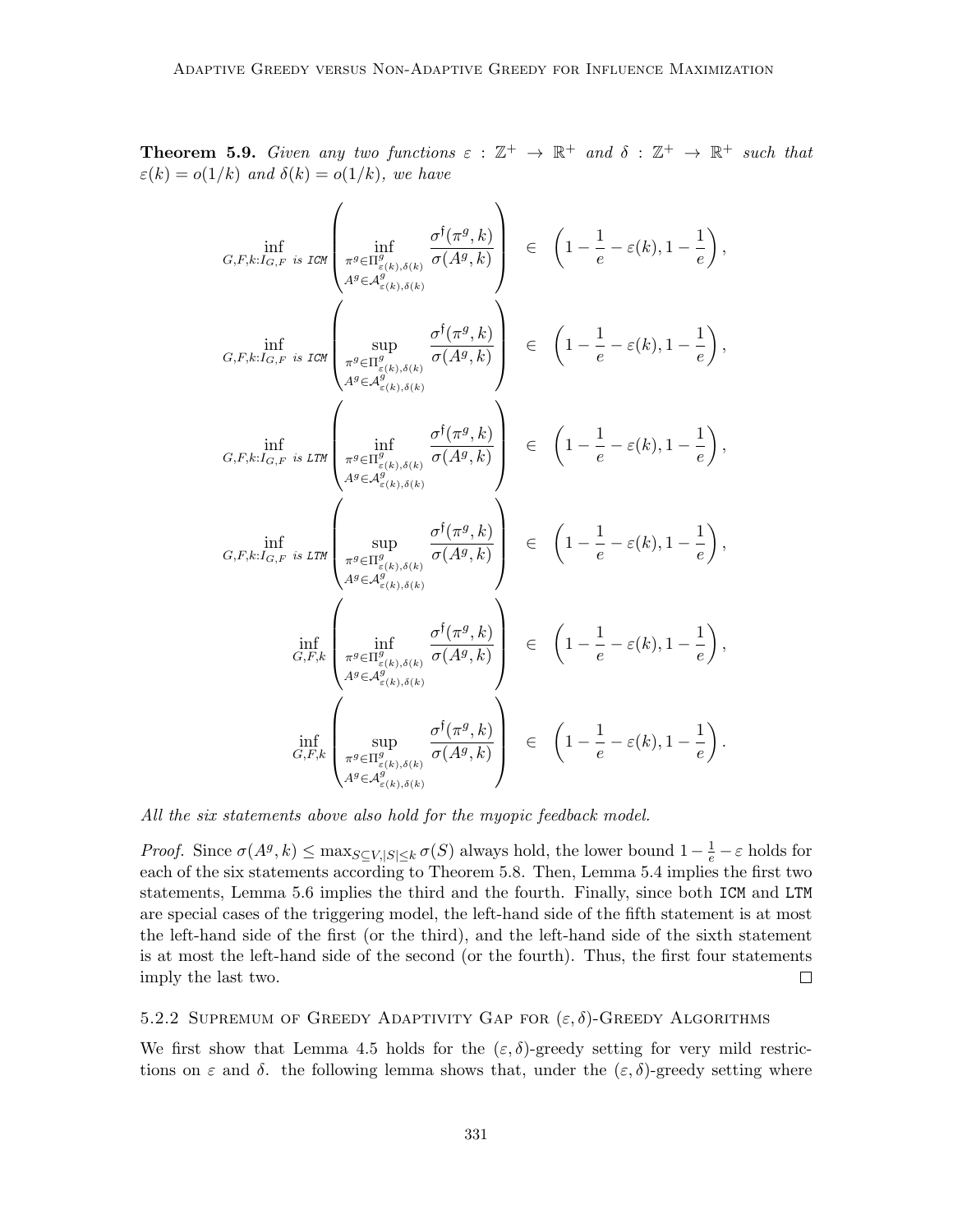**Theorem 5.9.** *Given any two functions $\varepsilon : \mathbb{Z}^+ \to \mathbb{R}^+$ and $\delta : \mathbb{Z}^+ \to \mathbb{R}^+$ such that $\varepsilon(k) = o(1/k)$ and $\delta(k) = o(1/k)$, we have*

$$\inf_{G,F,k:I_{G,F} \text{ is ICM}} \left( \inf_{\substack{\pi^g \in \Pi^g_{\varepsilon(k),\delta(k)} \\ A^g \in \mathcal{A}^g_{\varepsilon(k),\delta(k)}}} \frac{\sigma^{\mathrm{f}}(\pi^g, k)}{\sigma(A^g, k)} \right) \in \left(1 - \frac{1}{e} - \varepsilon(k), 1 - \frac{1}{e}\right),$$

$$\inf_{G,F,k:I_{G,F} \text{ is ICM}} \left( \sup_{\substack{\pi^g \in \Pi^g_{\varepsilon(k),\delta(k)} \\ A^g \in \mathcal{A}^g_{\varepsilon(k),\delta(k)}}} \frac{\sigma^{\mathrm{f}}(\pi^g, k)}{\sigma(A^g, k)} \right) \in \left(1 - \frac{1}{e} - \varepsilon(k), 1 - \frac{1}{e}\right),$$

$$\inf_{G,F,k:I_{G,F} \text{ is LTM}} \left( \inf_{\substack{\pi^g \in \Pi^g_{\varepsilon(k),\delta(k)} \\ A^g \in \mathcal{A}^g_{\varepsilon(k),\delta(k)}}} \frac{\sigma^{\mathrm{f}}(\pi^g, k)}{\sigma(A^g, k)} \right) \in \left(1 - \frac{1}{e} - \varepsilon(k), 1 - \frac{1}{e}\right),$$

$$\inf_{G,F,k:I_{G,F} \text{ is LTM}} \left( \sup_{\substack{\pi^g \in \Pi^g_{\varepsilon(k),\delta(k)} \\ A^g \in \mathcal{A}^g_{\varepsilon(k),\delta(k)}}} \frac{\sigma^{\mathrm{f}}(\pi^g, k)}{\sigma(A^g, k)} \right) \in \left(1 - \frac{1}{e} - \varepsilon(k), 1 - \frac{1}{e}\right),$$

$$\inf_{G,F,k} \left( \inf_{\substack{\pi^g \in \Pi^g_{\varepsilon(k),\delta(k)} \\ A^g \in \mathcal{A}^g_{\varepsilon(k),\delta(k)}}} \frac{\sigma^{\mathrm{f}}(\pi^g, k)}{\sigma(A^g, k)} \right) \in \left(1 - \frac{1}{e} - \varepsilon(k), 1 - \frac{1}{e}\right),$$

$$\inf_{G,F,k} \left( \sup_{\substack{\pi^g \in \Pi^g_{\varepsilon(k),\delta(k)} \\ A^g \in \mathcal{A}^g_{\varepsilon(k),\delta(k)}}} \frac{\sigma^{\mathrm{f}}(\pi^g, k)}{\sigma(A^g, k)} \right) \in \left(1 - \frac{1}{e} - \varepsilon(k), 1 - \frac{1}{e}\right).$$

*All the six statements above also hold for the myopic feedback model.*

*Proof.* Since $\sigma(A^g, k) \leq \max_{S \subseteq V, |S| \leq k} \sigma(S)$ always hold, the lower bound $1 - \frac{1}{e} - \varepsilon$ holds for each of the six statements according to Theorem 5.8. Then, Lemma 5.4 implies the first two statements, Lemma 5.6 implies the third and the fourth. Finally, since both ICM and LTM are special cases of the triggering model, the left-hand side of the fifth statement is at most the left-hand side of the first (or the third), and the left-hand side of the sixth statement is at most the left-hand side of the second (or the fourth). Thus, the first four statements imply the last two. □

#### 5.2.2 Supremum of Greedy Adaptivity Gap for $(\varepsilon, \delta)$-Greedy Algorithms

We first show that Lemma 4.5 holds for the $(\varepsilon, \delta)$-greedy setting for very mild restrictions on $\varepsilon$ and $\delta$. the following lemma shows that, under the $(\varepsilon, \delta)$-greedy setting where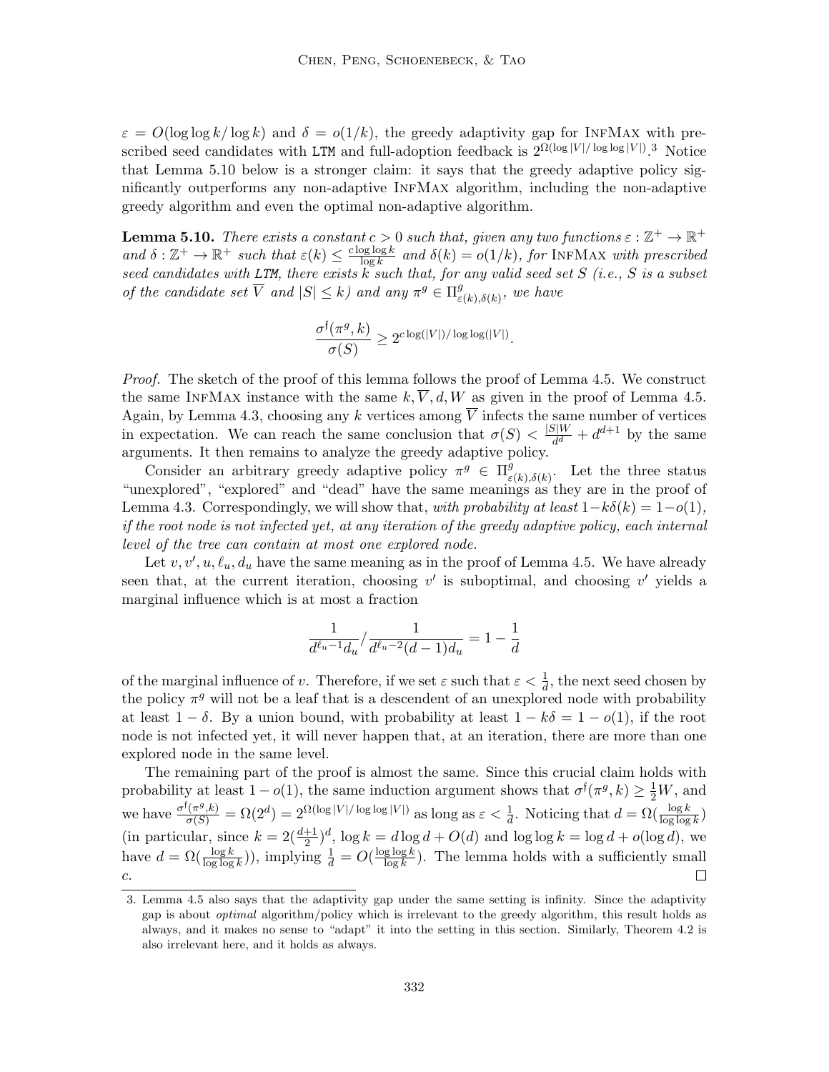$\varepsilon = O(\log\log k/\log k)$ and $\delta = o(1/k)$, the greedy adaptivity gap for InfMax with prescribed seed candidates with LTM and full-adoption feedback is $2^{\Omega(\log|V|/\log\log|V|)}$.[3] Notice that Lemma 5.10 below is a stronger claim: it says that the greedy adaptive policy significantly outperforms any non-adaptive InfMax algorithm, including the non-adaptive greedy algorithm and even the optimal non-adaptive algorithm.

**Lemma 5.10.** *There exists a constant $c > 0$ such that, given any two functions $\varepsilon : \mathbb{Z}^+ \to \mathbb{R}^+$ and $\delta : \mathbb{Z}^+ \to \mathbb{R}^+$ such that $\varepsilon(k) \leq \frac{c\log\log k}{\log k}$ and $\delta(k) = o(1/k)$, for InfMax with prescribed seed candidates with LTM, there exists $k$ such that, for any valid seed set $S$ (i.e., $S$ is a subset of the candidate set $\overline{V}$ and $|S| \leq k$) and any $\pi^g \in \Pi^g_{\varepsilon(k),\delta(k)}$, we have*

$$\frac{\sigma^{\mathrm{f}}(\pi^g, k)}{\sigma(S)} \geq 2^{c\log(|V|)/\log\log(|V|)}.$$

*Proof.* The sketch of the proof of this lemma follows the proof of Lemma 4.5. We construct the same InfMax instance with the same $k, \overline{V}, d, W$ as given in the proof of Lemma 4.5. Again, by Lemma 4.3, choosing any $k$ vertices among $\overline{V}$ infects the same number of vertices in expectation. We can reach the same conclusion that $\sigma(S) < \frac{|S|W}{d^d} + d^{d+1}$ by the same arguments. It then remains to analyze the greedy adaptive policy.

Consider an arbitrary greedy adaptive policy $\pi^g \in \Pi^g_{\varepsilon(k),\delta(k)}$. Let the three status "unexplored", "explored" and "dead" have the same meanings as they are in the proof of Lemma 4.3. Correspondingly, we will show that, *with probability at least $1-k\delta(k) = 1-o(1)$, if the root node is not infected yet, at any iteration of the greedy adaptive policy, each internal level of the tree can contain at most one explored node.*

Let $v, v', u, \ell_u, d_u$ have the same meaning as in the proof of Lemma 4.5. We have already seen that, at the current iteration, choosing $v'$ is suboptimal, and choosing $v'$ yields a marginal influence which is at most a fraction

$$\frac{1}{d^{\ell_u-1}d_u} \Big/ \frac{1}{d^{\ell_u-2}(d-1)d_u} = 1 - \frac{1}{d}$$

of the marginal influence of $v$. Therefore, if we set $\varepsilon$ such that $\varepsilon < \frac{1}{d}$, the next seed chosen by the policy $\pi^g$ will not be a leaf that is a descendent of an unexplored node with probability at least $1-\delta$. By a union bound, with probability at least $1-k\delta = 1-o(1)$, if the root node is not infected yet, it will never happen that, at an iteration, there are more than one explored node in the same level.

The remaining part of the proof is almost the same. Since this crucial claim holds with probability at least $1-o(1)$, the same induction argument shows that $\sigma^{\mathrm{f}}(\pi^g, k) \geq \frac{1}{2}W$, and we have $\frac{\sigma^{\mathrm{f}}(\pi^g,k)}{\sigma(S)} = \Omega(2^d) = 2^{\Omega(\log|V|/\log\log|V|)}$ as long as $\varepsilon < \frac{1}{d}$. Noticing that $d = \Omega(\frac{\log k}{\log\log k})$ (in particular, since $k = 2(\frac{d+1}{2})^d$, $\log k = d\log d + O(d)$ and $\log\log k = \log d + o(\log d)$, we have $d = \Omega(\frac{\log k}{\log\log k})$), implying $\frac{1}{d} = O(\frac{\log\log k}{\log k})$. The lemma holds with a sufficiently small $c$. □

3. Lemma 4.5 also says that the adaptivity gap under the same setting is infinity. Since the adaptivity gap is about *optimal* algorithm/policy which is irrelevant to the greedy algorithm, this result holds as always, and it makes no sense to "adapt" it into the setting in this section. Similarly, Theorem 4.2 is also irrelevant here, and it holds as always.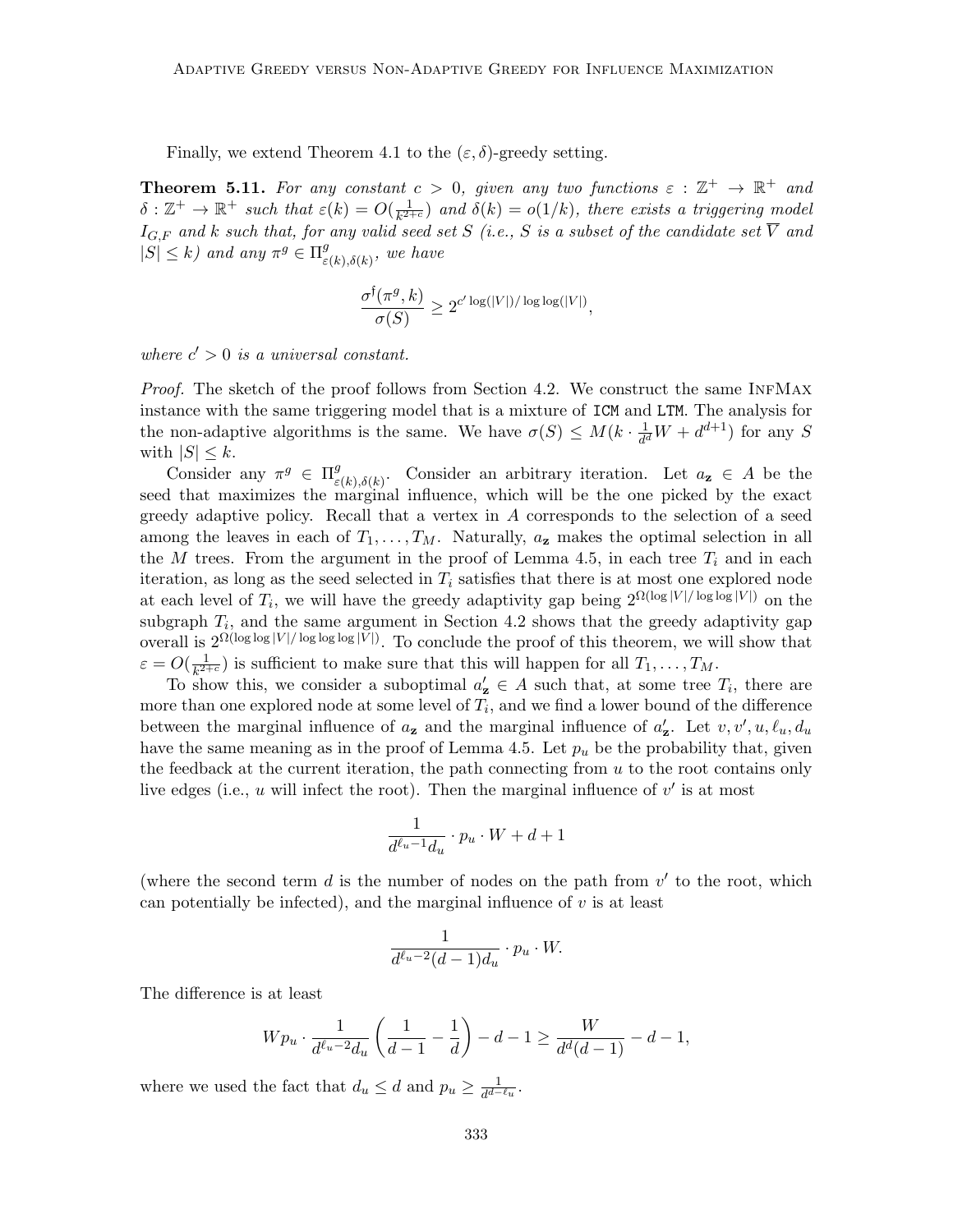Finally, we extend Theorem 4.1 to the $(\varepsilon, \delta)$-greedy setting.

**Theorem 5.11.** *For any constant $c > 0$, given any two functions $\varepsilon : \mathbb{Z}^+ \to \mathbb{R}^+$ and $\delta : \mathbb{Z}^+ \to \mathbb{R}^+$ such that $\varepsilon(k) = O(\frac{1}{k^{2+c}})$ and $\delta(k) = o(1/k)$, there exists a triggering model $I_{G,F}$ and $k$ such that, for any valid seed set $S$ (i.e., $S$ is a subset of the candidate set $\overline{V}$ and $|S| \leq k$) and any $\pi^g \in \Pi^g_{\varepsilon(k),\delta(k)}$, we have*

$$\frac{\sigma^{\mathfrak{f}}(\pi^g, k)}{\sigma(S)} \geq 2^{c' \log(|V|)/\log\log(|V|)},$$

*where $c' > 0$ is a universal constant.*

*Proof.* The sketch of the proof follows from Section 4.2. We construct the same InfMax instance with the same triggering model that is a mixture of `ICM` and `LTM`. The analysis for the non-adaptive algorithms is the same. We have $\sigma(S) \leq M(k \cdot \frac{1}{d^d}W + d^{d+1})$ for any $S$ with $|S| \leq k$.

Consider any $\pi^g \in \Pi^g_{\varepsilon(k),\delta(k)}$. Consider an arbitrary iteration. Let $a_{\mathbf{z}} \in A$ be the seed that maximizes the marginal influence, which will be the one picked by the exact greedy adaptive policy. Recall that a vertex in $A$ corresponds to the selection of a seed among the leaves in each of $T_1, \ldots, T_M$. Naturally, $a_{\mathbf{z}}$ makes the optimal selection in all the $M$ trees. From the argument in the proof of Lemma 4.5, in each tree $T_i$ and in each iteration, as long as the seed selected in $T_i$ satisfies that there is at most one explored node at each level of $T_i$, we will have the greedy adaptivity gap being $2^{\Omega(\log |V|/\log\log |V|)}$ on the subgraph $T_i$, and the same argument in Section 4.2 shows that the greedy adaptivity gap overall is $2^{\Omega(\log\log |V|/\log\log\log |V|)}$. To conclude the proof of this theorem, we will show that $\varepsilon = O(\frac{1}{k^{2+c}})$ is sufficient to make sure that this will happen for all $T_1, \ldots, T_M$.

To show this, we consider a suboptimal $a'_{\mathbf{z}} \in A$ such that, at some tree $T_i$, there are more than one explored node at some level of $T_i$, and we find a lower bound of the difference between the marginal influence of $a_{\mathbf{z}}$ and the marginal influence of $a'_{\mathbf{z}}$. Let $v, v', u, \ell_u, d_u$ have the same meaning as in the proof of Lemma 4.5. Let $p_u$ be the probability that, given the feedback at the current iteration, the path connecting from $u$ to the root contains only live edges (i.e., $u$ will infect the root). Then the marginal influence of $v'$ is at most

$$\frac{1}{d^{\ell_u - 1} d_u} \cdot p_u \cdot W + d + 1$$

(where the second term $d$ is the number of nodes on the path from $v'$ to the root, which can potentially be infected), and the marginal influence of $v$ is at least

$$\frac{1}{d^{\ell_u - 2}(d-1) d_u} \cdot p_u \cdot W.$$

The difference is at least

$$W p_u \cdot \frac{1}{d^{\ell_u - 2} d_u} \left( \frac{1}{d-1} - \frac{1}{d} \right) - d - 1 \geq \frac{W}{d^d (d-1)} - d - 1,$$

where we used the fact that $d_u \leq d$ and $p_u \geq \frac{1}{d^{d-\ell_u}}$.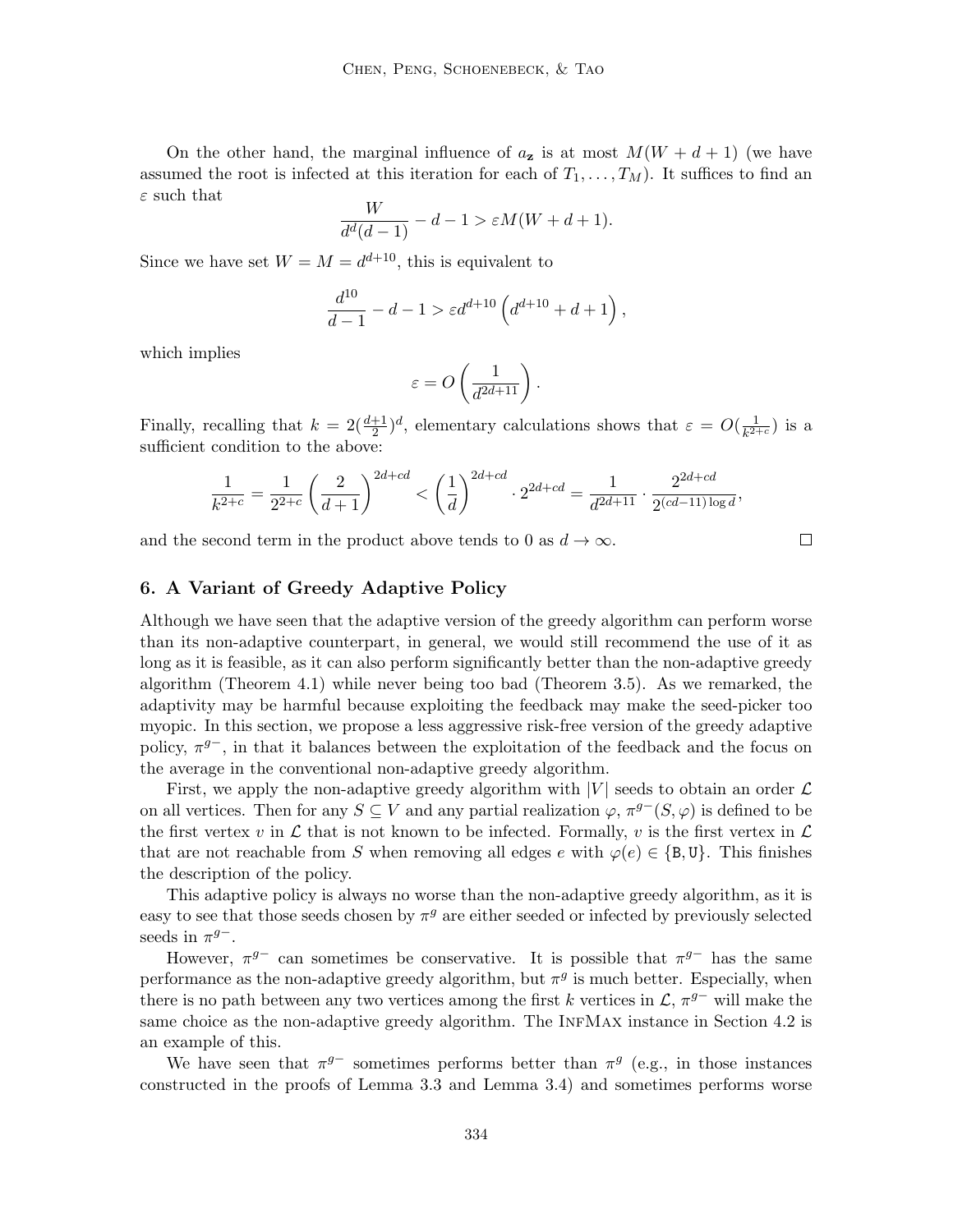On the other hand, the marginal influence of $a_{\mathbf{z}}$ is at most $M(W + d + 1)$ (we have assumed the root is infected at this iteration for each of $T_1, \ldots, T_M$). It suffices to find an $\varepsilon$ such that

$$\frac{W}{d^d(d-1)} - d - 1 > \varepsilon M(W + d + 1).$$

Since we have set $W = M = d^{d+10}$, this is equivalent to

$$\frac{d^{10}}{d-1} - d - 1 > \varepsilon d^{d+10}\left(d^{d+10} + d + 1\right),$$

which implies

$$\varepsilon = O\left(\frac{1}{d^{2d+11}}\right).$$

Finally, recalling that $k = 2(\frac{d+1}{2})^d$, elementary calculations shows that $\varepsilon = O(\frac{1}{k^{2+c}})$ is a sufficient condition to the above:

$$\frac{1}{k^{2+c}} = \frac{1}{2^{2+c}}\left(\frac{2}{d+1}\right)^{2d+cd} < \left(\frac{1}{d}\right)^{2d+cd} \cdot 2^{2d+cd} = \frac{1}{d^{2d+11}} \cdot \frac{2^{2d+cd}}{2^{(cd-11)\log d}},$$

and the second term in the product above tends to 0 as $d \to \infty$. $\square$

## 6. A Variant of Greedy Adaptive Policy

Although we have seen that the adaptive version of the greedy algorithm can perform worse than its non-adaptive counterpart, in general, we would still recommend the use of it as long as it is feasible, as it can also perform significantly better than the non-adaptive greedy algorithm (Theorem 4.1) while never being too bad (Theorem 3.5). As we remarked, the adaptivity may be harmful because exploiting the feedback may make the seed-picker too myopic. In this section, we propose a less aggressive risk-free version of the greedy adaptive policy, $\pi^{g-}$, in that it balances between the exploitation of the feedback and the focus on the average in the conventional non-adaptive greedy algorithm.

First, we apply the non-adaptive greedy algorithm with $|V|$ seeds to obtain an order $\mathcal{L}$ on all vertices. Then for any $S \subseteq V$ and any partial realization $\varphi$, $\pi^{g-}(S, \varphi)$ is defined to be the first vertex $v$ in $\mathcal{L}$ that is not known to be infected. Formally, $v$ is the first vertex in $\mathcal{L}$ that are not reachable from $S$ when removing all edges $e$ with $\varphi(e) \in \{\mathtt{B}, \mathtt{U}\}$. This finishes the description of the policy.

This adaptive policy is always no worse than the non-adaptive greedy algorithm, as it is easy to see that those seeds chosen by $\pi^g$ are either seeded or infected by previously selected seeds in $\pi^{g-}$.

However, $\pi^{g-}$ can sometimes be conservative. It is possible that $\pi^{g-}$ has the same performance as the non-adaptive greedy algorithm, but $\pi^g$ is much better. Especially, when there is no path between any two vertices among the first $k$ vertices in $\mathcal{L}$, $\pi^{g-}$ will make the same choice as the non-adaptive greedy algorithm. The InfMax instance in Section 4.2 is an example of this.

We have seen that $\pi^{g-}$ sometimes performs better than $\pi^g$ (e.g., in those instances constructed in the proofs of Lemma 3.3 and Lemma 3.4) and sometimes performs worse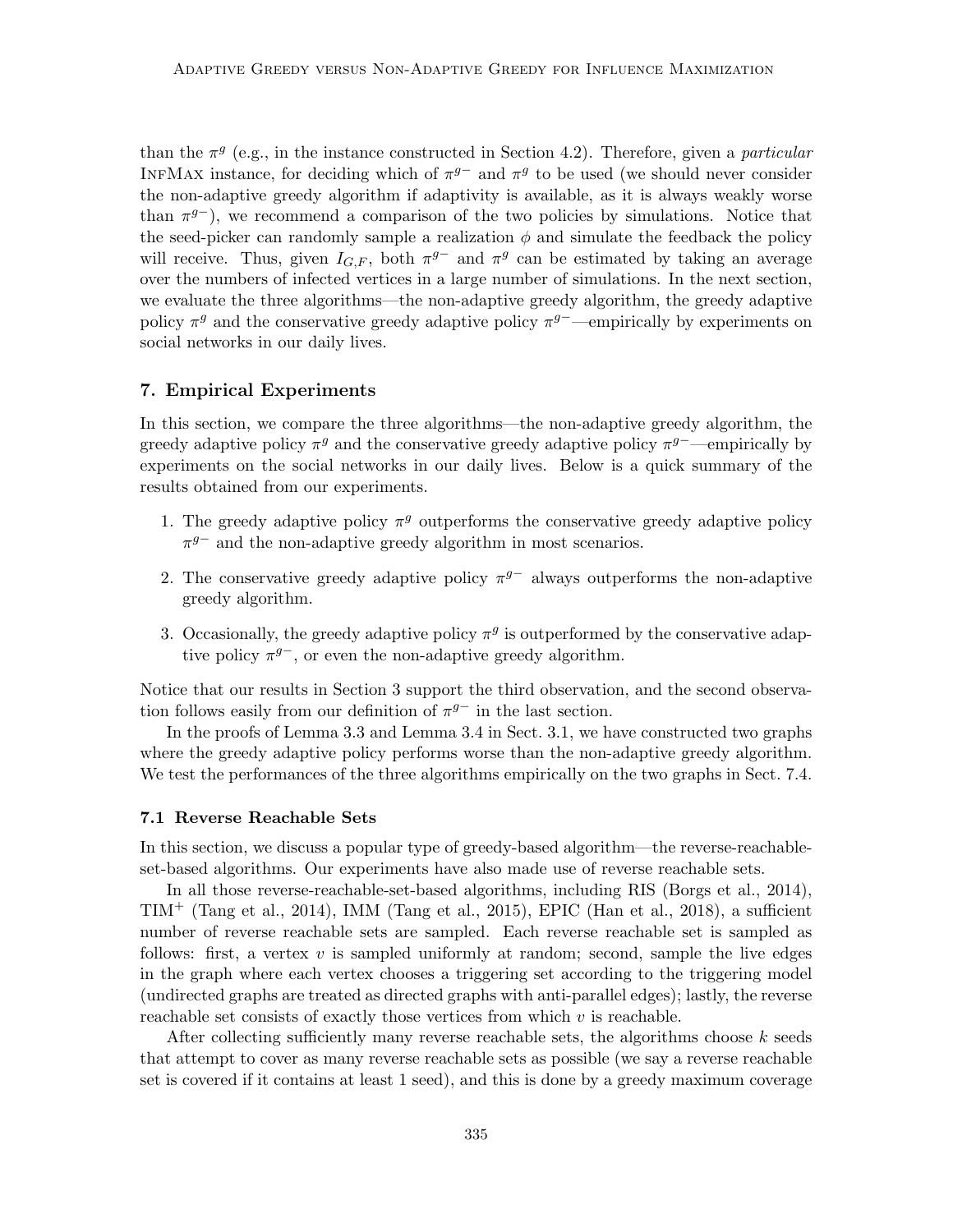than the $\pi^g$ (e.g., in the instance constructed in Section 4.2). Therefore, given a *particular* InfMax instance, for deciding which of $\pi^{g-}$ and $\pi^g$ to be used (we should never consider the non-adaptive greedy algorithm if adaptivity is available, as it is always weakly worse than $\pi^{g-}$), we recommend a comparison of the two policies by simulations. Notice that the seed-picker can randomly sample a realization $\phi$ and simulate the feedback the policy will receive. Thus, given $I_{G,F}$, both $\pi^{g-}$ and $\pi^g$ can be estimated by taking an average over the numbers of infected vertices in a large number of simulations. In the next section, we evaluate the three algorithms—the non-adaptive greedy algorithm, the greedy adaptive policy $\pi^g$ and the conservative greedy adaptive policy $\pi^{g-}$—empirically by experiments on social networks in our daily lives.

## 7. Empirical Experiments

In this section, we compare the three algorithms—the non-adaptive greedy algorithm, the greedy adaptive policy $\pi^g$ and the conservative greedy adaptive policy $\pi^{g-}$—empirically by experiments on the social networks in our daily lives. Below is a quick summary of the results obtained from our experiments.

1. The greedy adaptive policy $\pi^g$ outperforms the conservative greedy adaptive policy $\pi^{g-}$ and the non-adaptive greedy algorithm in most scenarios.
2. The conservative greedy adaptive policy $\pi^{g-}$ always outperforms the non-adaptive greedy algorithm.
3. Occasionally, the greedy adaptive policy $\pi^g$ is outperformed by the conservative adaptive policy $\pi^{g-}$, or even the non-adaptive greedy algorithm.

Notice that our results in Section 3 support the third observation, and the second observation follows easily from our definition of $\pi^{g-}$ in the last section.

In the proofs of Lemma 3.3 and Lemma 3.4 in Sect. 3.1, we have constructed two graphs where the greedy adaptive policy performs worse than the non-adaptive greedy algorithm. We test the performances of the three algorithms empirically on the two graphs in Sect. 7.4.

### 7.1 Reverse Reachable Sets

In this section, we discuss a popular type of greedy-based algorithm—the reverse-reachable-set-based algorithms. Our experiments have also made use of reverse reachable sets.

In all those reverse-reachable-set-based algorithms, including RIS (Borgs et al., 2014), TIM$^+$ (Tang et al., 2014), IMM (Tang et al., 2015), EPIC (Han et al., 2018), a sufficient number of reverse reachable sets are sampled. Each reverse reachable set is sampled as follows: first, a vertex $v$ is sampled uniformly at random; second, sample the live edges in the graph where each vertex chooses a triggering set according to the triggering model (undirected graphs are treated as directed graphs with anti-parallel edges); lastly, the reverse reachable set consists of exactly those vertices from which $v$ is reachable.

After collecting sufficiently many reverse reachable sets, the algorithms choose $k$ seeds that attempt to cover as many reverse reachable sets as possible (we say a reverse reachable set is covered if it contains at least 1 seed), and this is done by a greedy maximum coverage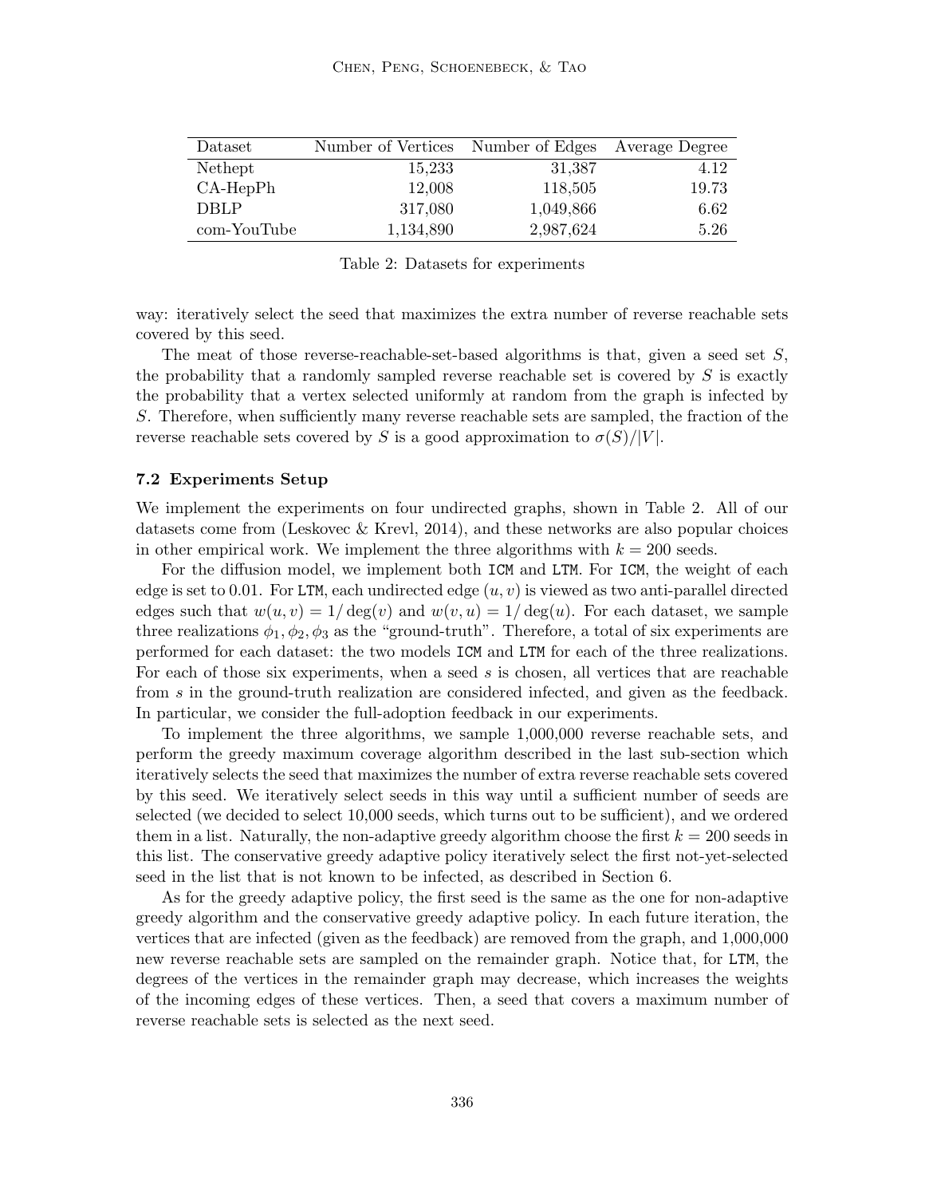| Dataset | Number of Vertices | Number of Edges | Average Degree |
|---|---|---|---|
| Nethept | 15,233 | 31,387 | 4.12 |
| CA-HepPh | 12,008 | 118,505 | 19.73 |
| DBLP | 317,080 | 1,049,866 | 6.62 |
| com-YouTube | 1,134,890 | 2,987,624 | 5.26 |

Table 2: Datasets for experiments

way: iteratively select the seed that maximizes the extra number of reverse reachable sets covered by this seed.

The meat of those reverse-reachable-set-based algorithms is that, given a seed set $S$, the probability that a randomly sampled reverse reachable set is covered by $S$ is exactly the probability that a vertex selected uniformly at random from the graph is infected by $S$. Therefore, when sufficiently many reverse reachable sets are sampled, the fraction of the reverse reachable sets covered by $S$ is a good approximation to $\sigma(S)/|V|$.

### 7.2 Experiments Setup

We implement the experiments on four undirected graphs, shown in Table 2. All of our datasets come from (Leskovec & Krevl, 2014), and these networks are also popular choices in other empirical work. We implement the three algorithms with $k = 200$ seeds.

For the diffusion model, we implement both ICM and LTM. For ICM, the weight of each edge is set to 0.01. For LTM, each undirected edge $(u, v)$ is viewed as two anti-parallel directed edges such that $w(u, v) = 1/\deg(v)$ and $w(v, u) = 1/\deg(u)$. For each dataset, we sample three realizations $\phi_1, \phi_2, \phi_3$ as the "ground-truth". Therefore, a total of six experiments are performed for each dataset: the two models ICM and LTM for each of the three realizations. For each of those six experiments, when a seed $s$ is chosen, all vertices that are reachable from $s$ in the ground-truth realization are considered infected, and given as the feedback. In particular, we consider the full-adoption feedback in our experiments.

To implement the three algorithms, we sample 1,000,000 reverse reachable sets, and perform the greedy maximum coverage algorithm described in the last sub-section which iteratively selects the seed that maximizes the number of extra reverse reachable sets covered by this seed. We iteratively select seeds in this way until a sufficient number of seeds are selected (we decided to select 10,000 seeds, which turns out to be sufficient), and we ordered them in a list. Naturally, the non-adaptive greedy algorithm choose the first $k = 200$ seeds in this list. The conservative greedy adaptive policy iteratively select the first not-yet-selected seed in the list that is not known to be infected, as described in Section 6.

As for the greedy adaptive policy, the first seed is the same as the one for non-adaptive greedy algorithm and the conservative greedy adaptive policy. In each future iteration, the vertices that are infected (given as the feedback) are removed from the graph, and 1,000,000 new reverse reachable sets are sampled on the remainder graph. Notice that, for LTM, the degrees of the vertices in the remainder graph may decrease, which increases the weights of the incoming edges of these vertices. Then, a seed that covers a maximum number of reverse reachable sets is selected as the next seed.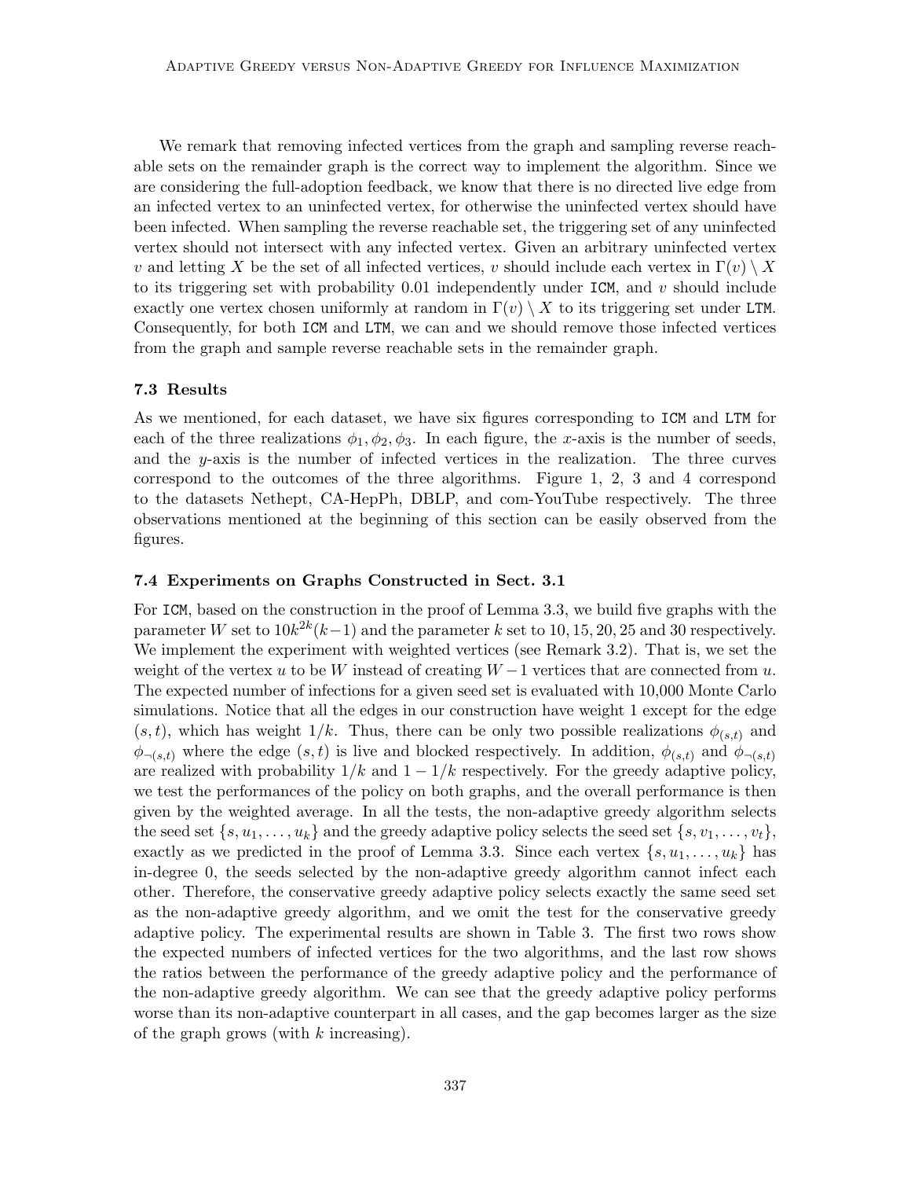We remark that removing infected vertices from the graph and sampling reverse reachable sets on the remainder graph is the correct way to implement the algorithm. Since we are considering the full-adoption feedback, we know that there is no directed live edge from an infected vertex to an uninfected vertex, for otherwise the uninfected vertex should have been infected. When sampling the reverse reachable set, the triggering set of any uninfected vertex should not intersect with any infected vertex. Given an arbitrary uninfected vertex $v$ and letting $X$ be the set of all infected vertices, $v$ should include each vertex in $\Gamma(v) \setminus X$ to its triggering set with probability 0.01 independently under ICM, and $v$ should include exactly one vertex chosen uniformly at random in $\Gamma(v) \setminus X$ to its triggering set under LTM. Consequently, for both ICM and LTM, we can and we should remove those infected vertices from the graph and sample reverse reachable sets in the remainder graph.

### 7.3 Results

As we mentioned, for each dataset, we have six figures corresponding to ICM and LTM for each of the three realizations $\phi_1, \phi_2, \phi_3$. In each figure, the $x$-axis is the number of seeds, and the $y$-axis is the number of infected vertices in the realization. The three curves correspond to the outcomes of the three algorithms. Figure 1, 2, 3 and 4 correspond to the datasets Nethept, CA-HepPh, DBLP, and com-YouTube respectively. The three observations mentioned at the beginning of this section can be easily observed from the figures.

### 7.4 Experiments on Graphs Constructed in Sect. 3.1

For ICM, based on the construction in the proof of Lemma 3.3, we build five graphs with the parameter $W$ set to $10k^{2k}(k-1)$ and the parameter $k$ set to $10, 15, 20, 25$ and $30$ respectively. We implement the experiment with weighted vertices (see Remark 3.2). That is, we set the weight of the vertex $u$ to be $W$ instead of creating $W-1$ vertices that are connected from $u$. The expected number of infections for a given seed set is evaluated with 10,000 Monte Carlo simulations. Notice that all the edges in our construction have weight 1 except for the edge $(s,t)$, which has weight $1/k$. Thus, there can be only two possible realizations $\phi_{(s,t)}$ and $\phi_{\neg(s,t)}$ where the edge $(s,t)$ is live and blocked respectively. In addition, $\phi_{(s,t)}$ and $\phi_{\neg(s,t)}$ are realized with probability $1/k$ and $1-1/k$ respectively. For the greedy adaptive policy, we test the performances of the policy on both graphs, and the overall performance is then given by the weighted average. In all the tests, the non-adaptive greedy algorithm selects the seed set $\{s, u_1, \ldots, u_k\}$ and the greedy adaptive policy selects the seed set $\{s, v_1, \ldots, v_t\}$, exactly as we predicted in the proof of Lemma 3.3. Since each vertex $\{s, u_1, \ldots, u_k\}$ has in-degree 0, the seeds selected by the non-adaptive greedy algorithm cannot infect each other. Therefore, the conservative greedy adaptive policy selects exactly the same seed set as the non-adaptive greedy algorithm, and we omit the test for the conservative greedy adaptive policy. The experimental results are shown in Table 3. The first two rows show the expected numbers of infected vertices for the two algorithms, and the last row shows the ratios between the performance of the greedy adaptive policy and the performance of the non-adaptive greedy algorithm. We can see that the greedy adaptive policy performs worse than its non-adaptive counterpart in all cases, and the gap becomes larger as the size of the graph grows (with $k$ increasing).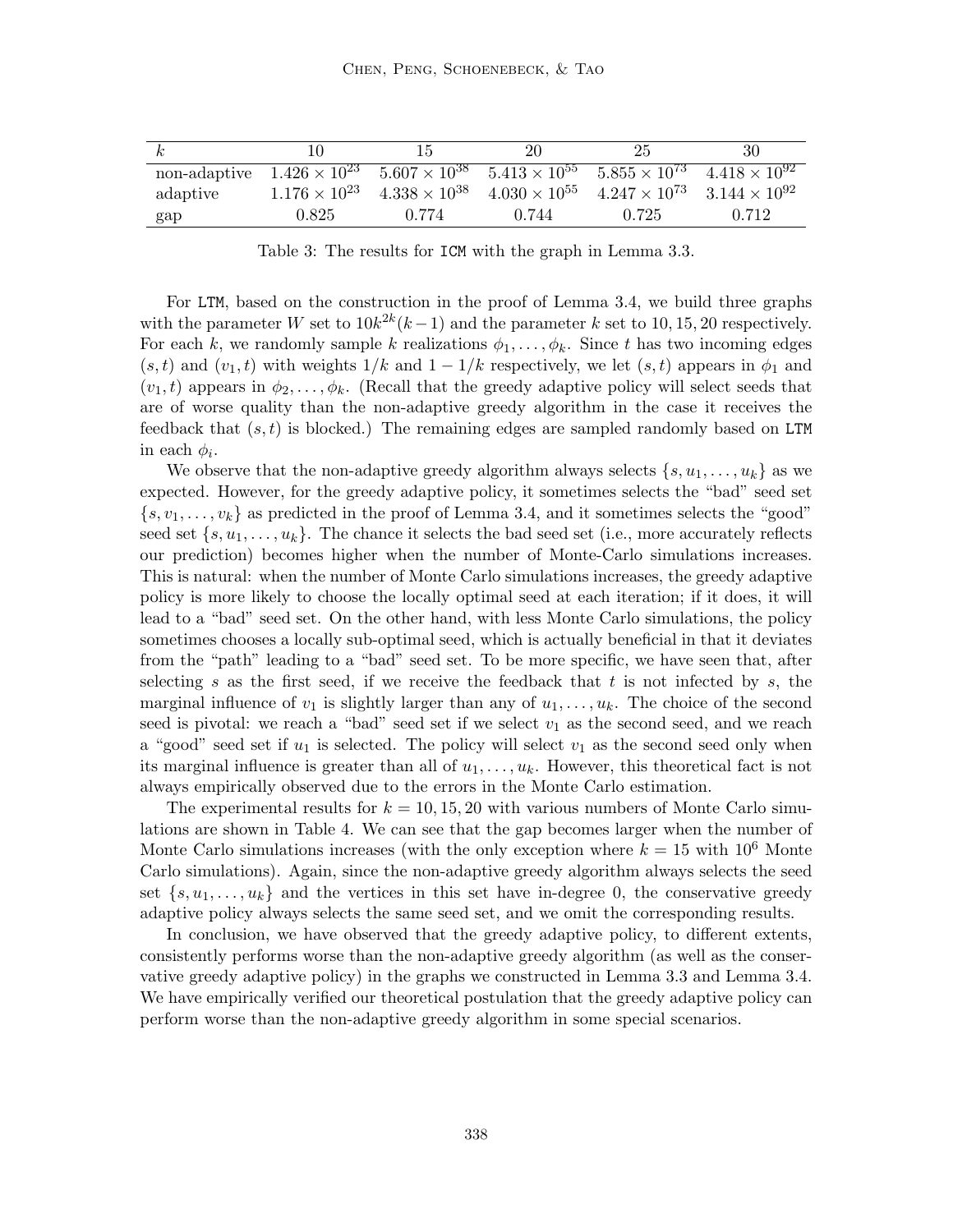| $k$ | 10 | 15 | 20 | 25 | 30 |
|---|---|---|---|---|---|
| non-adaptive | $1.426 \times 10^{23}$ | $5.607 \times 10^{38}$ | $5.413 \times 10^{55}$ | $5.855 \times 10^{73}$ | $4.418 \times 10^{92}$ |
| adaptive | $1.176 \times 10^{23}$ | $4.338 \times 10^{38}$ | $4.030 \times 10^{55}$ | $4.247 \times 10^{73}$ | $3.144 \times 10^{92}$ |
| gap | 0.825 | 0.774 | 0.744 | 0.725 | 0.712 |

Table 3: The results for ICM with the graph in Lemma 3.3.

For LTM, based on the construction in the proof of Lemma 3.4, we build three graphs with the parameter $W$ set to $10k^{2k}(k-1)$ and the parameter $k$ set to 10, 15, 20 respectively. For each $k$, we randomly sample $k$ realizations $\phi_1, \ldots, \phi_k$. Since $t$ has two incoming edges $(s,t)$ and $(v_1,t)$ with weights $1/k$ and $1-1/k$ respectively, we let $(s,t)$ appears in $\phi_1$ and $(v_1,t)$ appears in $\phi_2, \ldots, \phi_k$. (Recall that the greedy adaptive policy will select seeds that are of worse quality than the non-adaptive greedy algorithm in the case it receives the feedback that $(s,t)$ is blocked.) The remaining edges are sampled randomly based on LTM in each $\phi_i$.

We observe that the non-adaptive greedy algorithm always selects $\{s, u_1, \ldots, u_k\}$ as we expected. However, for the greedy adaptive policy, it sometimes selects the "bad" seed set $\{s, v_1, \ldots, v_k\}$ as predicted in the proof of Lemma 3.4, and it sometimes selects the "good" seed set $\{s, u_1, \ldots, u_k\}$. The chance it selects the bad seed set (i.e., more accurately reflects our prediction) becomes higher when the number of Monte-Carlo simulations increases. This is natural: when the number of Monte Carlo simulations increases, the greedy adaptive policy is more likely to choose the locally optimal seed at each iteration; if it does, it will lead to a "bad" seed set. On the other hand, with less Monte Carlo simulations, the policy sometimes chooses a locally sub-optimal seed, which is actually beneficial in that it deviates from the "path" leading to a "bad" seed set. To be more specific, we have seen that, after selecting $s$ as the first seed, if we receive the feedback that $t$ is not infected by $s$, the marginal influence of $v_1$ is slightly larger than any of $u_1, \ldots, u_k$. The choice of the second seed is pivotal: we reach a "bad" seed set if we select $v_1$ as the second seed, and we reach a "good" seed set if $u_1$ is selected. The policy will select $v_1$ as the second seed only when its marginal influence is greater than all of $u_1, \ldots, u_k$. However, this theoretical fact is not always empirically observed due to the errors in the Monte Carlo estimation.

The experimental results for $k = 10, 15, 20$ with various numbers of Monte Carlo simulations are shown in Table 4. We can see that the gap becomes larger when the number of Monte Carlo simulations increases (with the only exception where $k = 15$ with $10^6$ Monte Carlo simulations). Again, since the non-adaptive greedy algorithm always selects the seed set $\{s, u_1, \ldots, u_k\}$ and the vertices in this set have in-degree 0, the conservative greedy adaptive policy always selects the same seed set, and we omit the corresponding results.

In conclusion, we have observed that the greedy adaptive policy, to different extents, consistently performs worse than the non-adaptive greedy algorithm (as well as the conservative greedy adaptive policy) in the graphs we constructed in Lemma 3.3 and Lemma 3.4. We have empirically verified our theoretical postulation that the greedy adaptive policy can perform worse than the non-adaptive greedy algorithm in some special scenarios.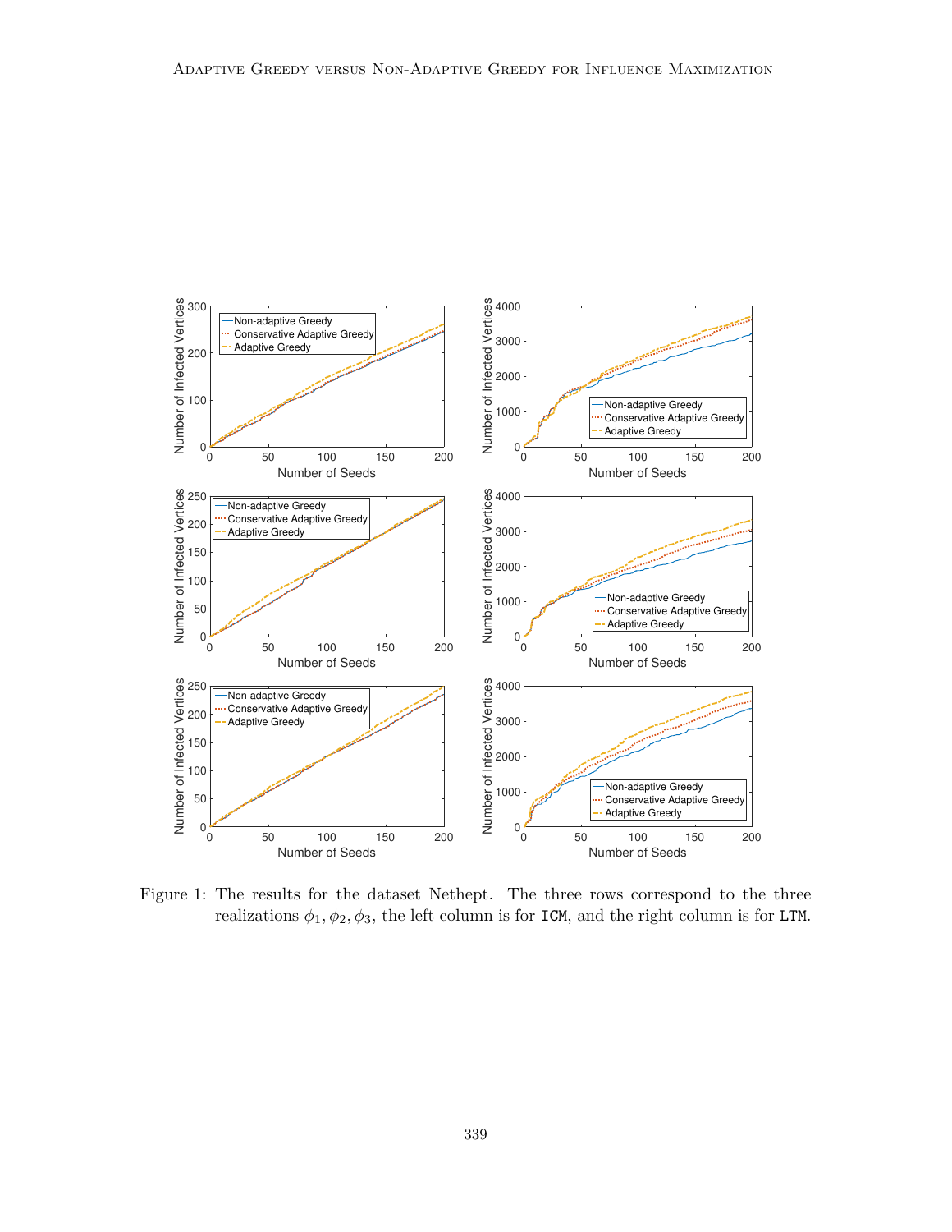Figure 1: The results for the dataset Nethept. The three rows correspond to the three realizations $\phi_1, \phi_2, \phi_3$, the left column is for ICM, and the right column is for LTM.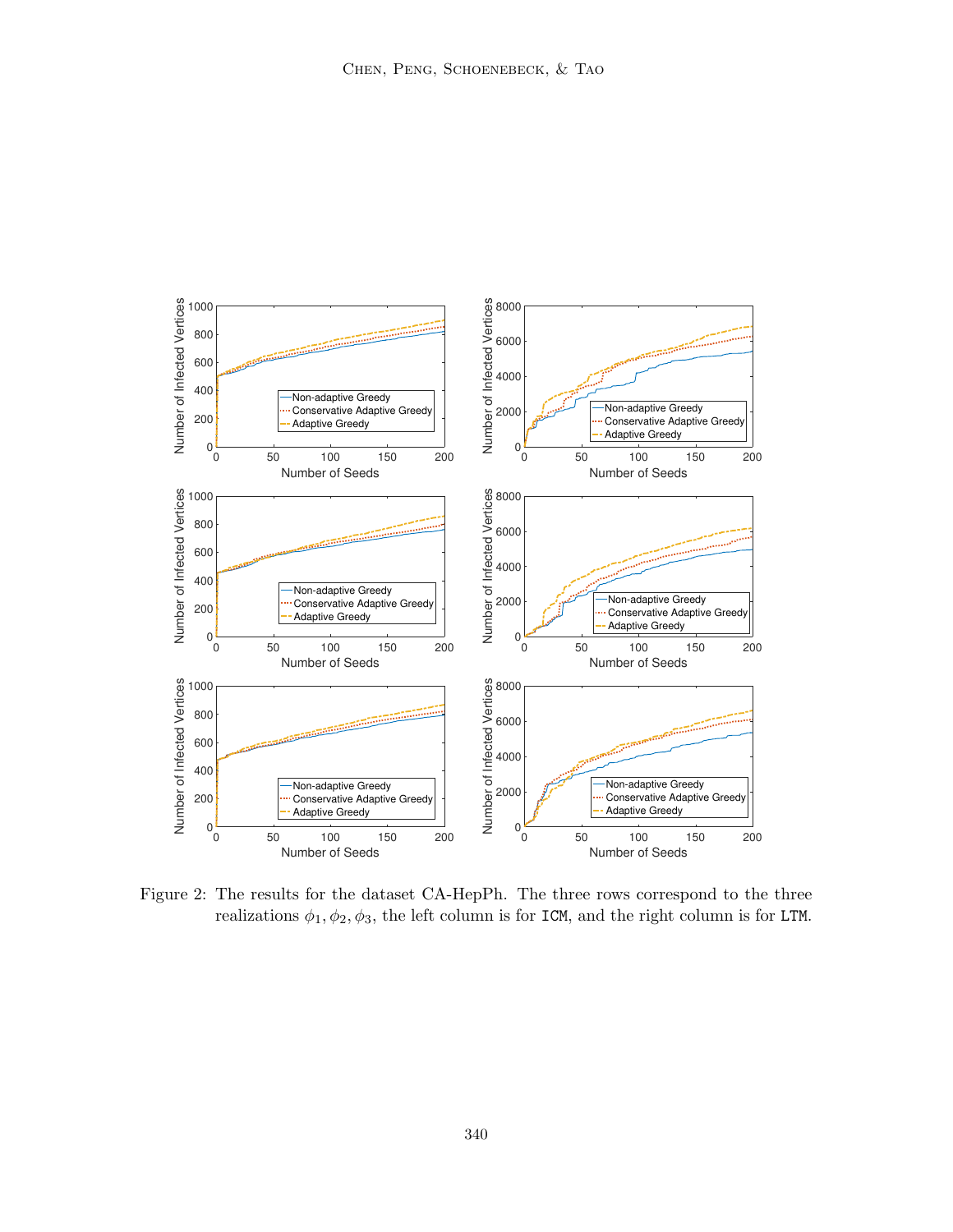Figure 2: The results for the dataset CA-HepPh. The three rows correspond to the three realizations $\phi_1, \phi_2, \phi_3$, the left column is for ICM, and the right column is for LTM.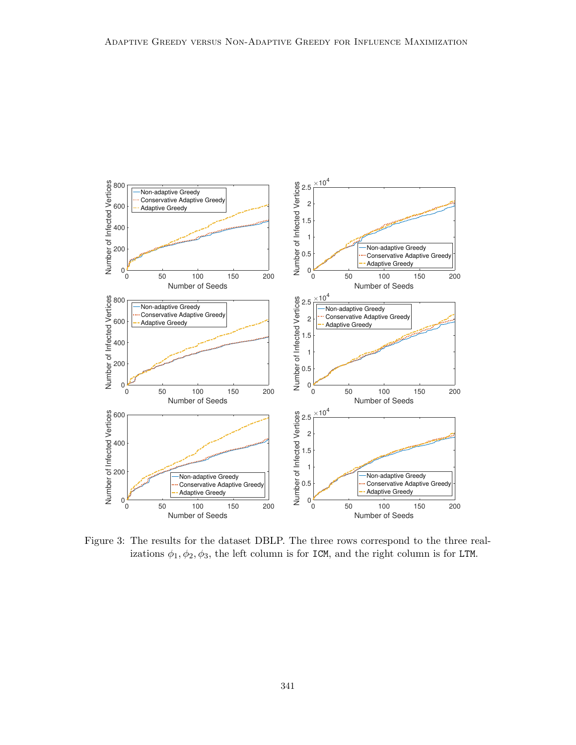Figure 3: The results for the dataset DBLP. The three rows correspond to the three realizations $\phi_1, \phi_2, \phi_3$, the left column is for `ICM`, and the right column is for `LTM`.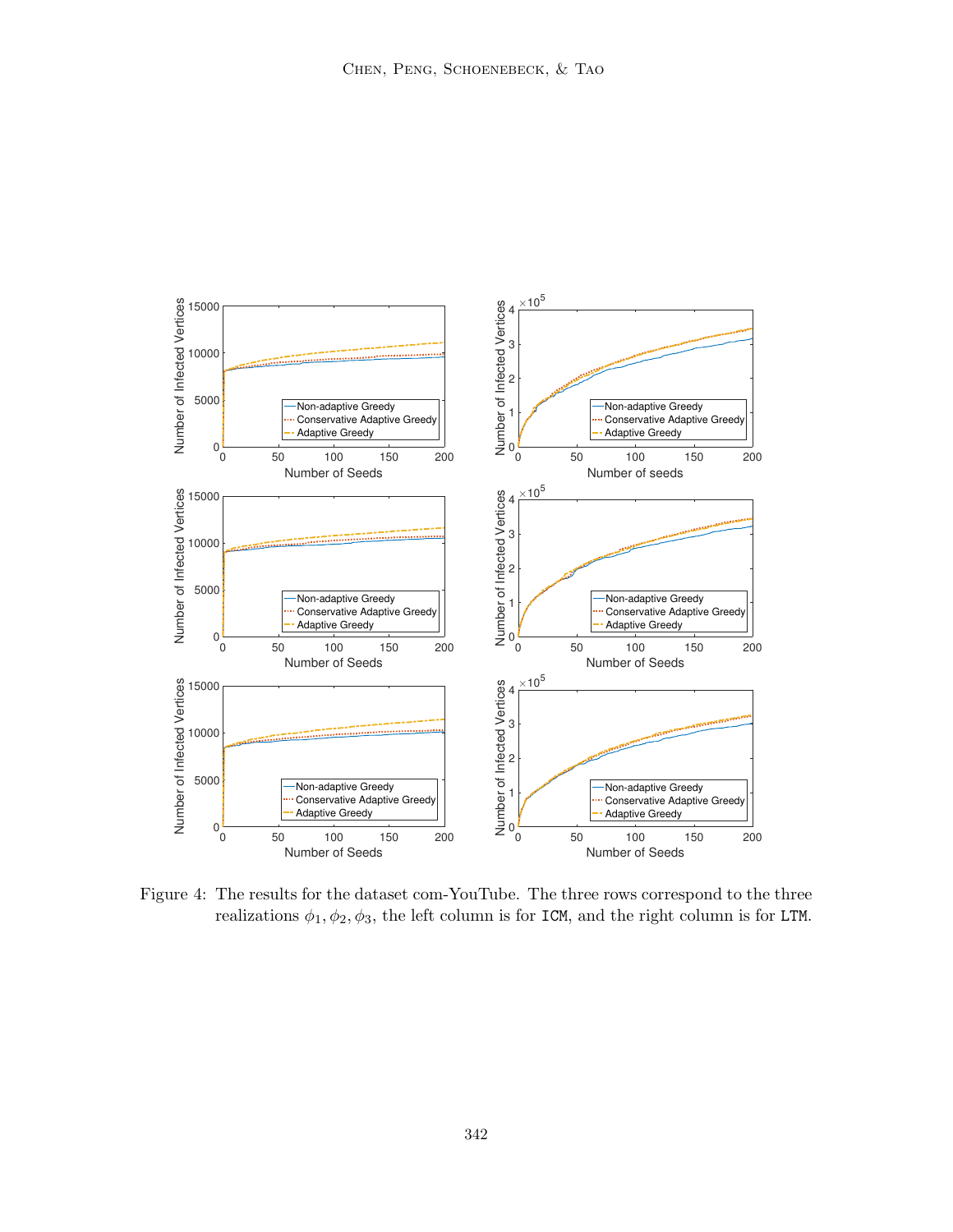Figure 4: The results for the dataset com-YouTube. The three rows correspond to the three realizations $\phi_1, \phi_2, \phi_3$, the left column is for ICM, and the right column is for LTM.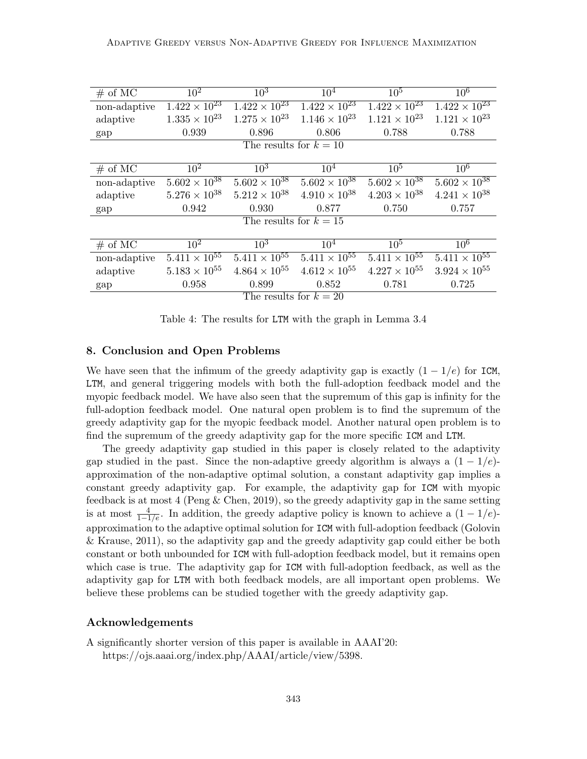| # of MC | $10^2$ | $10^3$ | $10^4$ | $10^5$ | $10^6$ |
|---|---|---|---|---|---|
| non-adaptive | $1.422 \times 10^{23}$ | $1.422 \times 10^{23}$ | $1.422 \times 10^{23}$ | $1.422 \times 10^{23}$ | $1.422 \times 10^{23}$ |
| adaptive | $1.335 \times 10^{23}$ | $1.275 \times 10^{23}$ | $1.146 \times 10^{23}$ | $1.121 \times 10^{23}$ | $1.121 \times 10^{23}$ |
| gap | 0.939 | 0.896 | 0.806 | 0.788 | 0.788 |

The results for $k = 10$

| # of MC | $10^2$ | $10^3$ | $10^4$ | $10^5$ | $10^6$ |
|---|---|---|---|---|---|
| non-adaptive | $5.602 \times 10^{38}$ | $5.602 \times 10^{38}$ | $5.602 \times 10^{38}$ | $5.602 \times 10^{38}$ | $5.602 \times 10^{38}$ |
| adaptive | $5.276 \times 10^{38}$ | $5.212 \times 10^{38}$ | $4.910 \times 10^{38}$ | $4.203 \times 10^{38}$ | $4.241 \times 10^{38}$ |
| gap | 0.942 | 0.930 | 0.877 | 0.750 | 0.757 |

The results for $k = 15$

| # of MC | $10^2$ | $10^3$ | $10^4$ | $10^5$ | $10^6$ |
|---|---|---|---|---|---|
| non-adaptive | $5.411 \times 10^{55}$ | $5.411 \times 10^{55}$ | $5.411 \times 10^{55}$ | $5.411 \times 10^{55}$ | $5.411 \times 10^{55}$ |
| adaptive | $5.183 \times 10^{55}$ | $4.864 \times 10^{55}$ | $4.612 \times 10^{55}$ | $4.227 \times 10^{55}$ | $3.924 \times 10^{55}$ |
| gap | 0.958 | 0.899 | 0.852 | 0.781 | 0.725 |

The results for $k = 20$

Table 4: The results for LTM with the graph in Lemma 3.4

## 8. Conclusion and Open Problems

We have seen that the infimum of the greedy adaptivity gap is exactly $(1 - 1/e)$ for ICM, LTM, and general triggering models with both the full-adoption feedback model and the myopic feedback model. We have also seen that the supremum of this gap is infinity for the full-adoption feedback model. One natural open problem is to find the supremum of the greedy adaptivity gap for the myopic feedback model. Another natural open problem is to find the supremum of the greedy adaptivity gap for the more specific ICM and LTM.

The greedy adaptivity gap studied in this paper is closely related to the adaptivity gap studied in the past. Since the non-adaptive greedy algorithm is always a $(1 - 1/e)$-approximation of the non-adaptive optimal solution, a constant adaptivity gap implies a constant greedy adaptivity gap. For example, the adaptivity gap for ICM with myopic feedback is at most 4 (Peng & Chen, 2019), so the greedy adaptivity gap in the same setting is at most $\frac{4}{1-1/e}$. In addition, the greedy adaptive policy is known to achieve a $(1 - 1/e)$-approximation to the adaptive optimal solution for ICM with full-adoption feedback (Golovin & Krause, 2011), so the adaptivity gap and the greedy adaptivity gap could either be both constant or both unbounded for ICM with full-adoption feedback model, but it remains open which case is true. The adaptivity gap for ICM with full-adoption feedback, as well as the adaptivity gap for LTM with both feedback models, are all important open problems. We believe these problems can be studied together with the greedy adaptivity gap.

## Acknowledgements

A significantly shorter version of this paper is available in AAAI'20:
https://ojs.aaai.org/index.php/AAAI/article/view/5398.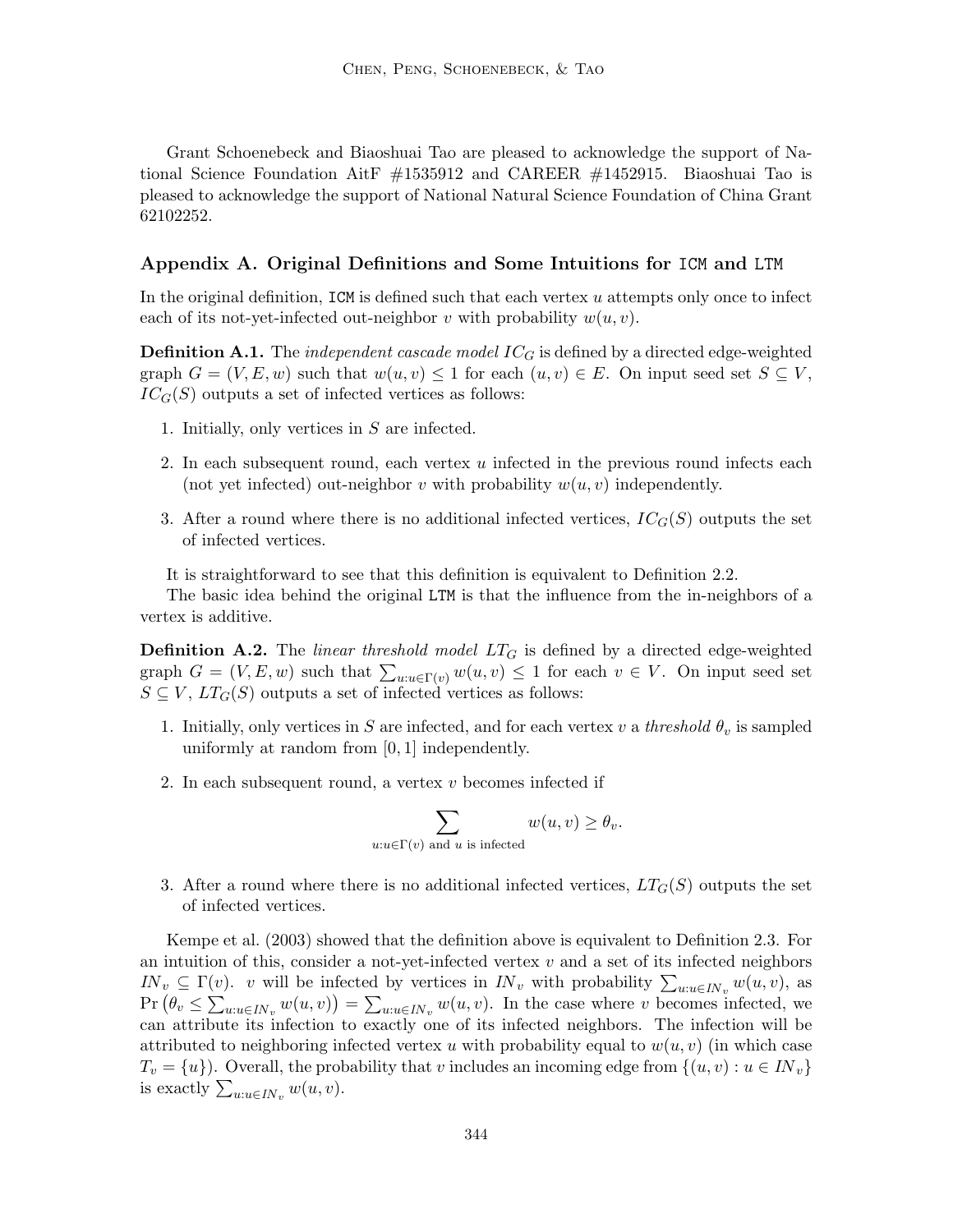Grant Schoenebeck and Biaoshuai Tao are pleased to acknowledge the support of National Science Foundation AitF #1535912 and CAREER #1452915. Biaoshuai Tao is pleased to acknowledge the support of National Natural Science Foundation of China Grant 62102252.

## Appendix A. Original Definitions and Some Intuitions for ICM and LTM

In the original definition, ICM is defined such that each vertex $u$ attempts only once to infect each of its not-yet-infected out-neighbor $v$ with probability $w(u, v)$.

**Definition A.1.** The *independent cascade model* $IC_G$ is defined by a directed edge-weighted graph $G = (V, E, w)$ such that $w(u, v) \leq 1$ for each $(u, v) \in E$. On input seed set $S \subseteq V$, $IC_G(S)$ outputs a set of infected vertices as follows:

1. Initially, only vertices in $S$ are infected.
2. In each subsequent round, each vertex $u$ infected in the previous round infects each (not yet infected) out-neighbor $v$ with probability $w(u, v)$ independently.
3. After a round where there is no additional infected vertices, $IC_G(S)$ outputs the set of infected vertices.

It is straightforward to see that this definition is equivalent to Definition 2.2.

The basic idea behind the original LTM is that the influence from the in-neighbors of a vertex is additive.

**Definition A.2.** The *linear threshold model* $LT_G$ is defined by a directed edge-weighted graph $G = (V, E, w)$ such that $\sum_{u:u \in \Gamma(v)} w(u, v) \leq 1$ for each $v \in V$. On input seed set $S \subseteq V$, $LT_G(S)$ outputs a set of infected vertices as follows:

1. Initially, only vertices in $S$ are infected, and for each vertex $v$ a *threshold* $\theta_v$ is sampled uniformly at random from $[0, 1]$ independently.
2. In each subsequent round, a vertex $v$ becomes infected if
$$\sum_{u:u \in \Gamma(v) \text{ and } u \text{ is infected}} w(u, v) \geq \theta_v.$$
3. After a round where there is no additional infected vertices, $LT_G(S)$ outputs the set of infected vertices.

Kempe et al. (2003) showed that the definition above is equivalent to Definition 2.3. For an intuition of this, consider a not-yet-infected vertex $v$ and a set of its infected neighbors $IN_v \subseteq \Gamma(v)$. $v$ will be infected by vertices in $IN_v$ with probability $\sum_{u:u \in IN_v} w(u, v)$, as $\Pr\left(\theta_v \leq \sum_{u:u \in IN_v} w(u, v)\right) = \sum_{u:u \in IN_v} w(u, v)$. In the case where $v$ becomes infected, we can attribute its infection to exactly one of its infected neighbors. The infection will be attributed to neighboring infected vertex $u$ with probability equal to $w(u, v)$ (in which case $T_v = \{u\}$). Overall, the probability that $v$ includes an incoming edge from $\{(u, v) : u \in IN_v\}$ is exactly $\sum_{u:u \in IN_v} w(u, v)$.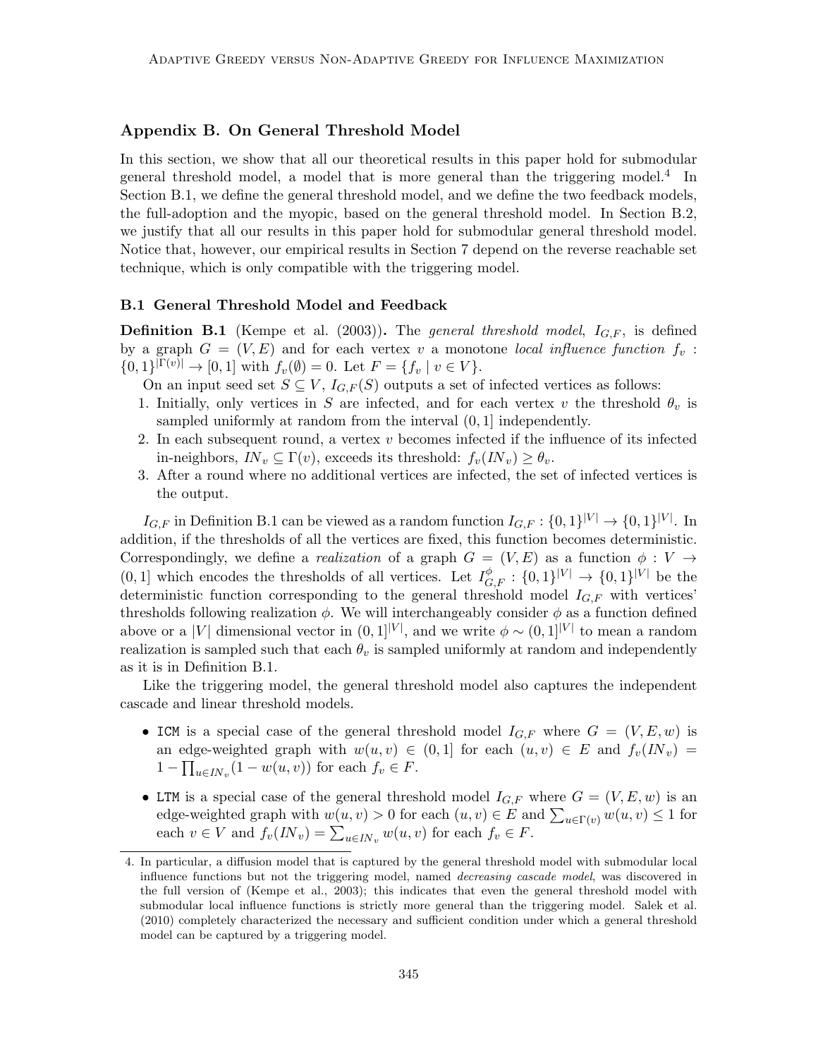## Appendix B. On General Threshold Model

In this section, we show that all our theoretical results in this paper hold for submodular general threshold model, a model that is more general than the triggering model.[4] In Section B.1, we define the general threshold model, and we define the two feedback models, the full-adoption and the myopic, based on the general threshold model. In Section B.2, we justify that all our results in this paper hold for submodular general threshold model. Notice that, however, our empirical results in Section 7 depend on the reverse reachable set technique, which is only compatible with the triggering model.

### B.1 General Threshold Model and Feedback

**Definition B.1** (Kempe et al. (2003)). The *general threshold model*, $I_{G,F}$, is defined by a graph $G = (V, E)$ and for each vertex $v$ a monotone *local influence function* $f_v : \{0,1\}^{|\Gamma(v)|} \to [0,1]$ with $f_v(\emptyset) = 0$. Let $F = \{f_v \mid v \in V\}$.

On an input seed set $S \subseteq V$, $I_{G,F}(S)$ outputs a set of infected vertices as follows:

1. Initially, only vertices in $S$ are infected, and for each vertex $v$ the threshold $\theta_v$ is sampled uniformly at random from the interval $(0, 1]$ independently.
2. In each subsequent round, a vertex $v$ becomes infected if the influence of its infected in-neighbors, $IN_v \subseteq \Gamma(v)$, exceeds its threshold: $f_v(IN_v) \geq \theta_v$.
3. After a round where no additional vertices are infected, the set of infected vertices is the output.

$I_{G,F}$ in Definition B.1 can be viewed as a random function $I_{G,F} : \{0,1\}^{|V|} \to \{0,1\}^{|V|}$. In addition, if the thresholds of all the vertices are fixed, this function becomes deterministic. Correspondingly, we define a *realization* of a graph $G = (V, E)$ as a function $\phi : V \to (0, 1]$ which encodes the thresholds of all vertices. Let $I^{\phi}_{G,F} : \{0,1\}^{|V|} \to \{0,1\}^{|V|}$ be the deterministic function corresponding to the general threshold model $I_{G,F}$ with vertices' thresholds following realization $\phi$. We will interchangeably consider $\phi$ as a function defined above or a $|V|$ dimensional vector in $(0,1]^{|V|}$, and we write $\phi \sim (0,1]^{|V|}$ to mean a random realization is sampled such that each $\theta_v$ is sampled uniformly at random and independently as it is in Definition B.1.

Like the triggering model, the general threshold model also captures the independent cascade and linear threshold models.

- `ICM` is a special case of the general threshold model $I_{G,F}$ where $G = (V, E, w)$ is an edge-weighted graph with $w(u, v) \in (0, 1]$ for each $(u, v) \in E$ and $f_v(IN_v) = 1 - \prod_{u \in IN_v}(1 - w(u, v))$ for each $f_v \in F$.
- `LTM` is a special case of the general threshold model $I_{G,F}$ where $G = (V, E, w)$ is an edge-weighted graph with $w(u, v) > 0$ for each $(u, v) \in E$ and $\sum_{u \in \Gamma(v)} w(u, v) \leq 1$ for each $v \in V$ and $f_v(IN_v) = \sum_{u \in IN_v} w(u, v)$ for each $f_v \in F$.

[4] In particular, a diffusion model that is captured by the general threshold model with submodular local influence functions but not the triggering model, named *decreasing cascade model*, was discovered in the full version of (Kempe et al., 2003); this indicates that even the general threshold model with submodular local influence functions is strictly more general than the triggering model. Salek et al. (2010) completely characterized the necessary and sufficient condition under which a general threshold model can be captured by a triggering model.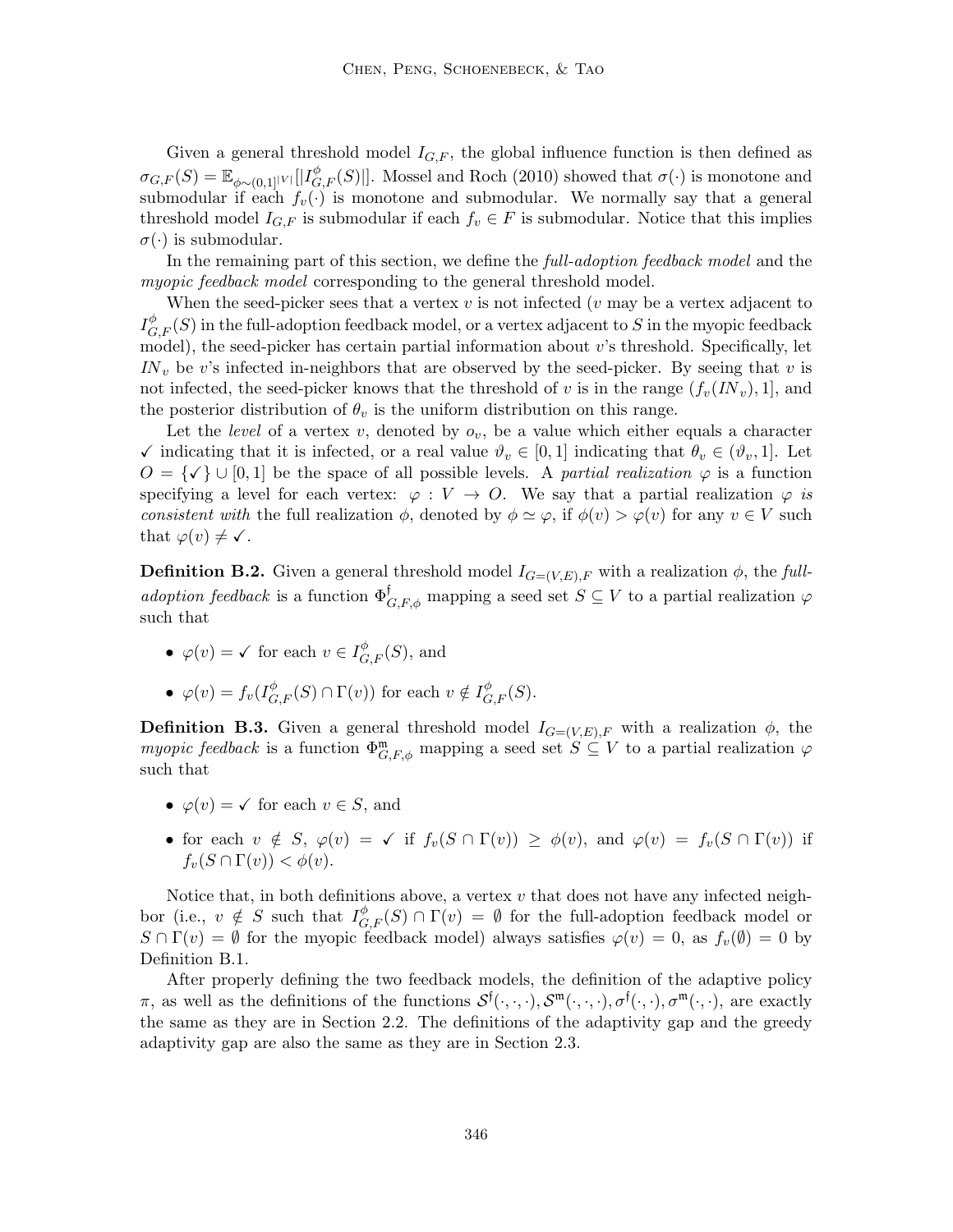Given a general threshold model $I_{G,F}$, the global influence function is then defined as $\sigma_{G,F}(S) = \mathbb{E}_{\phi\sim(0,1]^{|V|}}[|I^{\phi}_{G,F}(S)|]$. Mossel and Roch (2010) showed that $\sigma(\cdot)$ is monotone and submodular if each $f_v(\cdot)$ is monotone and submodular. We normally say that a general threshold model $I_{G,F}$ is submodular if each $f_v \in F$ is submodular. Notice that this implies $\sigma(\cdot)$ is submodular.

In the remaining part of this section, we define the *full-adoption feedback model* and the *myopic feedback model* corresponding to the general threshold model.

When the seed-picker sees that a vertex $v$ is not infected ($v$ may be a vertex adjacent to $I^{\phi}_{G,F}(S)$ in the full-adoption feedback model, or a vertex adjacent to $S$ in the myopic feedback model), the seed-picker has certain partial information about $v$'s threshold. Specifically, let $IN_v$ be $v$'s infected in-neighbors that are observed by the seed-picker. By seeing that $v$ is not infected, the seed-picker knows that the threshold of $v$ is in the range $(f_v(IN_v), 1]$, and the posterior distribution of $\theta_v$ is the uniform distribution on this range.

Let the *level* of a vertex $v$, denoted by $o_v$, be a value which either equals a character ✓ indicating that it is infected, or a real value $\vartheta_v \in [0,1]$ indicating that $\theta_v \in (\vartheta_v, 1]$. Let $O = \{✓\} \cup [0,1]$ be the space of all possible levels. A *partial realization* $\varphi$ is a function specifying a level for each vertex: $\varphi : V \to O$. We say that a partial realization $\varphi$ *is consistent with* the full realization $\phi$, denoted by $\phi \simeq \varphi$, if $\phi(v) > \varphi(v)$ for any $v \in V$ such that $\varphi(v) \neq ✓$.

**Definition B.2.** Given a general threshold model $I_{G=(V,E),F}$ with a realization $\phi$, the *full-adoption feedback* is a function $\Phi^{\mathfrak{f}}_{G,F,\phi}$ mapping a seed set $S \subseteq V$ to a partial realization $\varphi$ such that

- $\varphi(v) = ✓$ for each $v \in I^{\phi}_{G,F}(S)$, and
- $\varphi(v) = f_v(I^{\phi}_{G,F}(S) \cap \Gamma(v))$ for each $v \notin I^{\phi}_{G,F}(S)$.

**Definition B.3.** Given a general threshold model $I_{G=(V,E),F}$ with a realization $\phi$, the *myopic feedback* is a function $\Phi^{\mathfrak{m}}_{G,F,\phi}$ mapping a seed set $S \subseteq V$ to a partial realization $\varphi$ such that

- $\varphi(v) = ✓$ for each $v \in S$, and
- for each $v \notin S$, $\varphi(v) = ✓$ if $f_v(S \cap \Gamma(v)) \geq \phi(v)$, and $\varphi(v) = f_v(S \cap \Gamma(v))$ if $f_v(S \cap \Gamma(v)) < \phi(v)$.

Notice that, in both definitions above, a vertex $v$ that does not have any infected neighbor (i.e., $v \notin S$ such that $I^{\phi}_{G,F}(S) \cap \Gamma(v) = \emptyset$ for the full-adoption feedback model or $S \cap \Gamma(v) = \emptyset$ for the myopic feedback model) always satisfies $\varphi(v) = 0$, as $f_v(\emptyset) = 0$ by Definition B.1.

After properly defining the two feedback models, the definition of the adaptive policy $\pi$, as well as the definitions of the functions $\mathcal{S}^{\mathfrak{f}}(\cdot,\cdot,\cdot), \mathcal{S}^{\mathfrak{m}}(\cdot,\cdot,\cdot), \sigma^{\mathfrak{f}}(\cdot,\cdot), \sigma^{\mathfrak{m}}(\cdot,\cdot)$, are exactly the same as they are in Section 2.2. The definitions of the adaptivity gap and the greedy adaptivity gap are also the same as they are in Section 2.3.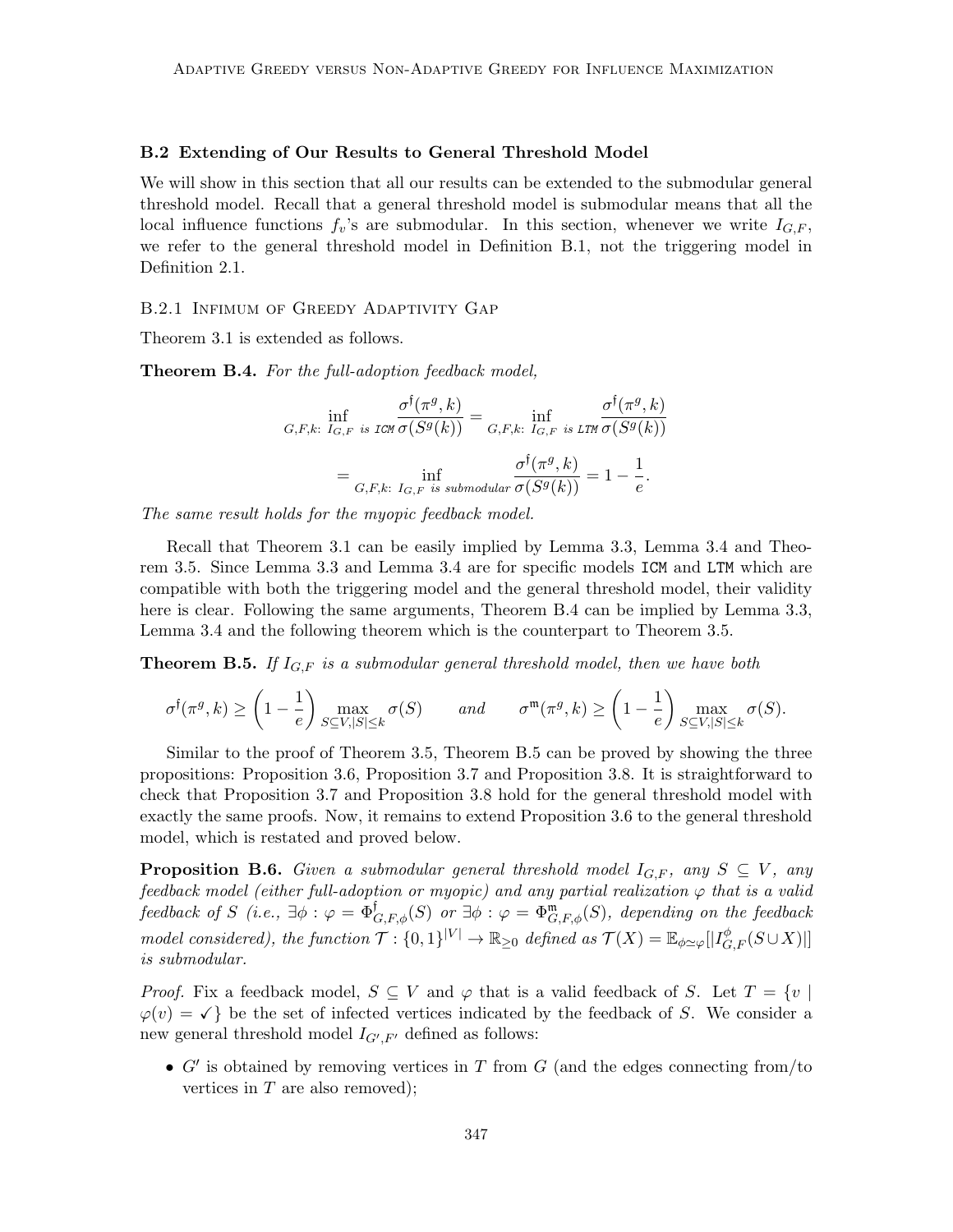### B.2 Extending of Our Results to General Threshold Model

We will show in this section that all our results can be extended to the submodular general threshold model. Recall that a general threshold model is submodular means that all the local influence functions $f_v$'s are submodular. In this section, whenever we write $I_{G,F}$, we refer to the general threshold model in Definition B.1, not the triggering model in Definition 2.1.

#### B.2.1 Infimum of Greedy Adaptivity Gap

Theorem 3.1 is extended as follows.

**Theorem B.4.** *For the full-adoption feedback model,*

$$\inf_{G,F,k:\ I_{G,F} \text{ is ICM}} \frac{\sigma^{\mathfrak{f}}(\pi^g, k)}{\sigma(S^g(k))} = \inf_{G,F,k:\ I_{G,F} \text{ is LTM}} \frac{\sigma^{\mathfrak{f}}(\pi^g, k)}{\sigma(S^g(k))}$$

$$= \inf_{G,F,k:\ I_{G,F} \text{ is submodular}} \frac{\sigma^{\mathfrak{f}}(\pi^g, k)}{\sigma(S^g(k))} = 1 - \frac{1}{e}.$$

*The same result holds for the myopic feedback model.*

Recall that Theorem 3.1 can be easily implied by Lemma 3.3, Lemma 3.4 and Theorem 3.5. Since Lemma 3.3 and Lemma 3.4 are for specific models ICM and LTM which are compatible with both the triggering model and the general threshold model, their validity here is clear. Following the same arguments, Theorem B.4 can be implied by Lemma 3.3, Lemma 3.4 and the following theorem which is the counterpart to Theorem 3.5.

**Theorem B.5.** *If $I_{G,F}$ is a submodular general threshold model, then we have both*

$$\sigma^{\mathfrak{f}}(\pi^g, k) \geq \left(1 - \frac{1}{e}\right) \max_{S \subseteq V, |S| \leq k} \sigma(S) \qquad \text{and} \qquad \sigma^{\mathfrak{m}}(\pi^g, k) \geq \left(1 - \frac{1}{e}\right) \max_{S \subseteq V, |S| \leq k} \sigma(S).$$

Similar to the proof of Theorem 3.5, Theorem B.5 can be proved by showing the three propositions: Proposition 3.6, Proposition 3.7 and Proposition 3.8. It is straightforward to check that Proposition 3.7 and Proposition 3.8 hold for the general threshold model with exactly the same proofs. Now, it remains to extend Proposition 3.6 to the general threshold model, which is restated and proved below.

**Proposition B.6.** *Given a submodular general threshold model $I_{G,F}$, any $S \subseteq V$, any feedback model (either full-adoption or myopic) and any partial realization $\varphi$ that is a valid feedback of $S$ (i.e., $\exists \phi : \varphi = \Phi^{\mathfrak{f}}_{G,F,\phi}(S)$ or $\exists \phi : \varphi = \Phi^{\mathfrak{m}}_{G,F,\phi}(S)$, depending on the feedback model considered), the function $\mathcal{T} : \{0,1\}^{|V|} \to \mathbb{R}_{\geq 0}$ defined as $\mathcal{T}(X) = \mathbb{E}_{\phi \simeq \varphi}[|I^{\phi}_{G,F}(S \cup X)|]$ is submodular.*

*Proof.* Fix a feedback model, $S \subseteq V$ and $\varphi$ that is a valid feedback of $S$. Let $T = \{v \mid \varphi(v) = \checkmark\}$ be the set of infected vertices indicated by the feedback of $S$. We consider a new general threshold model $I_{G',F'}$ defined as follows:

- $G'$ is obtained by removing vertices in $T$ from $G$ (and the edges connecting from/to vertices in $T$ are also removed);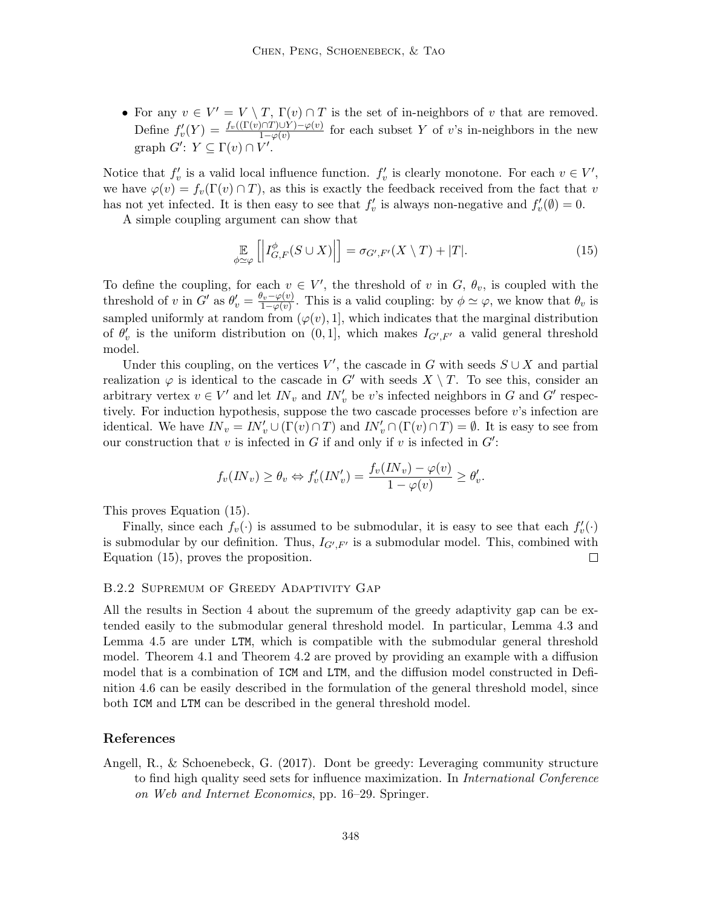- For any $v \in V' = V \setminus T$, $\Gamma(v) \cap T$ is the set of in-neighbors of $v$ that are removed. Define $f'_v(Y) = \frac{f_v((\Gamma(v)\cap T)\cup Y) - \varphi(v)}{1-\varphi(v)}$ for each subset $Y$ of $v$'s in-neighbors in the new graph $G'$: $Y \subseteq \Gamma(v) \cap V'$.

Notice that $f'_v$ is a valid local influence function. $f'_v$ is clearly monotone. For each $v \in V'$, we have $\varphi(v) = f_v(\Gamma(v) \cap T)$, as this is exactly the feedback received from the fact that $v$ has not yet infected. It is then easy to see that $f'_v$ is always non-negative and $f'_v(\emptyset) = 0$.

A simple coupling argument can show that

$$\mathop{\mathbb{E}}_{\phi \simeq \varphi}\left[\left|I^{\phi}_{G,F}(S \cup X)\right|\right] = \sigma_{G',F'}(X \setminus T) + |T|. \tag{15}$$

To define the coupling, for each $v \in V'$, the threshold of $v$ in $G$, $\theta_v$, is coupled with the threshold of $v$ in $G'$ as $\theta'_v = \frac{\theta_v - \varphi(v)}{1-\varphi(v)}$. This is a valid coupling: by $\phi \simeq \varphi$, we know that $\theta_v$ is sampled uniformly at random from $(\varphi(v), 1]$, which indicates that the marginal distribution of $\theta'_v$ is the uniform distribution on $(0, 1]$, which makes $I_{G',F'}$ a valid general threshold model.

Under this coupling, on the vertices $V'$, the cascade in $G$ with seeds $S \cup X$ and partial realization $\varphi$ is identical to the cascade in $G'$ with seeds $X \setminus T$. To see this, consider an arbitrary vertex $v \in V'$ and let $IN_v$ and $IN'_v$ be $v$'s infected neighbors in $G$ and $G'$ respectively. For induction hypothesis, suppose the two cascade processes before $v$'s infection are identical. We have $IN_v = IN'_v \cup (\Gamma(v) \cap T)$ and $IN'_v \cap (\Gamma(v) \cap T) = \emptyset$. It is easy to see from our construction that $v$ is infected in $G$ if and only if $v$ is infected in $G'$:

$$f_v(IN_v) \geq \theta_v \Leftrightarrow f'_v(IN'_v) = \frac{f_v(IN_v) - \varphi(v)}{1 - \varphi(v)} \geq \theta'_v.$$

This proves Equation (15).

Finally, since each $f_v(\cdot)$ is assumed to be submodular, it is easy to see that each $f'_v(\cdot)$ is submodular by our definition. Thus, $I_{G',F'}$ is a submodular model. This, combined with Equation (15), proves the proposition. □

### B.2.2 Supremum of Greedy Adaptivity Gap

All the results in Section 4 about the supremum of the greedy adaptivity gap can be extended easily to the submodular general threshold model. In particular, Lemma 4.3 and Lemma 4.5 are under LTM, which is compatible with the submodular general threshold model. Theorem 4.1 and Theorem 4.2 are proved by providing an example with a diffusion model that is a combination of ICM and LTM, and the diffusion model constructed in Definition 4.6 can be easily described in the formulation of the general threshold model, since both ICM and LTM can be described in the general threshold model.

## References

Angell, R., & Schoenebeck, G. (2017). Dont be greedy: Leveraging community structure to find high quality seed sets for influence maximization. In *International Conference on Web and Internet Economics*, pp. 16–29. Springer.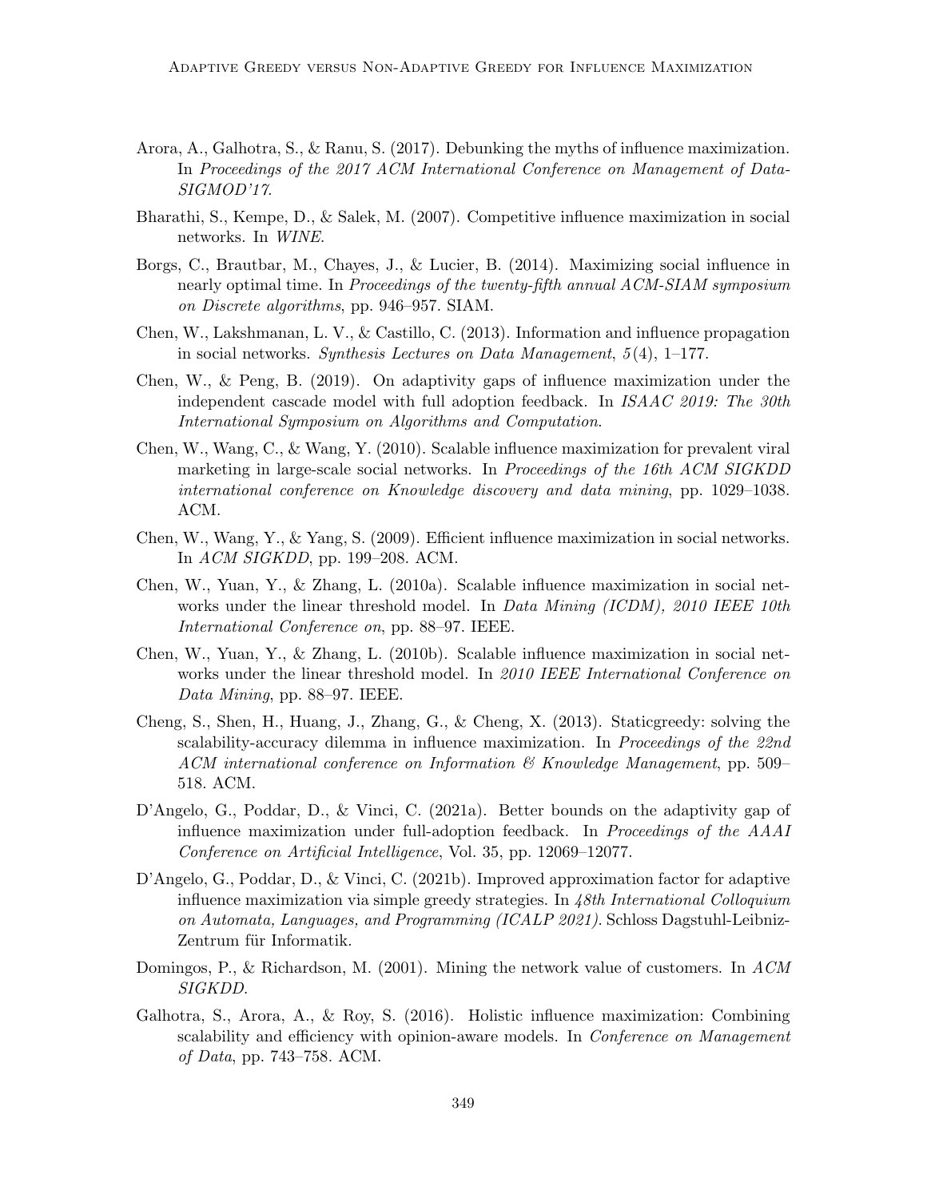Arora, A., Galhotra, S., & Ranu, S. (2017). Debunking the myths of influence maximization. In *Proceedings of the 2017 ACM International Conference on Management of Data-SIGMOD'17*.

Bharathi, S., Kempe, D., & Salek, M. (2007). Competitive influence maximization in social networks. In *WINE*.

Borgs, C., Brautbar, M., Chayes, J., & Lucier, B. (2014). Maximizing social influence in nearly optimal time. In *Proceedings of the twenty-fifth annual ACM-SIAM symposium on Discrete algorithms*, pp. 946–957. SIAM.

Chen, W., Lakshmanan, L. V., & Castillo, C. (2013). Information and influence propagation in social networks. *Synthesis Lectures on Data Management*, *5*(4), 1–177.

Chen, W., & Peng, B. (2019). On adaptivity gaps of influence maximization under the independent cascade model with full adoption feedback. In *ISAAC 2019: The 30th International Symposium on Algorithms and Computation*.

Chen, W., Wang, C., & Wang, Y. (2010). Scalable influence maximization for prevalent viral marketing in large-scale social networks. In *Proceedings of the 16th ACM SIGKDD international conference on Knowledge discovery and data mining*, pp. 1029–1038. ACM.

Chen, W., Wang, Y., & Yang, S. (2009). Efficient influence maximization in social networks. In *ACM SIGKDD*, pp. 199–208. ACM.

Chen, W., Yuan, Y., & Zhang, L. (2010a). Scalable influence maximization in social networks under the linear threshold model. In *Data Mining (ICDM), 2010 IEEE 10th International Conference on*, pp. 88–97. IEEE.

Chen, W., Yuan, Y., & Zhang, L. (2010b). Scalable influence maximization in social networks under the linear threshold model. In *2010 IEEE International Conference on Data Mining*, pp. 88–97. IEEE.

Cheng, S., Shen, H., Huang, J., Zhang, G., & Cheng, X. (2013). Staticgreedy: solving the scalability-accuracy dilemma in influence maximization. In *Proceedings of the 22nd ACM international conference on Information & Knowledge Management*, pp. 509–518. ACM.

D'Angelo, G., Poddar, D., & Vinci, C. (2021a). Better bounds on the adaptivity gap of influence maximization under full-adoption feedback. In *Proceedings of the AAAI Conference on Artificial Intelligence*, Vol. 35, pp. 12069–12077.

D'Angelo, G., Poddar, D., & Vinci, C. (2021b). Improved approximation factor for adaptive influence maximization via simple greedy strategies. In *48th International Colloquium on Automata, Languages, and Programming (ICALP 2021)*. Schloss Dagstuhl-Leibniz-Zentrum für Informatik.

Domingos, P., & Richardson, M. (2001). Mining the network value of customers. In *ACM SIGKDD*.

Galhotra, S., Arora, A., & Roy, S. (2016). Holistic influence maximization: Combining scalability and efficiency with opinion-aware models. In *Conference on Management of Data*, pp. 743–758. ACM.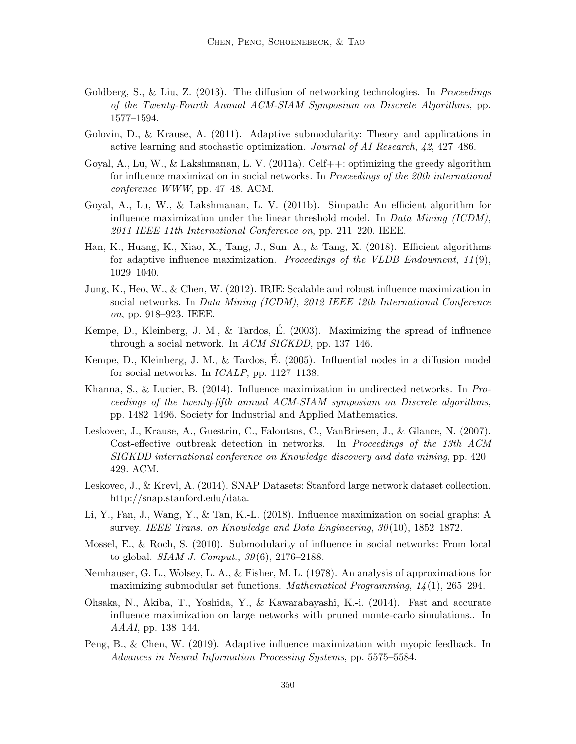Goldberg, S., & Liu, Z. (2013). The diffusion of networking technologies. In *Proceedings of the Twenty-Fourth Annual ACM-SIAM Symposium on Discrete Algorithms*, pp. 1577–1594.

Golovin, D., & Krause, A. (2011). Adaptive submodularity: Theory and applications in active learning and stochastic optimization. *Journal of AI Research*, *42*, 427–486.

Goyal, A., Lu, W., & Lakshmanan, L. V. (2011a). Celf++: optimizing the greedy algorithm for influence maximization in social networks. In *Proceedings of the 20th international conference WWW*, pp. 47–48. ACM.

Goyal, A., Lu, W., & Lakshmanan, L. V. (2011b). Simpath: An efficient algorithm for influence maximization under the linear threshold model. In *Data Mining (ICDM), 2011 IEEE 11th International Conference on*, pp. 211–220. IEEE.

Han, K., Huang, K., Xiao, X., Tang, J., Sun, A., & Tang, X. (2018). Efficient algorithms for adaptive influence maximization. *Proceedings of the VLDB Endowment*, *11*(9), 1029–1040.

Jung, K., Heo, W., & Chen, W. (2012). IRIE: Scalable and robust influence maximization in social networks. In *Data Mining (ICDM), 2012 IEEE 12th International Conference on*, pp. 918–923. IEEE.

Kempe, D., Kleinberg, J. M., & Tardos, É. (2003). Maximizing the spread of influence through a social network. In *ACM SIGKDD*, pp. 137–146.

Kempe, D., Kleinberg, J. M., & Tardos, É. (2005). Influential nodes in a diffusion model for social networks. In *ICALP*, pp. 1127–1138.

Khanna, S., & Lucier, B. (2014). Influence maximization in undirected networks. In *Proceedings of the twenty-fifth annual ACM-SIAM symposium on Discrete algorithms*, pp. 1482–1496. Society for Industrial and Applied Mathematics.

Leskovec, J., Krause, A., Guestrin, C., Faloutsos, C., VanBriesen, J., & Glance, N. (2007). Cost-effective outbreak detection in networks. In *Proceedings of the 13th ACM SIGKDD international conference on Knowledge discovery and data mining*, pp. 420–429. ACM.

Leskovec, J., & Krevl, A. (2014). SNAP Datasets: Stanford large network dataset collection. http://snap.stanford.edu/data.

Li, Y., Fan, J., Wang, Y., & Tan, K.-L. (2018). Influence maximization on social graphs: A survey. *IEEE Trans. on Knowledge and Data Engineering*, *30*(10), 1852–1872.

Mossel, E., & Roch, S. (2010). Submodularity of influence in social networks: From local to global. *SIAM J. Comput.*, *39*(6), 2176–2188.

Nemhauser, G. L., Wolsey, L. A., & Fisher, M. L. (1978). An analysis of approximations for maximizing submodular set functions. *Mathematical Programming*, *14*(1), 265–294.

Ohsaka, N., Akiba, T., Yoshida, Y., & Kawarabayashi, K.-i. (2014). Fast and accurate influence maximization on large networks with pruned monte-carlo simulations.. In *AAAI*, pp. 138–144.

Peng, B., & Chen, W. (2019). Adaptive influence maximization with myopic feedback. In *Advances in Neural Information Processing Systems*, pp. 5575–5584.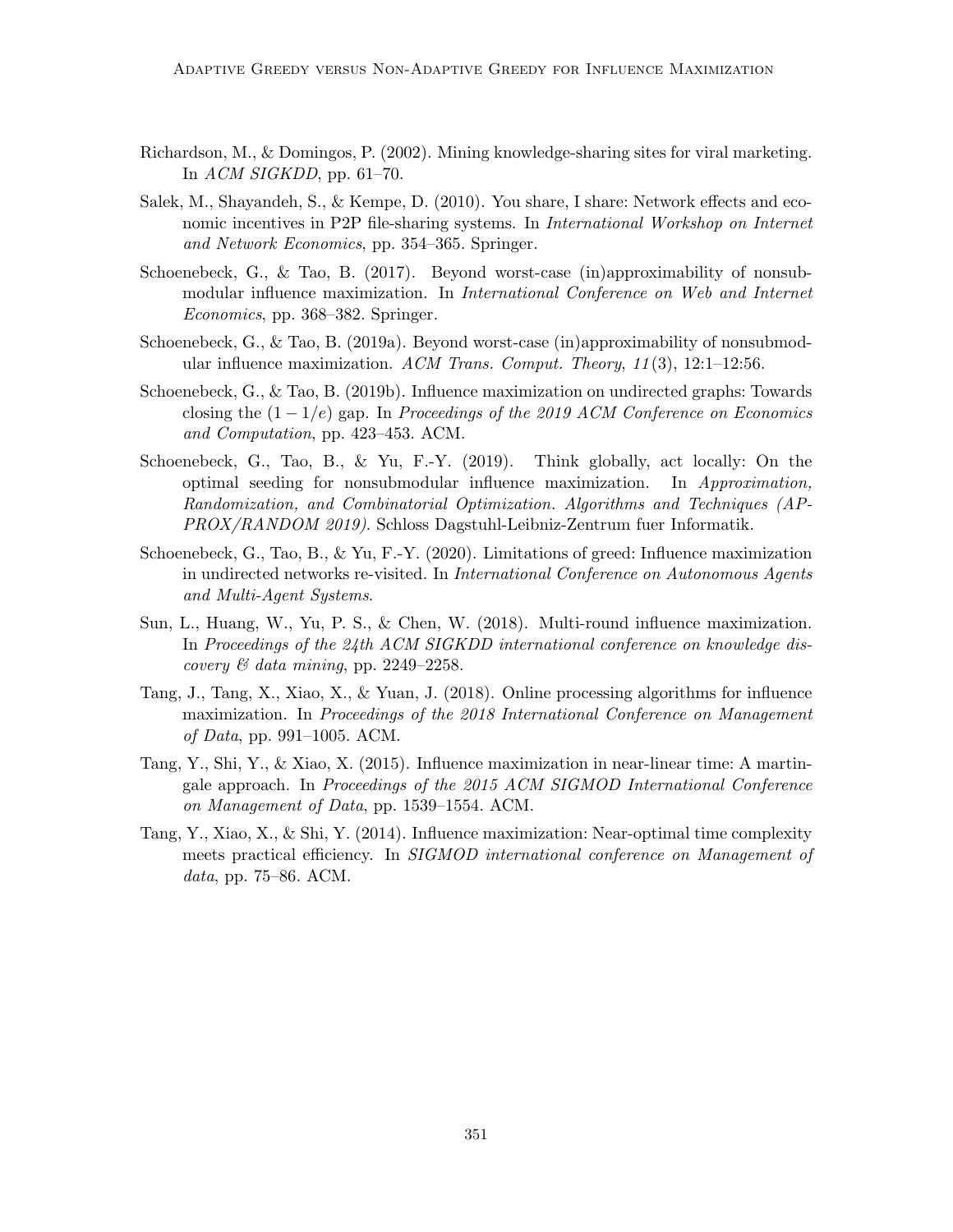Richardson, M., & Domingos, P. (2002). Mining knowledge-sharing sites for viral marketing. In *ACM SIGKDD*, pp. 61–70.

Salek, M., Shayandeh, S., & Kempe, D. (2010). You share, I share: Network effects and economic incentives in P2P file-sharing systems. In *International Workshop on Internet and Network Economics*, pp. 354–365. Springer.

Schoenebeck, G., & Tao, B. (2017). Beyond worst-case (in)approximability of nonsubmodular influence maximization. In *International Conference on Web and Internet Economics*, pp. 368–382. Springer.

Schoenebeck, G., & Tao, B. (2019a). Beyond worst-case (in)approximability of nonsubmodular influence maximization. *ACM Trans. Comput. Theory*, *11*(3), 12:1–12:56.

Schoenebeck, G., & Tao, B. (2019b). Influence maximization on undirected graphs: Towards closing the $(1 - 1/e)$ gap. In *Proceedings of the 2019 ACM Conference on Economics and Computation*, pp. 423–453. ACM.

Schoenebeck, G., Tao, B., & Yu, F.-Y. (2019). Think globally, act locally: On the optimal seeding for nonsubmodular influence maximization. In *Approximation, Randomization, and Combinatorial Optimization. Algorithms and Techniques (APPROX/RANDOM 2019)*. Schloss Dagstuhl-Leibniz-Zentrum fuer Informatik.

Schoenebeck, G., Tao, B., & Yu, F.-Y. (2020). Limitations of greed: Influence maximization in undirected networks re-visited. In *International Conference on Autonomous Agents and Multi-Agent Systems*.

Sun, L., Huang, W., Yu, P. S., & Chen, W. (2018). Multi-round influence maximization. In *Proceedings of the 24th ACM SIGKDD international conference on knowledge discovery & data mining*, pp. 2249–2258.

Tang, J., Tang, X., Xiao, X., & Yuan, J. (2018). Online processing algorithms for influence maximization. In *Proceedings of the 2018 International Conference on Management of Data*, pp. 991–1005. ACM.

Tang, Y., Shi, Y., & Xiao, X. (2015). Influence maximization in near-linear time: A martingale approach. In *Proceedings of the 2015 ACM SIGMOD International Conference on Management of Data*, pp. 1539–1554. ACM.

Tang, Y., Xiao, X., & Shi, Y. (2014). Influence maximization: Near-optimal time complexity meets practical efficiency. In *SIGMOD international conference on Management of data*, pp. 75–86. ACM.